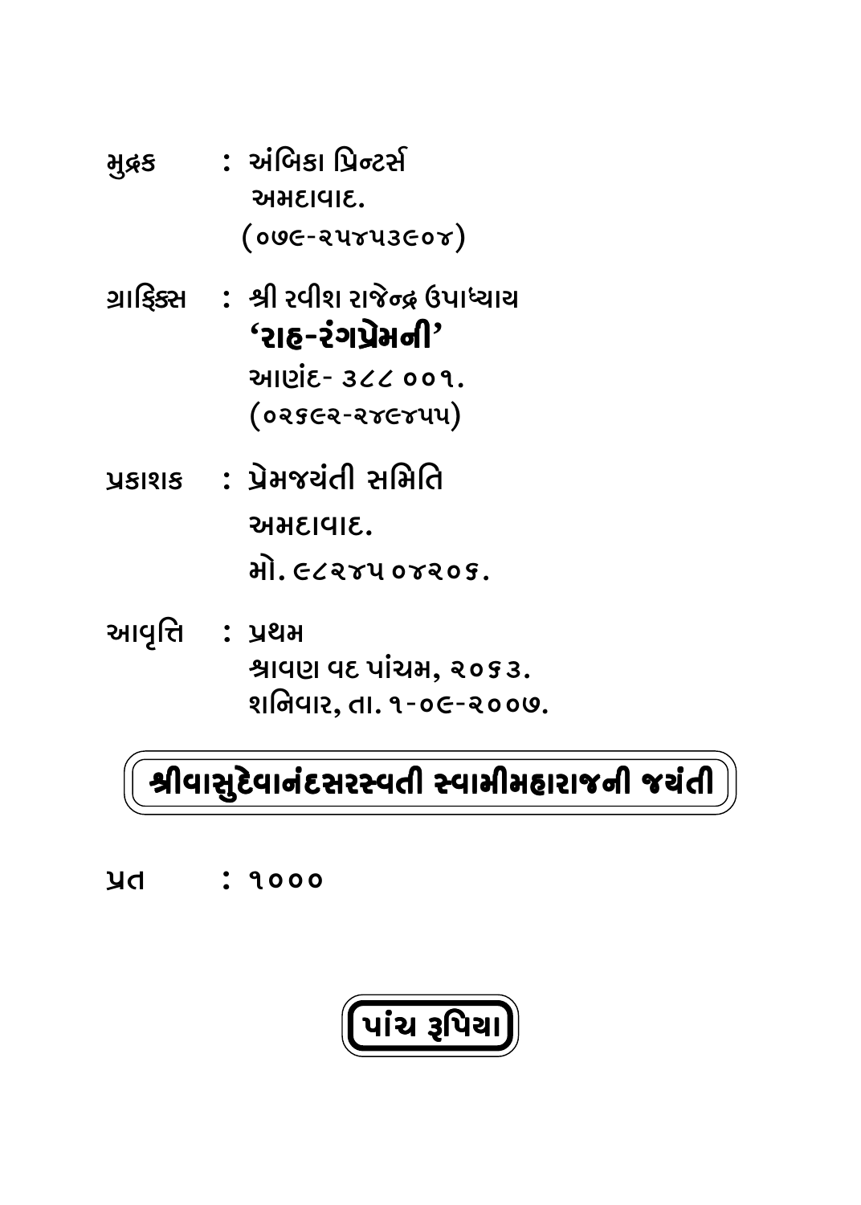મુદ્રક : અંબિકા પ્રિન્ટર્સ
અમદાવાદ.
(૦૭૯-૨૫૪૫૩૯૦૪)

ગ્રાફિક્સ : શ્રી રવીશ રાજેન્દ્ર ઉપાધ્યાય
**'રાહ-રંગપ્રેમની'**
આણંદ- ૩૮૮ ૦૦૧.
(૦૨૬૯૨-૨૪૯૪૫૫)

પ્રકાશક : પ્રેમજયંતી સમિતિ
અમદાવાદ.
મો. ૯૮૨૪૫ ૦૪૨૦૬.

આવૃત્તિ : પ્રથમ
શ્રાવણ વદ પાંચમ, ૨૦૬૩.
શનિવાર, તા. ૧-૦૯-૨૦૦૭.

**શ્રીવાસુદેવાનંદસરસ્વતી સ્વામીમહારાજની જયંતી**

પ્રત : ૧૦૦૦

**પાંચ રૂપિયા**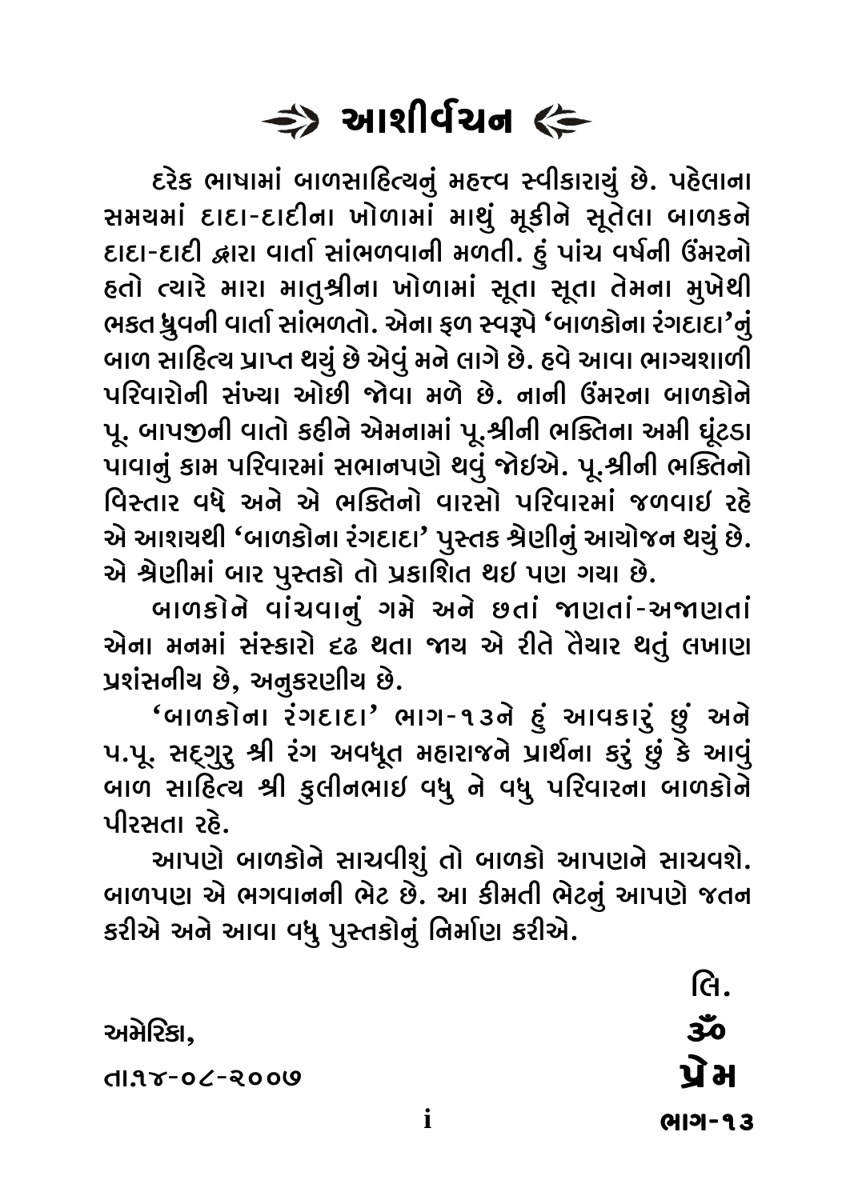# ⇛ આશીર્વચન ⇚

દરેક ભાષામાં બાળસાહિત્યનું મહત્ત્વ સ્વીકારાયું છે. પહેલાના સમયમાં દાદા-દાદીના ખોળામાં માથું મૂકીને સૂતેલા બાળકને દાદા-દાદી દ્વારા વાર્તા સાંભળવાની મળતી. હું પાંચ વર્ષની ઉંમરનો હતો ત્યારે મારા માતુશ્રીના ખોળામાં સૂતા સૂતા તેમના મુખેથી ભક્ત ધ્રુવની વાર્તા સાંભળતો. એના ફળ સ્વરૂપે 'બાળકોના રંગદાદા'નું બાળ સાહિત્ય પ્રાપ્ત થયું છે એવું મને લાગે છે. હવે આવા ભાગ્યશાળી પરિવારોની સંખ્યા ઓછી જોવા મળે છે. નાની ઉંમરના બાળકોને પૂ. બાપજીની વાતો કહીને એમનામાં પૂ.શ્રીની ભક્તિના અમી ઘૂંટડા પાવાનું કામ પરિવારમાં સભાનપણે થવું જોઈએ. પૂ.શ્રીની ભક્તિનો વિસ્તાર વધે અને એ ભક્તિનો વારસો પરિવારમાં જળવાઈ રહે એ આશયથી 'બાળકોના રંગદાદા' પુસ્તક શ્રેણીનું આયોજન થયું છે. એ શ્રેણીમાં બાર પુસ્તકો તો પ્રકાશિત થઈ પણ ગયા છે.

બાળકોને વાંચવાનું ગમે અને છતાં જાણતાં-અજાણતાં એના મનમાં સંસ્કારો દઢ થતા જાય એ રીતે તૈયાર થતું લખાણ પ્રશંસનીય છે, અનુકરણીય છે.

'બાળકોના રંગદાદા' ભાગ-૧૩ને હું આવકારું છું અને પ.પૂ. સદ્‌ગુરુ શ્રી રંગ અવધૂત મહારાજને પ્રાર્થના કરું છું કે આવું બાળ સાહિત્ય શ્રી કુલીનભાઈ વધુ ને વધુ પરિવારના બાળકોને પીરસતા રહે.

આપણે બાળકોને સાચવીશું તો બાળકો આપણને સાચવશે. બાળપણ એ ભગવાનની ભેટ છે. આ કીમતી ભેટનું આપણે જતન કરીએ અને આવા વધુ પુસ્તકોનું નિર્માણ કરીએ.

લિ.

અમેરિકા, ૐ

તા.૧૪-૦૮-૨૦૦૭ પ્રેમ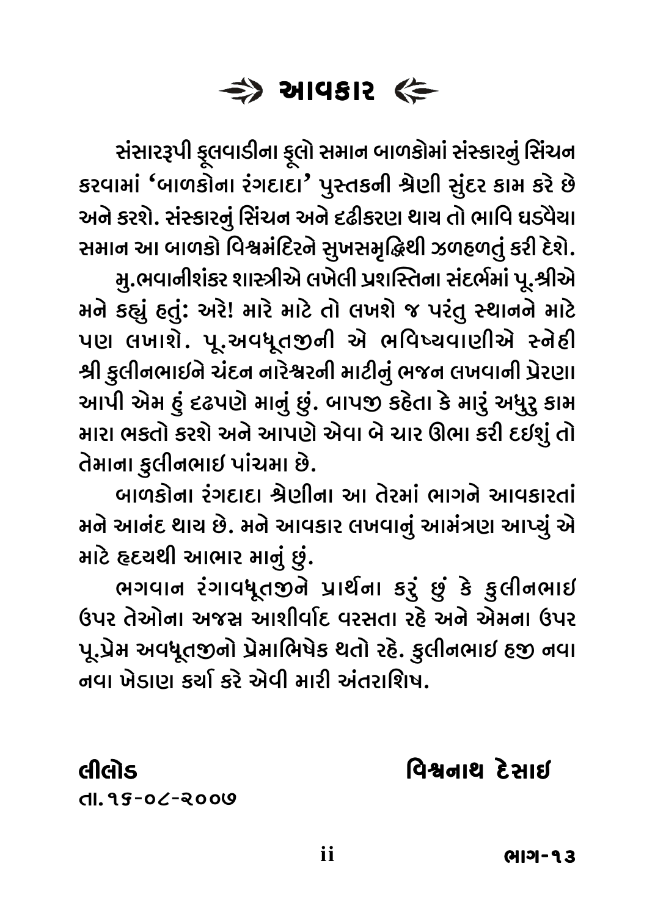# ⇒ આવકાર ⇐

સંસારરૂપી ફૂલવાડીના ફૂલો સમાન બાળકોમાં સંસ્કારનું સિંચન કરવામાં 'બાળકોના રંગદાદા' પુસ્તકની શ્રેણી સુંદર કામ કરે છે અને કરશે. સંસ્કારનું સિંચન અને દઢીકરણ થાય તો ભાવિ ઘડવૈયા સમાન આ બાળકો વિશ્વમંદિરને સુખસમૃદ્ધિથી ઝળહળતું કરી દેશે.

મુ.ભવાનીશંકર શાસ્ત્રીએ લખેલી પ્રશસ્તિના સંદર્ભમાં પૂ.શ્રીએ મને કહ્યું હતું: અરે! મારે માટે તો લખશે જ પરંતુ સ્થાનને માટે પણ લખાશે. પૂ.અવધૂતજીની એ ભવિષ્યવાણીએ સ્નેહી શ્રી કુલીનભાઇને ચંદન નારેશ્વરની માટીનું ભજન લખવાની પ્રેરણા આપી એમ હું દઢપણે માનું છું. બાપજી કહેતા કે મારું અધુરુ કામ મારા ભક્તો કરશે અને આપણે એવા બે ચાર ઊભા કરી દઇશું તો તેમાના કુલીનભાઇ પાંચમા છે.

બાળકોના રંગદાદા શ્રેણીના આ તેરમાં ભાગને આવકારતાં મને આનંદ થાય છે. મને આવકાર લખવાનું આમંત્રણ આપ્યું એ માટે હૃદયથી આભાર માનું છું.

ભગવાન રંગાવધૂતજીને પ્રાર્થના કરું છું કે કુલીનભાઇ ઉપર તેઓના અજસ્ર આશીર્વાદ વરસતા રહે અને એમના ઉપર પૂ.પ્રેમ અવધૂતજીનો પ્રેમાભિષેક થતો રહે. કુલીનભાઇ હજી નવા નવા ખેડાણ કર્યા કરે એવી મારી અંતરાશિષ.

**લીલોડ** **વિશ્વનાથ દેસાઇ**

તા.૧૬-૦૮-૨૦૦૭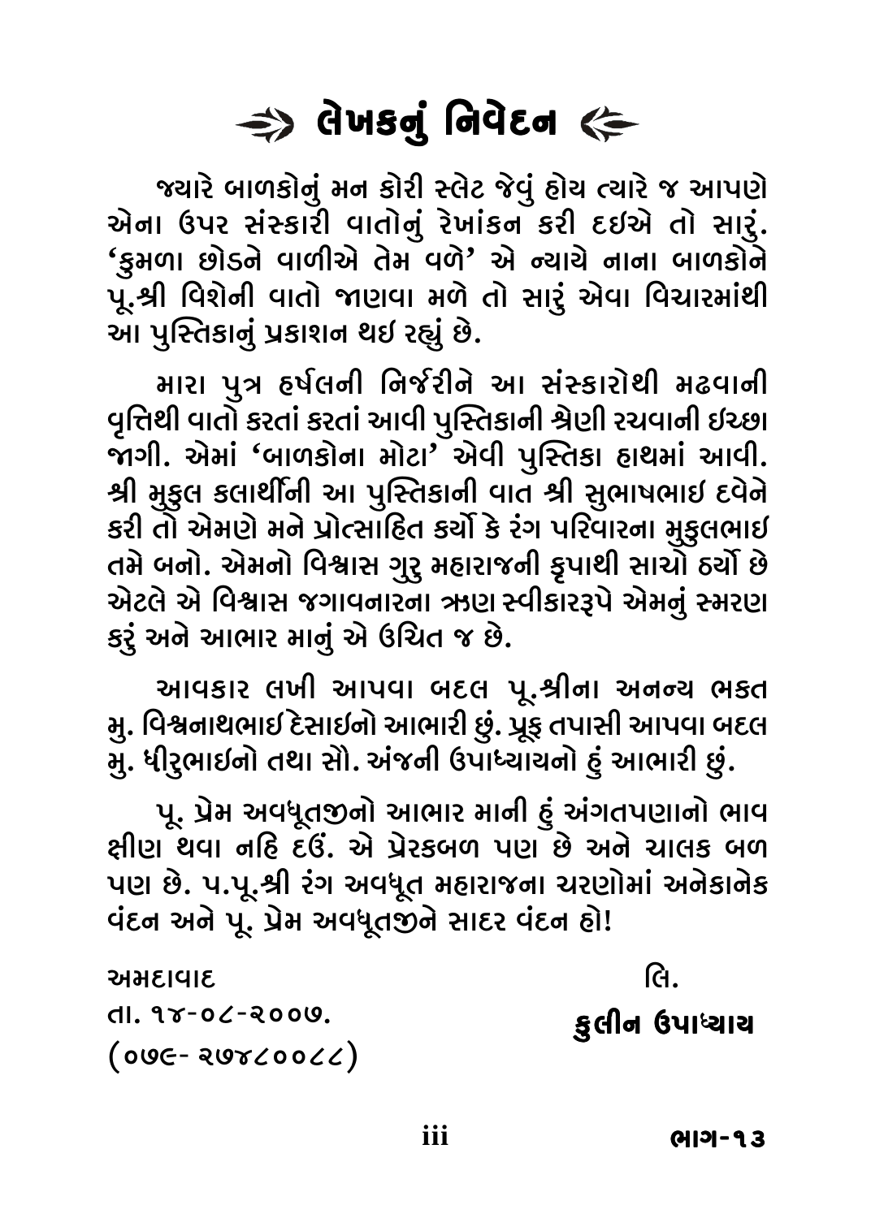# ⇛ લેખકનું નિવેદન ⇚

જ્યારે બાળકોનું મન કોરી સ્લેટ જેવું હોય ત્યારે જ આપણે એના ઉપર સંસ્કારી વાતોનું રેખાંકન કરી દઈએ તો સારું. 'કુમળા છોડને વાળીએ તેમ વળે' એ ન્યાયે નાના બાળકોને પૂ.શ્રી વિશેની વાતો જાણવા મળે તો સારું એવા વિચારમાંથી આ પુસ્તિકાનું પ્રકાશન થઈ રહ્યું છે.

મારા પુત્ર હર્ષલની નિર્જરીને આ સંસ્કારોથી મઢવાની વૃત્તિથી વાતો કરતાં કરતાં આવી પુસ્તિકાની શ્રેણી રચવાની ઈચ્છા જાગી. એમાં 'બાળકોના મોટા' એવી પુસ્તિકા હાથમાં આવી. શ્રી મુકુલ કલાર્થીની આ પુસ્તિકાની વાત શ્રી સુભાષભાઇ દવેને કરી તો એમણે મને પ્રોત્સાહિત કર્યો કે રંગ પરિવારના મુકુલભાઇ તમે બનો. એમનો વિશ્વાસ ગુરુ મહારાજની કૃપાથી સાચો ઠર્યો છે એટલે એ વિશ્વાસ જગાવનારના ઋણ સ્વીકારરૂપે એમનું સ્મરણ કરું અને આભાર માનું એ ઉચિત જ છે.

આવકાર લખી આપવા બદલ પૂ.શ્રીના અનન્ય ભકત મુ. વિશ્વનાથભાઈ દેસાઈનો આભારી છું. પ્રૂફ તપાસી આપવા બદલ મુ. ધીરુભાઈનો તથા સૌ. અંજની ઉપાધ્યાયનો હું આભારી છું.

પૂ. પ્રેમ અવધૂતજીનો આભાર માની હું અંગતપણાનો ભાવ ક્ષીણ થવા નહિ દઉં. એ પ્રેરકબળ પણ છે અને ચાલક બળ પણ છે. પ.પૂ.શ્રી રંગ અવધૂત મહારાજના ચરણોમાં અનેકાનેક વંદન અને પૂ. પ્રેમ અવધૂતજીને સાદર વંદન હો!

અમદાવાદ
તા. ૧૪-૦૮-૨૦૦૭.
(૦૭૯- ૨૭૪૮૦૦૮૮)

લિ.
**કુલીન ઉપાધ્યાય**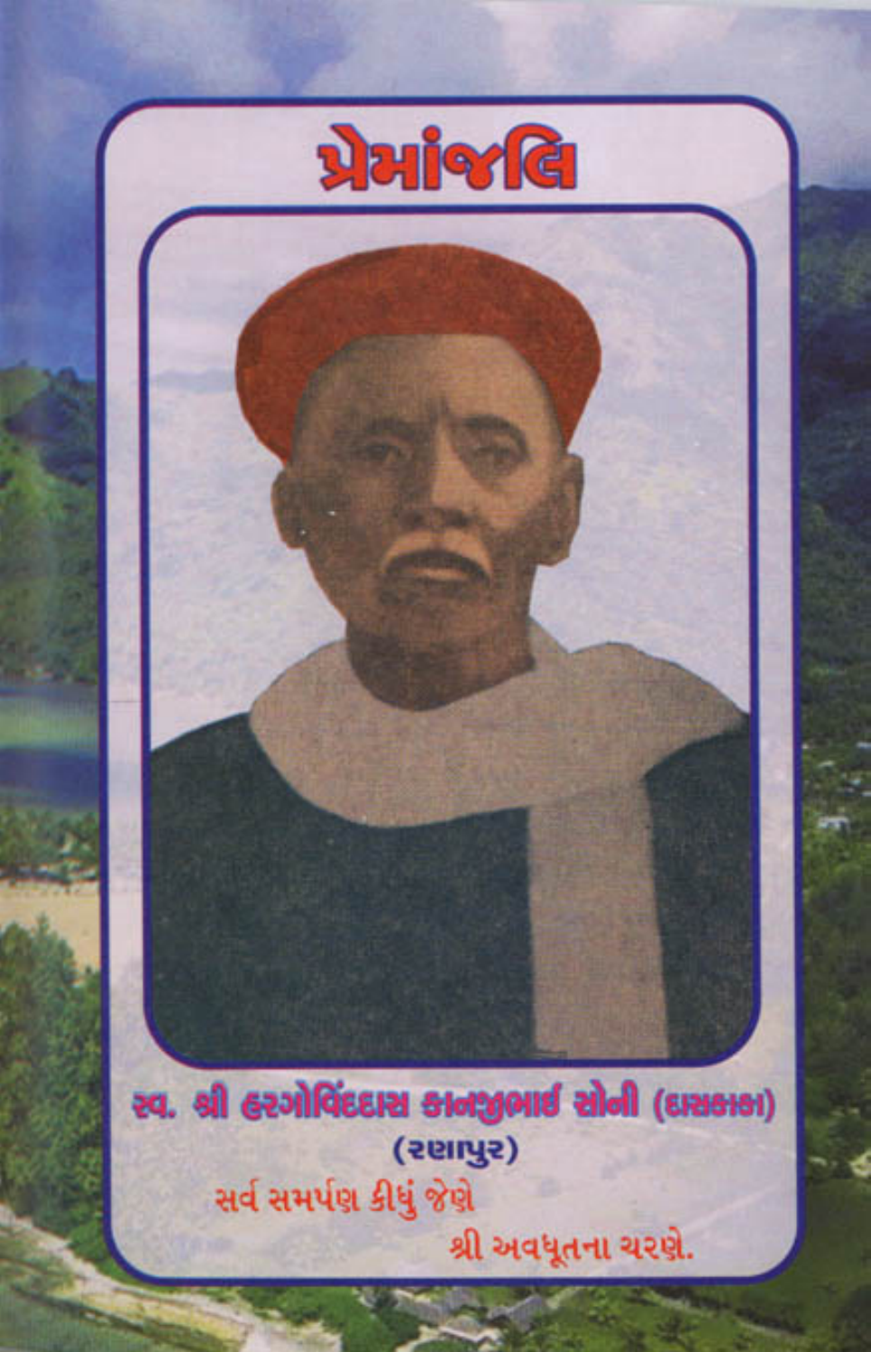# પ્રેમાંજલિ

સ્વ. શ્રી હરગોવિંદદાસ કાનજીભાઈ સોની (દાસકાકા)

(રણાપુર)

સર્વ સમર્પણ કીધું જેણે

શ્રી અવધૂતના ચરણે.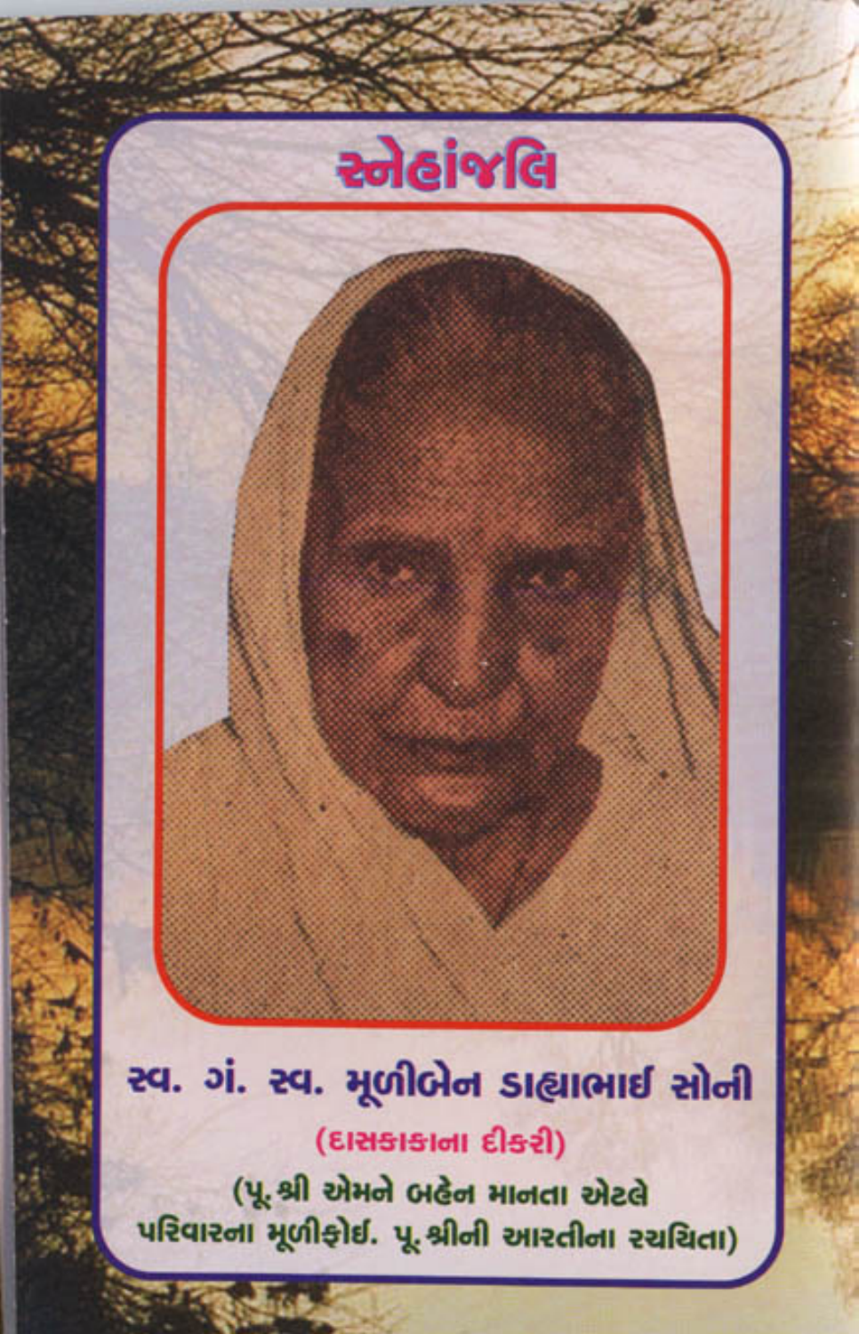# સ્નેહાંજલિ

## સ્વ. ગં. સ્વ. મૂળીબેન ડાહ્યાભાઈ સોની

(દાસકાકાના દીકરી)

(પૂ. શ્રી એમને બહેન માનતા એટલે પરિવારના મૂળીફોઈ. પૂ. શ્રીની આરતીના રચયિતા)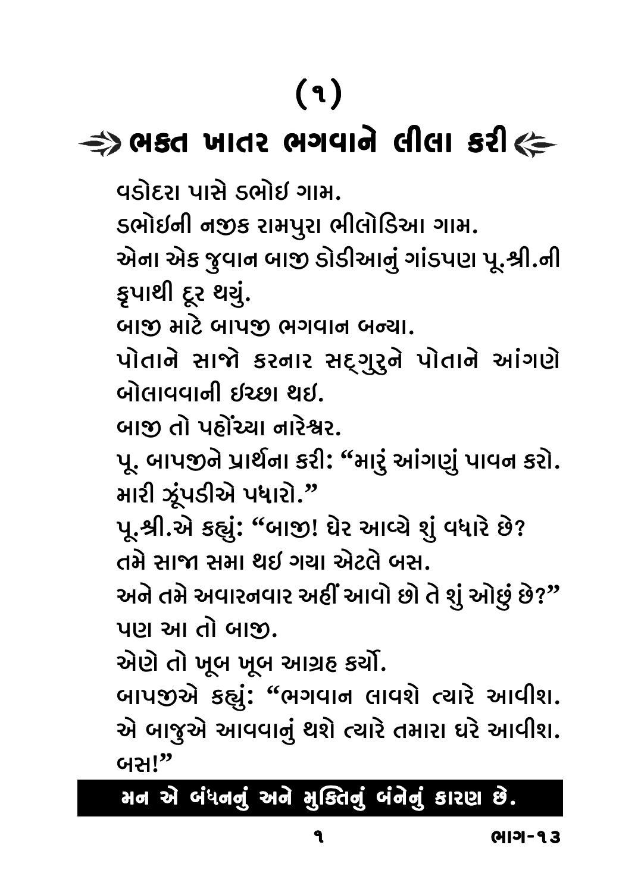# (૧)

## ભક્ત ખાતર ભગવાને લીલા કરી

વડોદરા પાસે ડભોઇ ગામ.

ડભોઇની નજીક રામપુરા ભીલોડિઆ ગામ.

એના એક જુવાન બાજી ડોડીઆનું ગાંડપણ પૂ.શ્રી.ની કૃપાથી દૂર થયું.

બાજી માટે બાપજી ભગવાન બન્યા.

પોતાને સાજો કરનાર સદ્ગુરુને પોતાને આંગણે બોલાવવાની ઇચ્છા થઇ.

બાજી તો પહોંચ્યા નારેશ્વર.

પૂ. બાપજીને પ્રાર્થના કરી: "મારું આંગણું પાવન કરો. મારી ઝૂંપડીએ પધારો."

પૂ.શ્રી.એ કહ્યું: "બાજી! ઘેર આવ્યે શું વધારે છે? તમે સાજા સમા થઇ ગયા એટલે બસ.

અને તમે અવારનવાર અહીં આવો છો તે શું ઓછું છે?"

પણ આ તો બાજી.

એણે તો ખૂબ ખૂબ આગ્રહ કર્યો.

બાપજીએ કહ્યું: "ભગવાન લાવશે ત્યારે આવીશ. એ બાજુએ આવવાનું થશે ત્યારે તમારા ઘરે આવીશ. બસ!"

**મન એ બંધનનું અને મુક્તિનું બંનેનું કારણ છે.**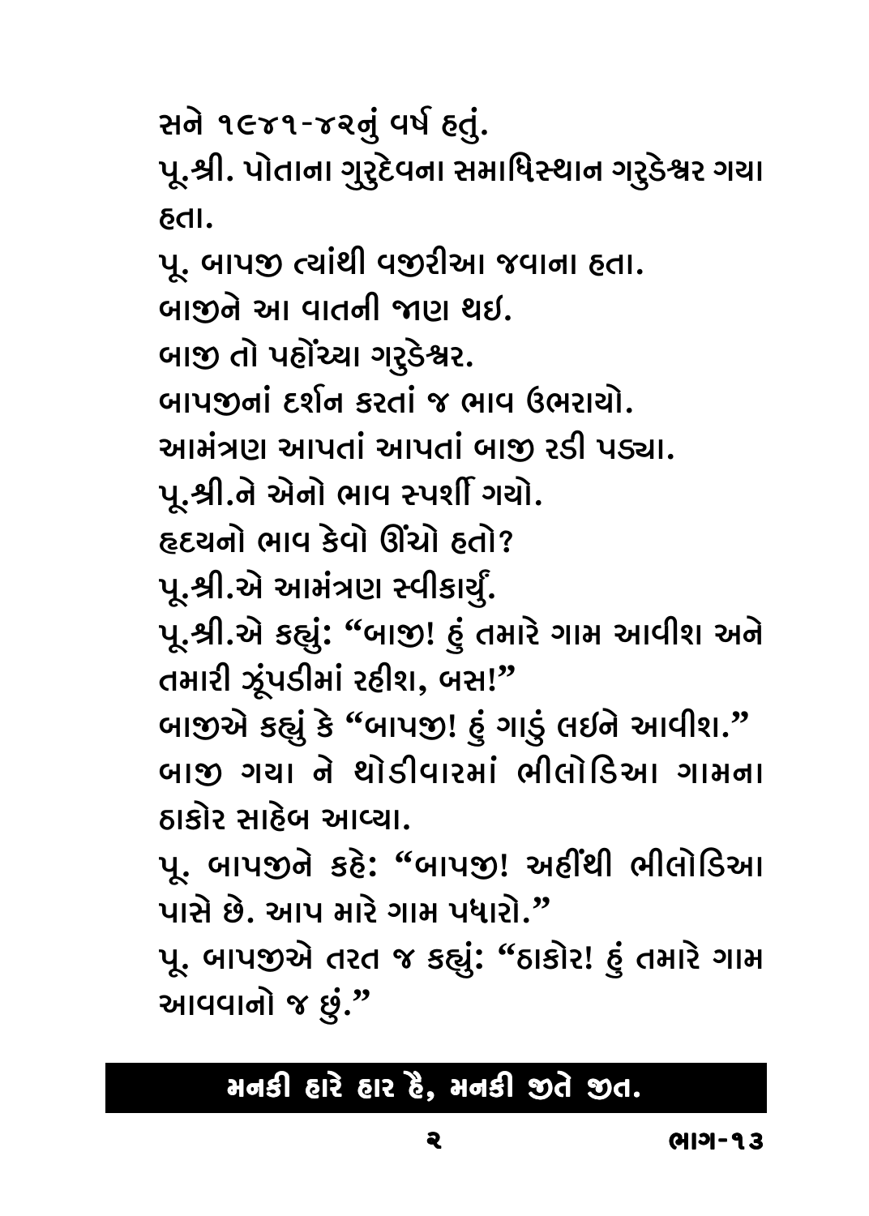સને ૧૯૪૧-૪૨નું વર્ષ હતું.

પૂ.શ્રી. પોતાના ગુરુદેવના સમાધિસ્થાન ગરુડેશ્વર ગયા હતા.

પૂ. બાપજી ત્યાંથી વજીરીઆ જવાના હતા.

બાજીને આ વાતની જાણ થઇ.

બાજી તો પહોંચ્યા ગરુડેશ્વર.

બાપજીનાં દર્શન કરતાં જ ભાવ ઉભરાયો.

આમંત્રણ આપતાં આપતાં બાજી રડી પડ્યા.

પૂ.શ્રી.ને એનો ભાવ સ્પર્શી ગયો.

હૃદયનો ભાવ કેવો ઊંચો હતો?

પૂ.શ્રી.એ આમંત્રણ સ્વીકાર્યું.

પૂ.શ્રી.એ કહ્યું: "બાજી! હું તમારે ગામ આવીશ અને તમારી ઝૂંપડીમાં રહીશ, બસ!"

બાજીએ કહ્યું કે "બાપજી! હું ગાડું લઇને આવીશ."

બાજી ગયા ને થોડીવારમાં ભીલોડિઆ ગામના ઠાકોર સાહેબ આવ્યા.

પૂ. બાપજીને કહે: "બાપજી! અહીંથી ભીલોડિઆ પાસે છે. આપ મારે ગામ પધારો."

પૂ. બાપજીએ તરત જ કહ્યું: "ઠાકોર! હું તમારે ગામ આવવાનો જ છું."

**મનકી હારે હાર હૈ, મનકી જીતે જીત.**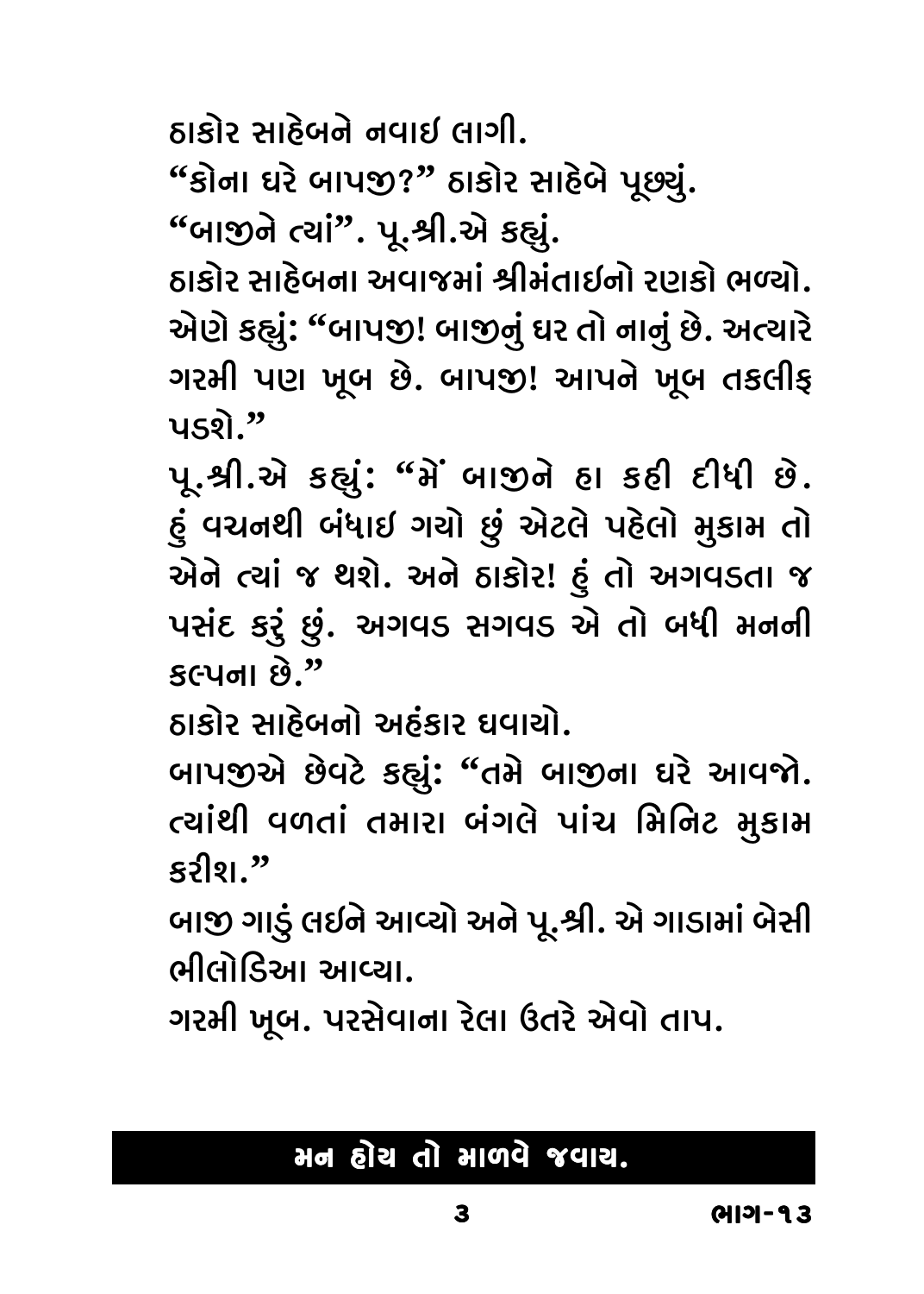ઠાકોર સાહેબને નવાઈ લાગી.

"કોના ઘરે બાપજી?" ઠાકોર સાહેબે પૂછ્યું.

"બાજીને ત્યાં". પૂ.શ્રી.એ કહ્યું.

ઠાકોર સાહેબના અવાજમાં શ્રીમંતાઈનો રણકો ભળ્યો. એણે કહ્યું: "બાપજી! બાજીનું ઘર તો નાનું છે. અત્યારે ગરમી પણ ખૂબ છે. બાપજી! આપને ખૂબ તકલીફ પડશે."

પૂ.શ્રી.એ કહ્યું: "મેં બાજીને હા કહી દીધી છે. હું વચનથી બંધાઈ ગયો છું એટલે પહેલો મુકામ તો એને ત્યાં જ થશે. અને ઠાકોર! હું તો અગવડતા જ પસંદ કરું છું. અગવડ સગવડ એ તો બધી મનની કલ્પના છે."

ઠાકોર સાહેબનો અહંકાર ઘવાયો.

બાપજીએ છેવટે કહ્યું: "તમે બાજીના ઘરે આવજો. ત્યાંથી વળતાં તમારા બંગલે પાંચ મિનિટ મુકામ કરીશ."

બાજી ગાડું લઈને આવ્યો અને પૂ.શ્રી. એ ગાડામાં બેસી ભીલોડિઆ આવ્યા.

ગરમી ખૂબ. પરસેવાના રેલા ઉતરે એવો તાપ.

**મન હોય તો માળવે જવાય.**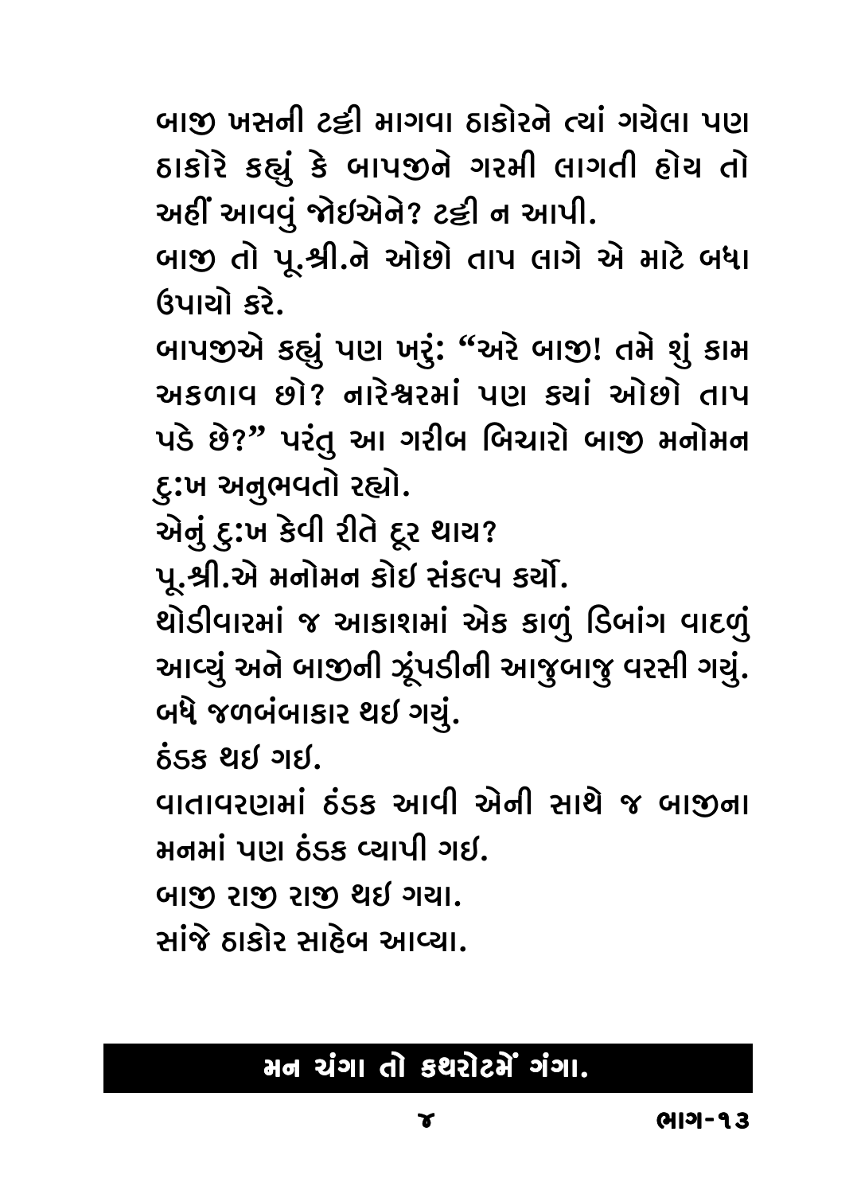બાજી ખસની ટટ્ટી માગવા ઠાકોરને ત્યાં ગયેલા પણ ઠાકોરે કહ્યું કે બાપજીને ગરમી લાગતી હોય તો અહીં આવવું જોઇએને? ટટ્ટી ન આપી.

બાજી તો પૂ.શ્રી.ને ઓછો તાપ લાગે એ માટે બધા ઉપાયો કરે.

બાપજીએ કહ્યું પણ ખરું: "અરે બાજી! તમે શું કામ અકળાવ છો? નારેશ્વરમાં પણ ક્યાં ઓછો તાપ પડે છે?" પરંતુ આ ગરીબ બિચારો બાજી મનોમન દુ:ખ અનુભવતો રહ્યો.

એનું દુ:ખ કેવી રીતે દૂર થાય?

પૂ.શ્રી.એ મનોમન કોઈ સંકલ્પ કર્યો.

થોડીવારમાં જ આકાશમાં એક કાળું ડિબાંગ વાદળું આવ્યું અને બાજીની ઝૂંપડીની આજુબાજુ વરસી ગયું. બધે જળબંબાકાર થઇ ગયું.

ઠંડક થઇ ગઇ.

વાતાવરણમાં ઠંડક આવી એની સાથે જ બાજીના મનમાં પણ ઠંડક વ્યાપી ગઇ.

બાજી રાજી રાજી થઇ ગયા.

સાંજે ઠાકોર સાહેબ આવ્યા.

**મન ચંગા તો કથરોટમેં ગંગા.**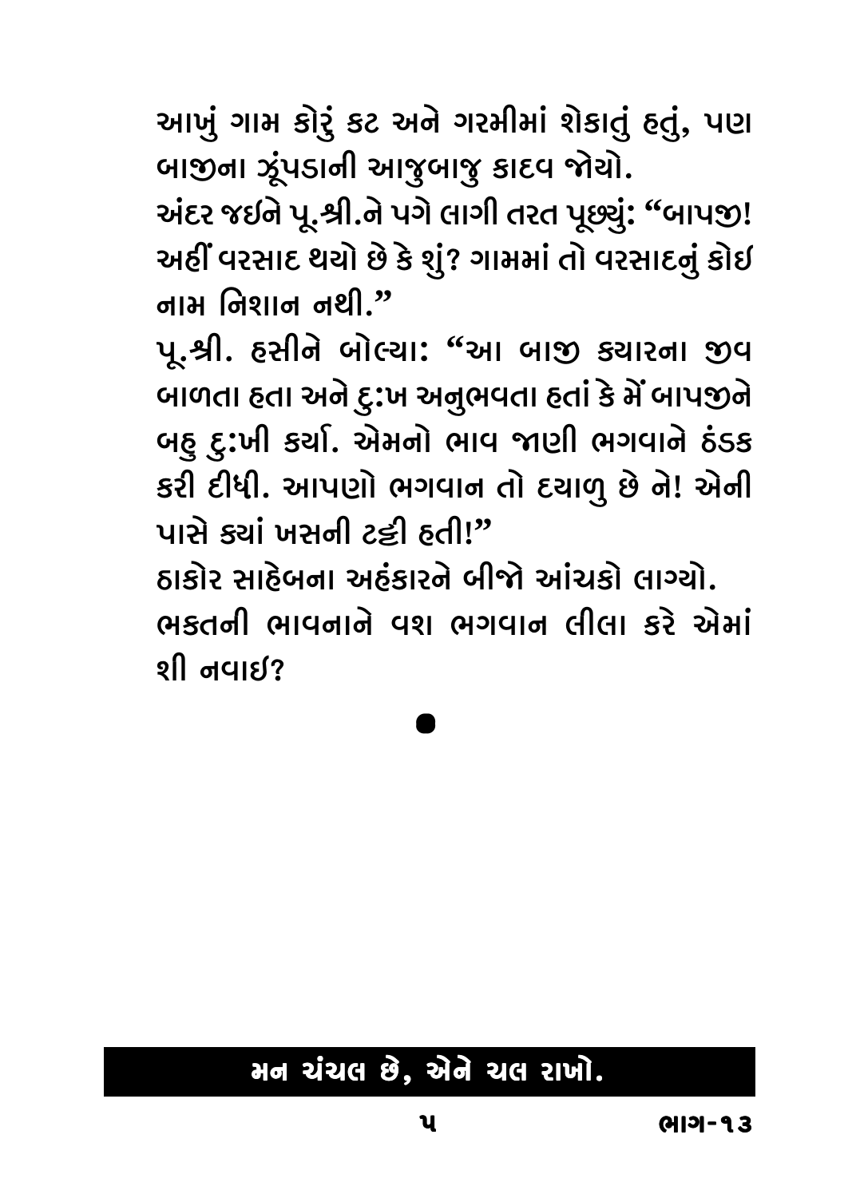આખું ગામ કોરું કટ અને ગરમીમાં શેકાતું હતું, પણ બાજીના ઝૂંપડાની આજુબાજુ કાદવ જોયો.

અંદર જઈને પૂ.શ્રી.ને પગે લાગી તરત પૂછ્યું: "બાપજી! અહીં વરસાદ થયો છે કે શું? ગામમાં તો વરસાદનું કોઈ નામ નિશાન નથી."

પૂ.શ્રી. હસીને બોલ્યા: "આ બાજી ક્યારના જીવ બાળતા હતા અને દુઃખ અનુભવતા હતાં કે મેં બાપજીને બહુ દુઃખી કર્યા. એમનો ભાવ જાણી ભગવાને ઠંડક કરી દીધી. આપણો ભગવાન તો દયાળુ છે ને! એની પાસે ક્યાં ખસની ટટ્ટી હતી!"

ઠાકોર સાહેબના અહંકારને બીજો આંચકો લાગ્યો.

ભક્તની ભાવનાને વશ ભગવાન લીલા કરે એમાં શી નવાઈ?

●

**મન ચંચલ છે, એને ચલ રાખો.**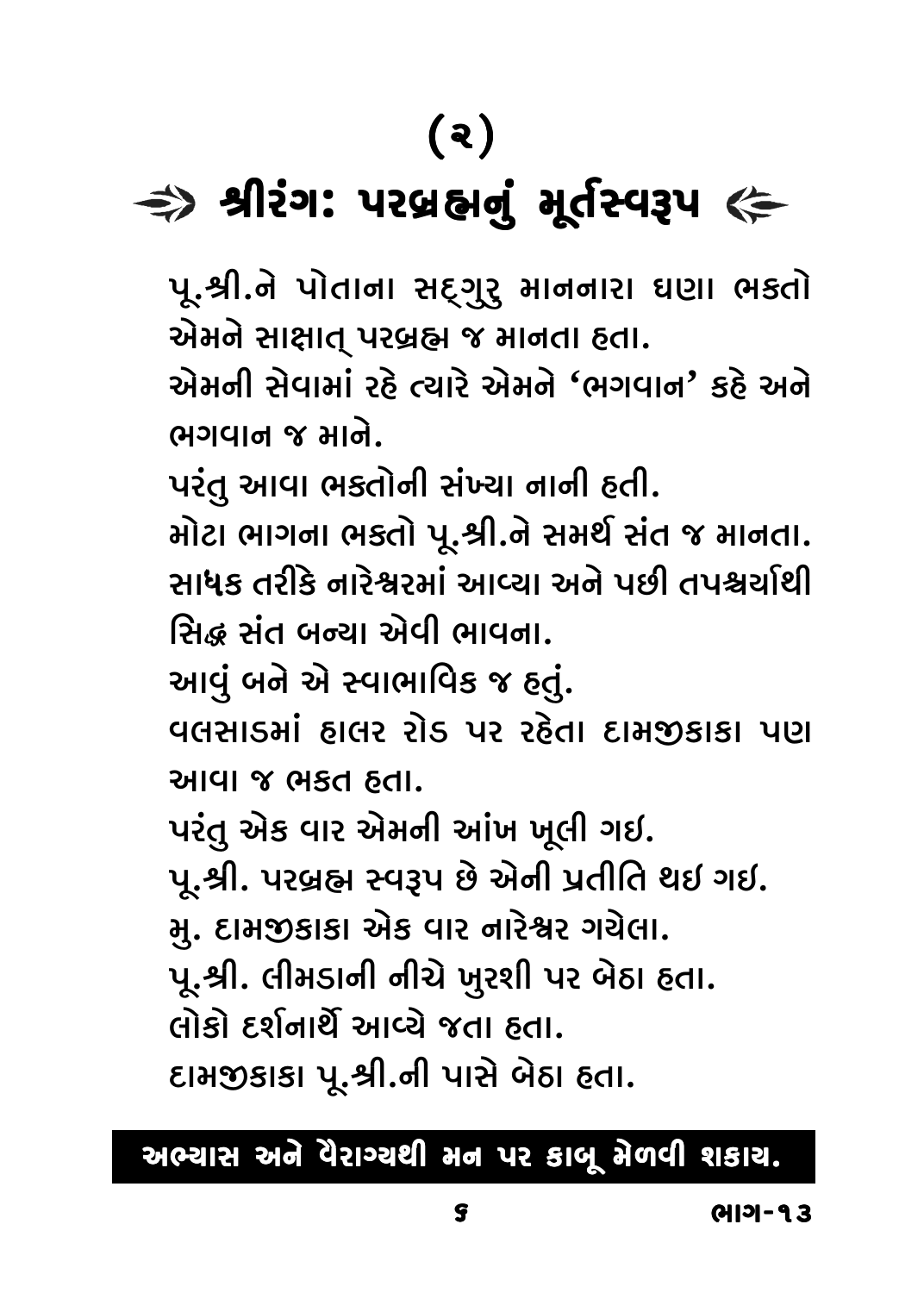# (૨)

## ⇛ શ્રીરંગ: પરબ્રહ્મનું મૂર્તસ્વરૂપ ⇚

પૂ.શ્રી.ને પોતાના સદ્‌ગુરુ માનનારા ઘણા ભક્તો એમને સાક્ષાત્ પરબ્રહ્મ જ માનતા હતા.

એમની સેવામાં રહે ત્યારે એમને 'ભગવાન' કહે અને ભગવાન જ માને.

પરંતુ આવા ભક્તોની સંખ્યા નાની હતી.

મોટા ભાગના ભક્તો પૂ.શ્રી.ને સમર્થ સંત જ માનતા.

સાધક તરીકે નારેશ્વરમાં આવ્યા અને પછી તપશ્ચર્યાથી સિદ્ધ સંત બન્યા એવી ભાવના.

આવું બને એ સ્વાભાવિક જ હતું.

વલસાડમાં હાલર રોડ પર રહેતા દામજીકાકા પણ આવા જ ભક્ત હતા.

પરંતુ એક વાર એમની આંખ ખૂલી ગઈ.

પૂ.શ્રી. પરબ્રહ્મ સ્વરૂપ છે એની પ્રતીતિ થઈ ગઈ.

મુ. દામજીકાકા એક વાર નારેશ્વર ગયેલા.

પૂ.શ્રી. લીમડાની નીચે ખુરશી પર બેઠા હતા.

લોકો દર્શનાર્થે આવ્યે જતા હતા.

દામજીકાકા પૂ.શ્રી.ની પાસે બેઠા હતા.

**અભ્યાસ અને વૈરાગ્યથી મન પર કાબૂ મેળવી શકાય.**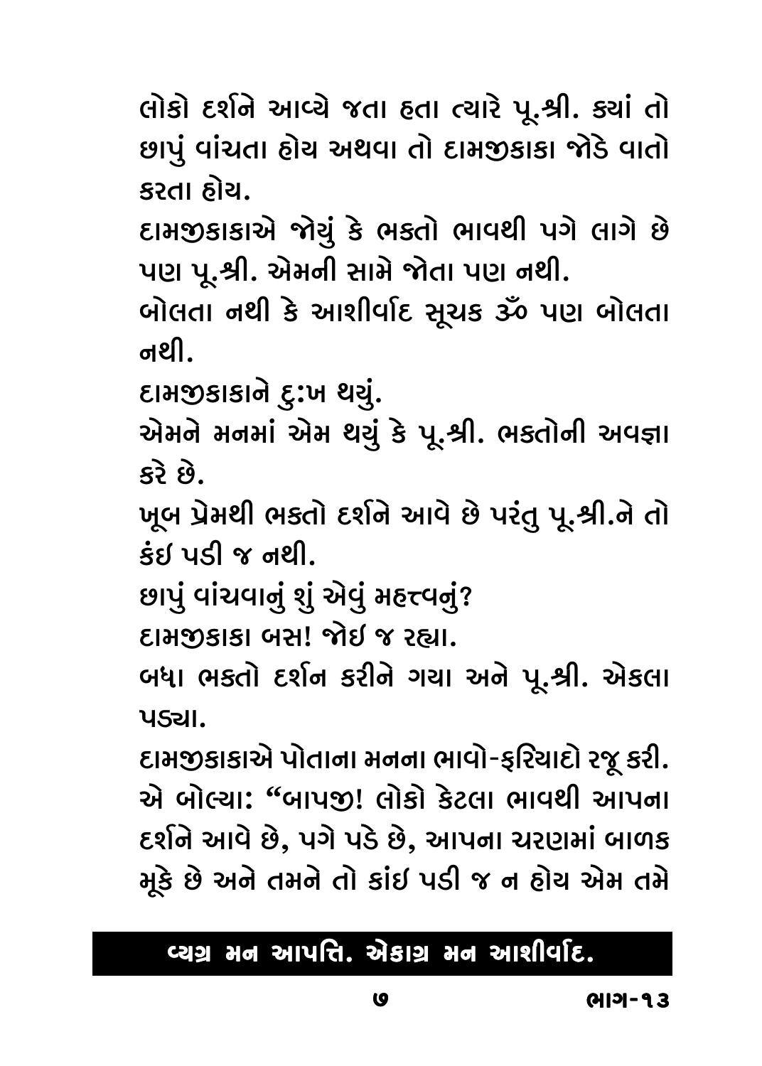લોકો દર્શને આવ્યે જતા હતા ત્યારે પૂ.શ્રી. ક્યાં તો છાપું વાંચતા હોય અથવા તો દામજીકાકા જોડે વાતો કરતા હોય.

દામજીકાકાએ જોયું કે ભક્તો ભાવથી પગે લાગે છે પણ પૂ.શ્રી. એમની સામે જોતા પણ નથી.

બોલતા નથી કે આશીર્વાદ સૂચક ૐ પણ બોલતા નથી.

દામજીકાકાને દુ:ખ થયું.

એમને મનમાં એમ થયું કે પૂ.શ્રી. ભક્તોની અવજ્ઞા કરે છે.

ખૂબ પ્રેમથી ભક્તો દર્શને આવે છે પરંતુ પૂ.શ્રી.ને તો કંઇ પડી જ નથી.

છાપું વાંચવાનું શું એવું મહત્ત્વનું?

દામજીકાકા બસ! જોઈ જ રહ્યા.

બધા ભક્તો દર્શન કરીને ગયા અને પૂ.શ્રી. એકલા પડ્યા.

દામજીકાકાએ પોતાના મનના ભાવો-ફરિયાદો રજૂ કરી. એ બોલ્યા: "બાપજી! લોકો કેટલા ભાવથી આપના દર્શને આવે છે, પગે પડે છે, આપના ચરણમાં બાળક મૂકે છે અને તમને તો કાંઈ પડી જ ન હોય એમ તમે

**વ્યગ્ર મન આપત્તિ. એકાગ્ર મન આશીર્વાદ.**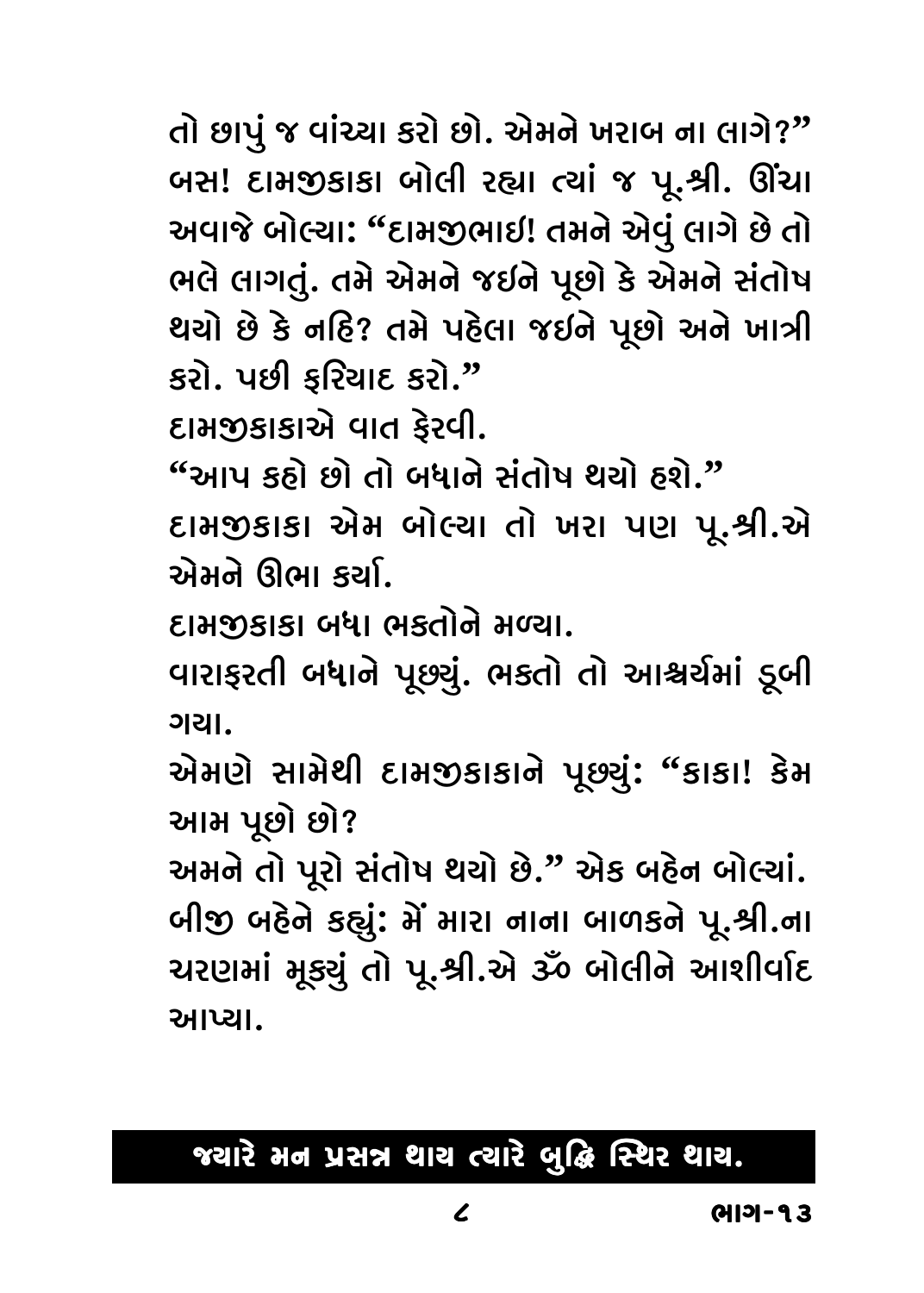તો છાપું જ વાંચ્યા કરો છો. એમને ખરાબ ના લાગે?"
બસ! દામજીકાકા બોલી રહ્યા ત્યાં જ પૂ.શ્રી. ઊંચા અવાજે બોલ્યા: "દામજીભાઇ! તમને એવું લાગે છે તો ભલે લાગતું. તમે એમને જઇને પૂછો કે એમને સંતોષ થયો છે કે નહિ? તમે પહેલા જઇને પૂછો અને ખાત્રી કરો. પછી ફરિયાદ કરો."

દામજીકાકાએ વાત ફેરવી.

"આપ કહો છો તો બધાને સંતોષ થયો હશે."

દામજીકાકા એમ બોલ્યા તો ખરા પણ પૂ.શ્રી.એ એમને ઊભા કર્યા.

દામજીકાકા બધા ભક્તોને મળ્યા.

વારાફરતી બધાને પૂછ્યું. ભક્તો તો આશ્ચર્યમાં ડૂબી ગયા.

એમણે સામેથી દામજીકાકાને પૂછ્યું: "કાકા! કેમ આમ પૂછો છો?

અમને તો પૂરો સંતોષ થયો છે." એક બહેન બોલ્યાં.
બીજી બહેને કહ્યું: મેં મારા નાના બાળકને પૂ.શ્રી.ના ચરણમાં મૂક્યું તો પૂ.શ્રી.એ ૐ બોલીને આશીર્વાદ આપ્યા.

**જ્યારે મન પ્રસન્ન થાય ત્યારે બુદ્ધિ સ્થિર થાય.**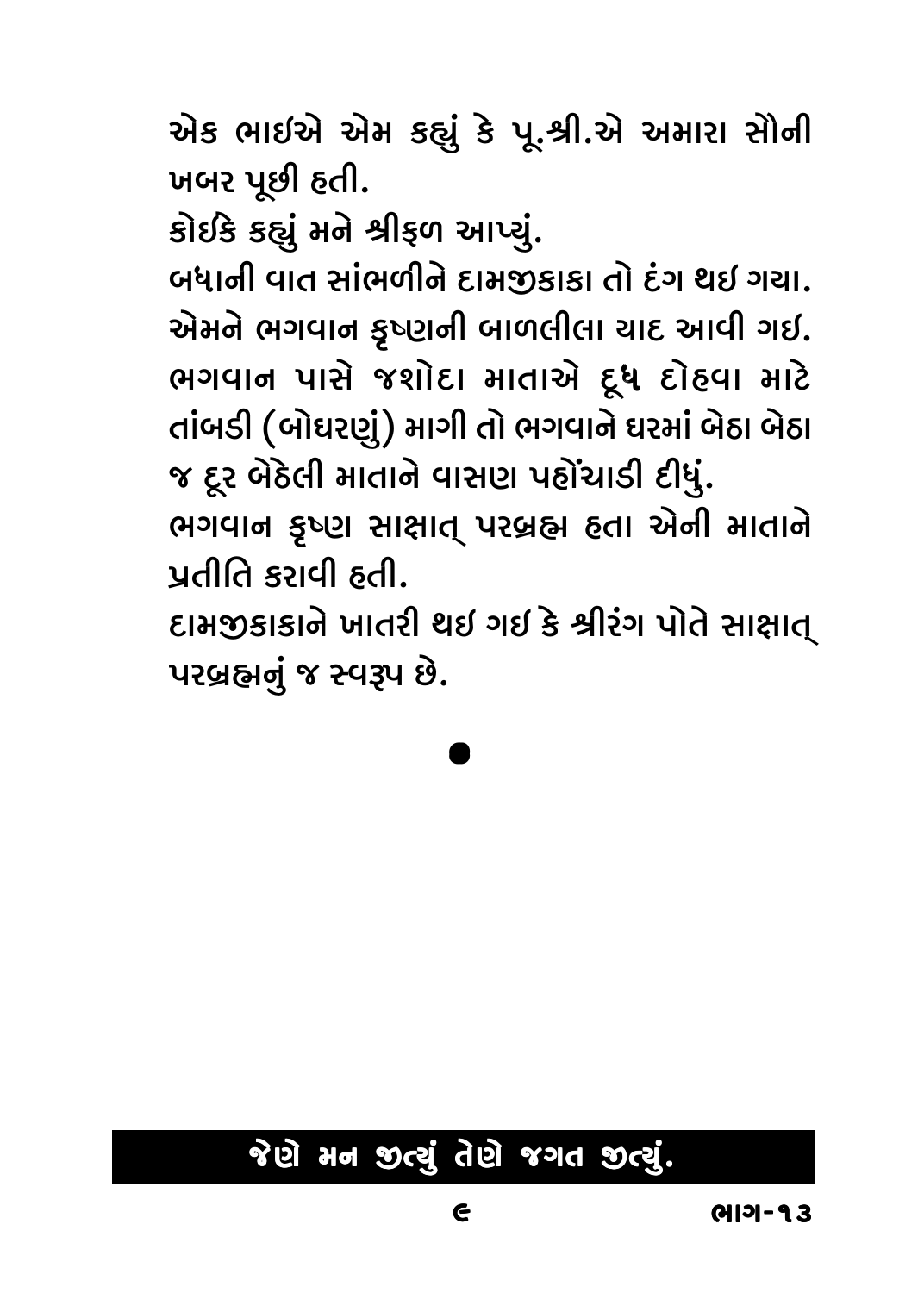એક ભાઇએ એમ કહ્યું કે પૂ.શ્રી.એ અમારા સૌની ખબર પૂછી હતી.

કોઇકે કહ્યું મને શ્રીફળ આપ્યું.

બધાની વાત સાંભળીને દામજીકાકા તો દંગ થઇ ગયા. એમને ભગવાન કૃષ્ણની બાળલીલા યાદ આવી ગઇ. ભગવાન પાસે જશોદા માતાએ દૂધ દોહવા માટે તાંબડી (બોઘરણું) માગી તો ભગવાને ઘરમાં બેઠા બેઠા જ દૂર બેઠેલી માતાને વાસણ પહોંચાડી દીધું.

ભગવાન કૃષ્ણ સાક્ષાત્ પરબ્રહ્મ હતા એની માતાને પ્રતીતિ કરાવી હતી.

દામજીકાકાને ખાતરી થઇ ગઇ કે શ્રીરંગ પોતે સાક્ષાત્ પરબ્રહ્મનું જ સ્વરૂપ છે.

•

**જેણે મન જીત્યું તેણે જગત જીત્યું.**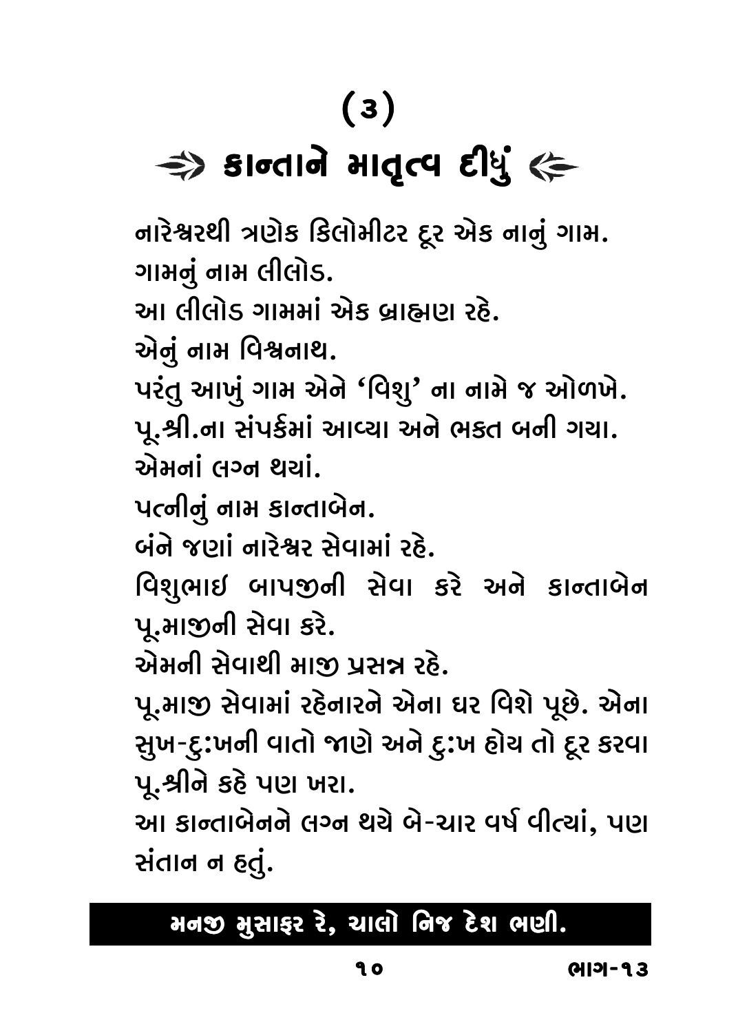# (૩)

## ⇛ કાન્તાને માતૃત્વ દીધું ⇚

નારેશ્વરથી ત્રણેક કિલોમીટર દૂર એક નાનું ગામ.
ગામનું નામ લીલોડ.
આ લીલોડ ગામમાં એક બ્રાહ્મણ રહે.
એનું નામ વિશ્વનાથ.
પરંતુ આખું ગામ એને 'વિશુ' ના નામે જ ઓળખે.
પૂ.શ્રી.ના સંપર્કમાં આવ્યા અને ભક્ત બની ગયા.
એમનાં લગ્ન થયાં.
પત્નીનું નામ કાન્તાબેન.
બંને જણાં નારેશ્વર સેવામાં રહે.
વિશુભાઇ બાપજીની સેવા કરે અને કાન્તાબેન પૂ.માજીની સેવા કરે.
એમની સેવાથી માજી પ્રસન્ન રહે.
પૂ.માજી સેવામાં રહેનારને એના ઘર વિશે પૂછે. એના સુખ-દુઃખની વાતો જાણે અને દુઃખ હોય તો દૂર કરવા પૂ.શ્રીને કહે પણ ખરા.
આ કાન્તાબેનને લગ્ન થયે બે-ચાર વર્ષ વીત્યાં, પણ સંતાન ન હતું.

**મનજી મુસાફર રે, ચાલો નિજ દેશ ભણી.**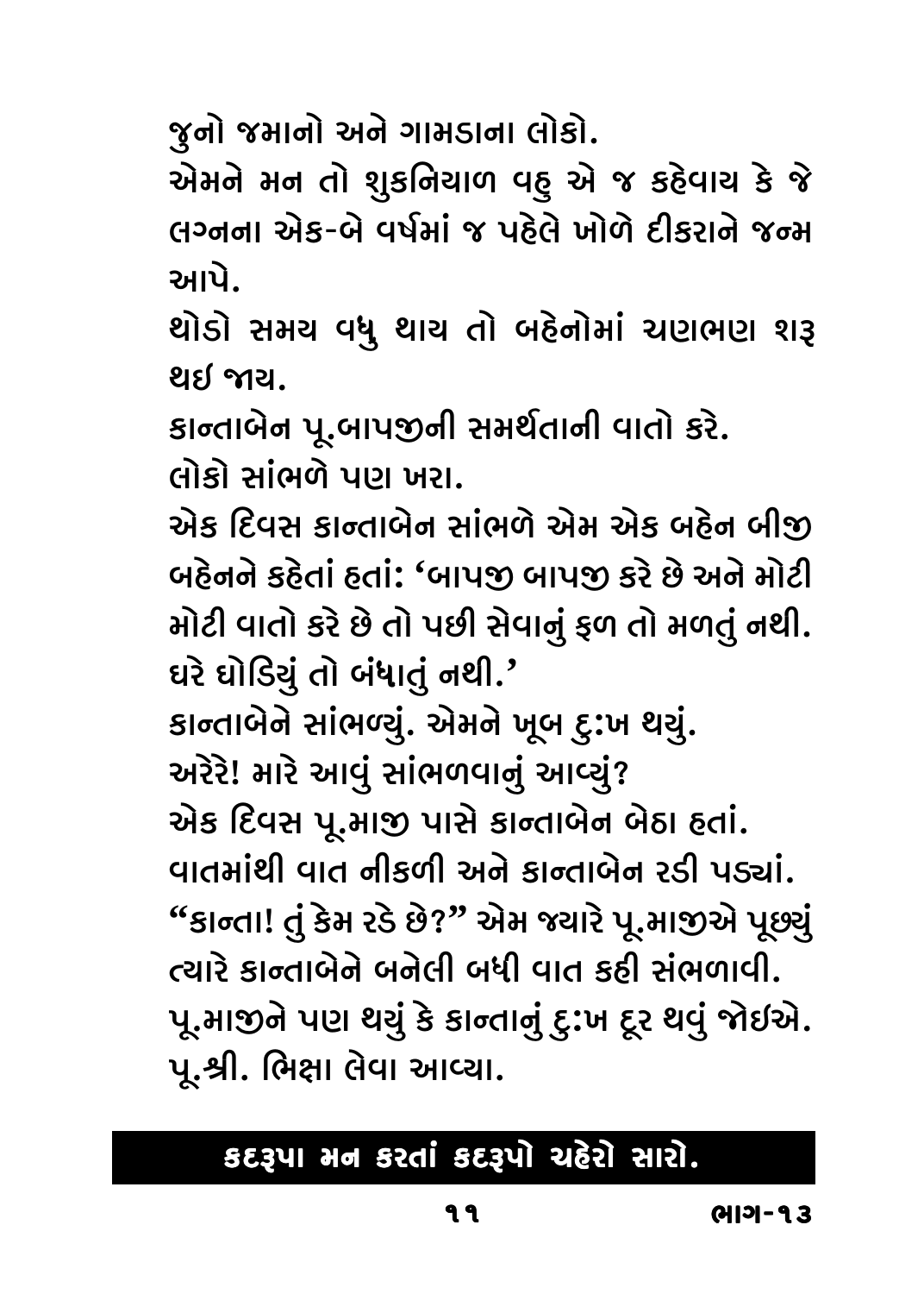જુનો જમાનો અને ગામડાના લોકો.

એમને મન તો શુકનિયાળ વહુ એ જ કહેવાય કે જે લગ્નના એક-બે વર્ષમાં જ પહેલે ખોળે દીકરાને જન્મ આપે.

થોડો સમય વધુ થાય તો બહેનોમાં ચણભણ શરૂ થઈ જાય.

કાન્તાબેન પૂ.બાપજીની સમર્થતાની વાતો કરે.

લોકો સાંભળે પણ ખરા.

એક દિવસ કાન્તાબેન સાંભળે એમ એક બહેન બીજી બહેનને કહેતાં હતાં: 'બાપજી બાપજી કરે છે અને મોટી મોટી વાતો કરે છે તો પછી સેવાનું ફળ તો મળતું નથી. ઘરે ઘોડિયું તો બંધાતું નથી.'

કાન્તાબેને સાંભળ્યું. એમને ખૂબ દુ:ખ થયું.

અરેરે! મારે આવું સાંભળવાનું આવ્યું?

એક દિવસ પૂ.માજી પાસે કાન્તાબેન બેઠા હતાં.

વાતમાંથી વાત નીકળી અને કાન્તાબેન રડી પડ્યાં.

"કાન્તા! તું કેમ રડે છે?" એમ જ્યારે પૂ.માજીએ પૂછ્યું ત્યારે કાન્તાબેને બનેલી બધી વાત કહી સંભળાવી.

પૂ.માજીને પણ થયું કે કાન્તાનું દુ:ખ દૂર થવું જોઈએ.

પૂ.શ્રી. ભિક્ષા લેવા આવ્યા.

**કદરૂપા મન કરતાં કદરૂપો ચહેરો સારો.**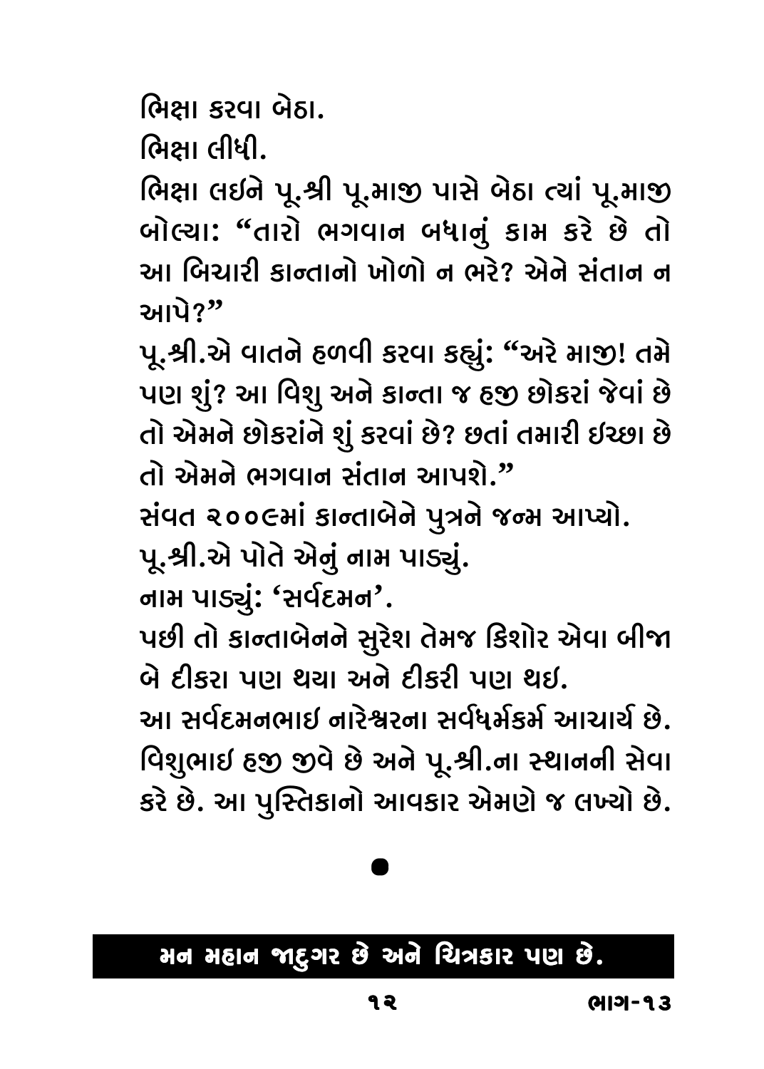ભિક્ષા કરવા બેઠા.

ભિક્ષા લીધી.

ભિક્ષા લઇને પૂ.શ્રી પૂ.માજી પાસે બેઠા ત્યાં પૂ.માજી બોલ્યા: "તારો ભગવાન બધાનું કામ કરે છે તો આ બિચારી કાન્તાનો ખોળો ન ભરે? એને સંતાન ન આપે?"

પૂ.શ્રી.એ વાતને હળવી કરવા કહ્યું: "અરે માજી! તમે પણ શું? આ વિશુ અને કાન્તા જ હજી છોકરાં જેવાં છે તો એમને છોકરાંને શું કરવાં છે? છતાં તમારી ઇચ્છા છે તો એમને ભગવાન સંતાન આપશે."

સંવત ૨૦૦૯માં કાન્તાબેને પુત્રને જન્મ આપ્યો.

પૂ.શ્રી.એ પોતે એનું નામ પાડ્યું.

નામ પાડ્યું: 'સર્વદમન'.

પછી તો કાન્તાબેનને સુરેશ તેમજ કિશોર એવા બીજા બે દીકરા પણ થયા અને દીકરી પણ થઇ.

આ સર્વદમનભાઇ નારેશ્વરના સર્વધર્મકર્મ આચાર્ય છે. વિશુભાઇ હજી જીવે છે અને પૂ.શ્રી.ના સ્થાનની સેવા કરે છે. આ પુસ્તિકાનો આવકાર એમણે જ લખ્યો છે.

●

**મન મહાન જાદુગર છે અને ચિત્રકાર પણ છે.**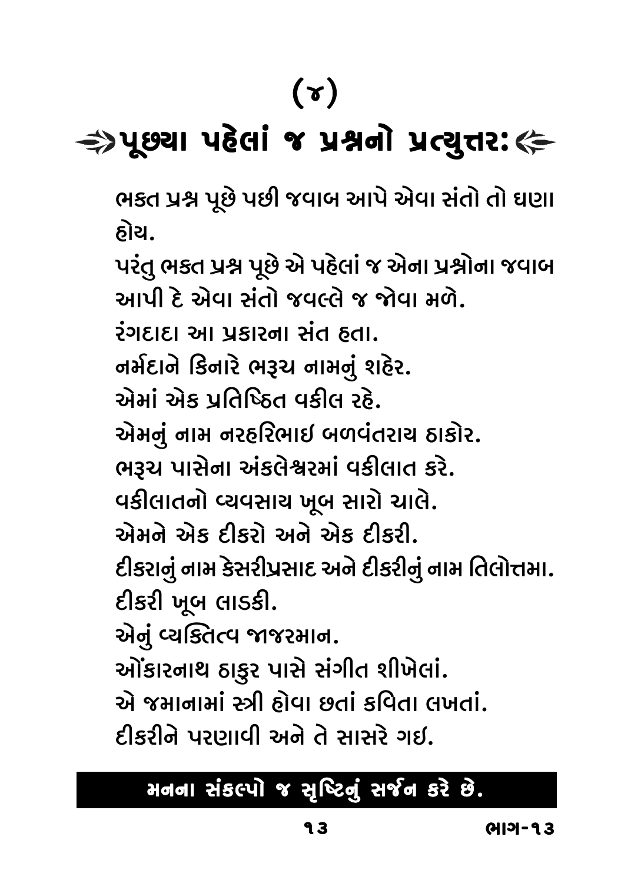# (૪)

## પૂછ્યા પહેલાં જ પ્રશ્નનો પ્રત્યુત્તર:

ભક્ત પ્રશ્ન પૂછે પછી જવાબ આપે એવા સંતો તો ઘણા હોય.

પરંતુ ભક્ત પ્રશ્ન પૂછે એ પહેલાં જ એના પ્રશ્નોના જવાબ આપી દે એવા સંતો જવલ્લે જ જોવા મળે.

રંગદાદા આ પ્રકારના સંત હતા.

નર્મદાને કિનારે ભરૂચ નામનું શહેર.

એમાં એક પ્રતિષ્ઠિત વકીલ રહે.

એમનું નામ નરહરિભાઈ બળવંતરાય ઠાકોર.

ભરૂચ પાસેના અંકલેશ્વરમાં વકીલાત કરે.

વકીલાતનો વ્યવસાય ખૂબ સારો ચાલે.

એમને એક દીકરો અને એક દીકરી.

દીકરાનું નામ કેસરીપ્રસાદ અને દીકરીનું નામ તિલોત્તમા.

દીકરી ખૂબ લાડકી.

એનું વ્યક્તિત્વ જાજરમાન.

ઓંકારનાથ ઠાકુર પાસે સંગીત શીખેલાં.

એ જમાનામાં સ્ત્રી હોવા છતાં કવિતા લખતાં.

દીકરીને પરણાવી અને તે સાસરે ગઈ.

**મનના સંકલ્પો જ સૃષ્ટિનું સર્જન કરે છે.**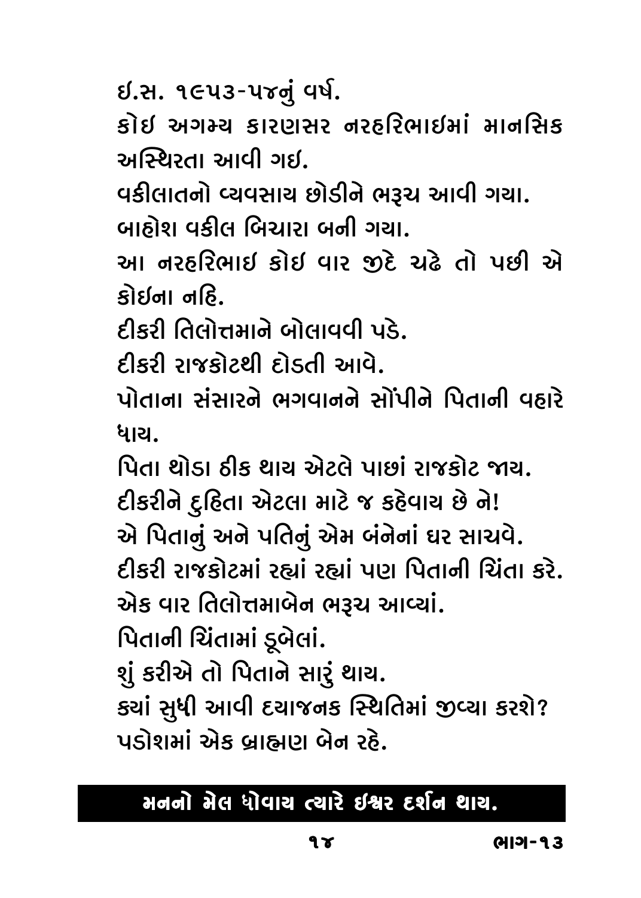ઈ.સ. ૧૯૫૩-૫૪નું વર્ષ.

કોઈ અગમ્ય કારણસર નરહરિભાઈમાં માનસિક અસ્થિરતા આવી ગઈ.

વકીલાતનો વ્યવસાય છોડીને ભરૂચ આવી ગયા.

બાહોશ વકીલ બિચારા બની ગયા.

આ નરહરિભાઈ કોઈ વાર જીદે ચઢે તો પછી એ કોઈના નહિ.

દીકરી તિલોત્તમાને બોલાવવી પડે.

દીકરી રાજકોટથી દોડતી આવે.

પોતાના સંસારને ભગવાનને સોંપીને પિતાની વહારે ધાય.

પિતા થોડા ઠીક થાય એટલે પાછાં રાજકોટ જાય.

દીકરીને દુહિતા એટલા માટે જ કહેવાય છે ને!

એ પિતાનું અને પતિનું એમ બંનેનાં ઘર સાચવે.

દીકરી રાજકોટમાં રહ્યાં રહ્યાં પણ પિતાની ચિંતા કરે.

એક વાર તિલોત્તમાબેન ભરૂચ આવ્યાં.

પિતાની ચિંતામાં ડૂબેલાં.

શું કરીએ તો પિતાને સારું થાય.

ક્યાં સુધી આવી દયાજનક સ્થિતિમાં જીવ્યા કરશે?

પડોશમાં એક બ્રાહ્મણ બેન રહે.

**મનનો મેલ ધોવાય ત્યારે ઈશ્વર દર્શન થાય.**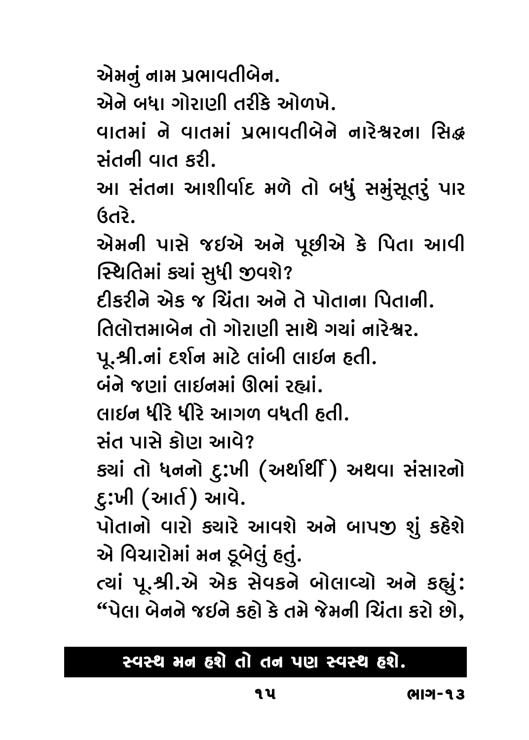એમનું નામ પ્રભાવતીબેન.

એને બધા ગોરાણી તરીકે ઓળખે.

વાતમાં ને વાતમાં પ્રભાવતીબેને નારેશ્વરના સિદ્ધ સંતની વાત કરી.

આ સંતના આશીર્વાદ મળે તો બધું સમુંસૂતરું પાર ઉતરે.

એમની પાસે જઇએ અને પૂછીએ કે પિતા આવી સ્થિતિમાં ક્યાં સુધી જીવશે?

દીકરીને એક જ ચિંતા અને તે પોતાના પિતાની.

તિલોત્તમાબેન તો ગોરાણી સાથે ગયાં નારેશ્વર.

પૂ.શ્રી.નાં દર્શન માટે લાંબી લાઇન હતી.

બંને જણાં લાઇનમાં ઊભાં રહ્યાં.

લાઇન ધીરે ધીરે આગળ વધતી હતી.

સંત પાસે કોણ આવે?

ક્યાં તો ધનનો દુ:ખી (અર્થાર્થી) અથવા સંસારનો દુ:ખી (આર્ત) આવે.

પોતાનો વારો ક્યારે આવશે અને બાપજી શું કહેશે એ વિચારોમાં મન ડૂબેલું હતું.

ત્યાં પૂ.શ્રી.એ એક સેવકને બોલાવ્યો અને કહ્યું: “પેલા બેનને જઇને કહો કે તમે જેમની ચિંતા કરો છો,

**સ્વસ્થ મન હશે તો તન પણ સ્વસ્થ હશે.**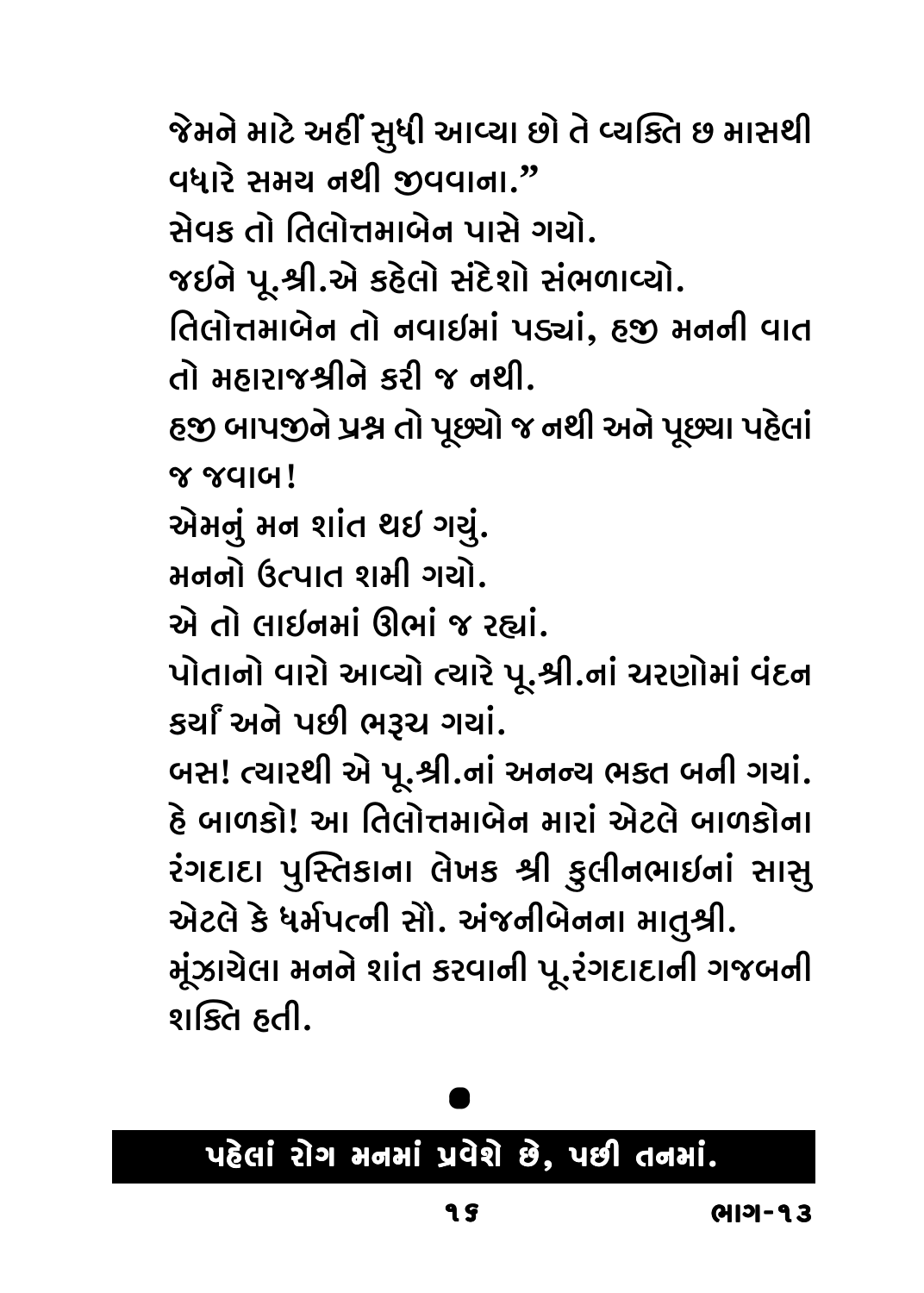જેમને માટે અહીં સુધી આવ્યા છો તે વ્યક્તિ છ માસથી વધારે સમય નથી જીવવાના.”

સેવક તો તિલોત્તમાબેન પાસે ગયો.

જઇને પૂ.શ્રી.એ કહેલો સંદેશો સંભળાવ્યો.

તિલોત્તમાબેન તો નવાઈમાં પડ્યાં, હજી મનની વાત તો મહારાજશ્રીને કરી જ નથી.

હજી બાપજીને પ્રશ્ન તો પૂછ્યો જ નથી અને પૂછ્યા પહેલાં જ જવાબ!

એમનું મન શાંત થઈ ગયું.

મનનો ઉત્પાત શમી ગયો.

એ તો લાઈનમાં ઊભાં જ રહ્યાં.

પોતાનો વારો આવ્યો ત્યારે પૂ.શ્રી.નાં ચરણોમાં વંદન કર્યાં અને પછી ભરૂચ ગયાં.

બસ! ત્યારથી એ પૂ.શ્રી.નાં અનન્ય ભક્ત બની ગયાં.

હે બાળકો! આ તિલોત્તમાબેન મારાં એટલે બાળકોના રંગદાદા પુસ્તિકાના લેખક શ્રી કુલીનભાઇનાં સાસુ એટલે કે ધર્મપત્ની સૌ. અંજનીબેનના માતુશ્રી.

મૂંઝાયેલા મનને શાંત કરવાની પૂ.રંગદાદાની ગજબની શક્તિ હતી.

●

**પહેલાં રોગ મનમાં પ્રવેશે છે, પછી તનમાં.**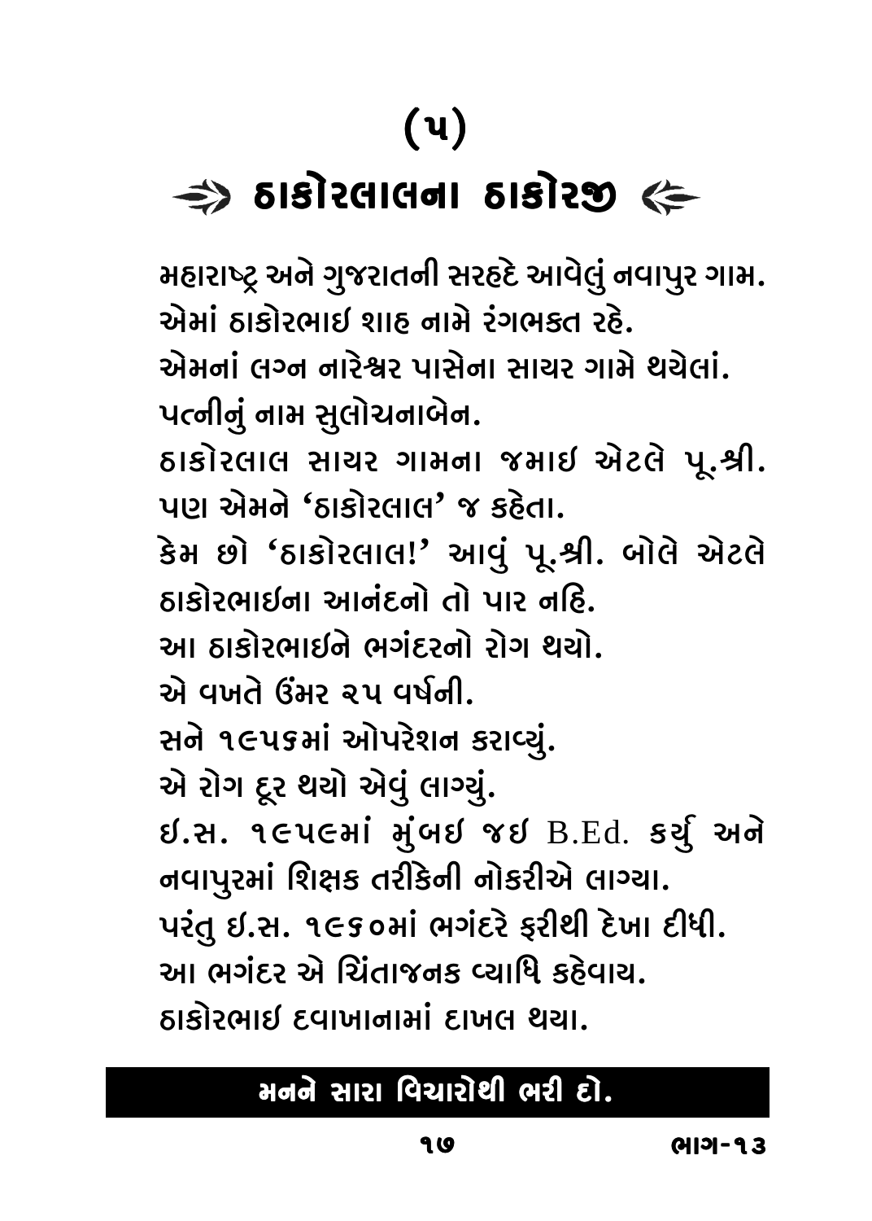# (૫)

## ⇛ ઠાકોરલાલના ઠાકોરજી ⇚

મહારાષ્ટ્ર અને ગુજરાતની સરહદે આવેલું નવાપુર ગામ.
એમાં ઠાકોરભાઈ શાહ નામે રંગભક્ત રહે.
એમનાં લગ્ન નારેશ્વર પાસેના સાયર ગામે થયેલાં.
પત્નીનું નામ સુલોચનાબેન.
ઠાકોરલાલ સાયર ગામના જમાઈ એટલે પૂ.શ્રી. પણ એમને 'ઠાકોરલાલ' જ કહેતા.
કેમ છો 'ઠાકોરલાલ!' આવું પૂ.શ્રી. બોલે એટલે ઠાકોરભાઈના આનંદનો તો પાર નહિ.
આ ઠાકોરભાઈને ભગંદરનો રોગ થયો.
એ વખતે ઉંમર ૨૫ વર્ષની.
સને ૧૯૫૬માં ઓપરેશન કરાવ્યું.
એ રોગ દૂર થયો એવું લાગ્યું.
ઈ.સ. ૧૯૫૯માં મુંબઈ જઈ B.Ed. કર્યું અને નવાપુરમાં શિક્ષક તરીકેની નોકરીએ લાગ્યા.
પરંતુ ઈ.સ. ૧૯૬૦માં ભગંદરે ફરીથી દેખા દીધી.
આ ભગંદર એ ચિંતાજનક વ્યાધિ કહેવાય.
ઠાકોરભાઈ દવાખાનામાં દાખલ થયા.

**મનને સારા વિચારોથી ભરી દો.**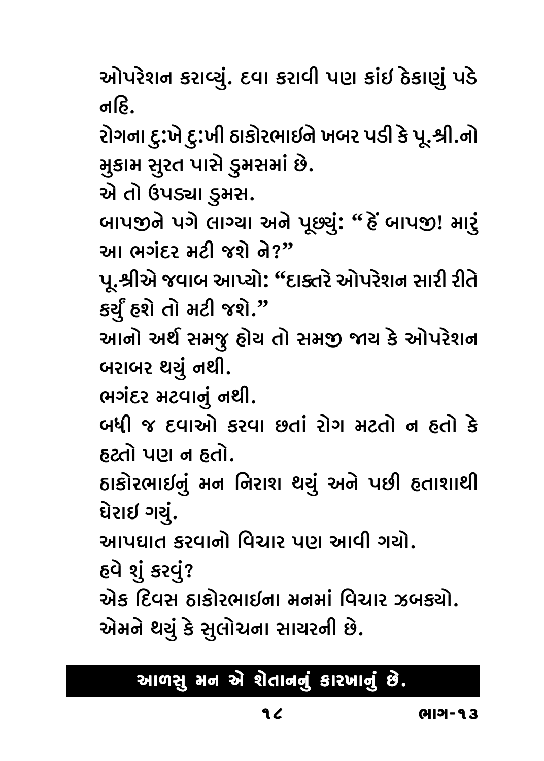ઓપરેશન કરાવ્યું. દવા કરાવી પણ કાંઇ ઠેકાણું પડે નહિ.

રોગના દુ:ખે દુ:ખી ઠાકોરભાઇને ખબર પડી કે પૂ.શ્રી.નો મુકામ સુરત પાસે ડુમસમાં છે.

એ તો ઉપડ્યા ડુમસ.

બાપજીને પગે લાગ્યા અને પૂછ્યું: " હેં બાપજી! મારું આ ભગંદર મટી જશે ને?"

પૂ.શ્રીએ જવાબ આપ્યો: "દાક્તરે ઓપરેશન સારી રીતે કર્યું હશે તો મટી જશે."

આનો અર્થ સમજુ હોય તો સમજી જાય કે ઓપરેશન બરાબર થયું નથી.

ભગંદર મટવાનું નથી.

બધી જ દવાઓ કરવા છતાં રોગ મટતો ન હતો કે હટતો પણ ન હતો.

ઠાકોરભાઇનું મન નિરાશ થયું અને પછી હતાશાથી ઘેરાઇ ગયું.

આપઘાત કરવાનો વિચાર પણ આવી ગયો.

હવે શું કરવું?

એક દિવસ ઠાકોરભાઇના મનમાં વિચાર ઝબક્યો.

એમને થયું કે સુલોચના સાચરની છે.

**આળસુ મન એ શેતાનનું કારખાનું છે.**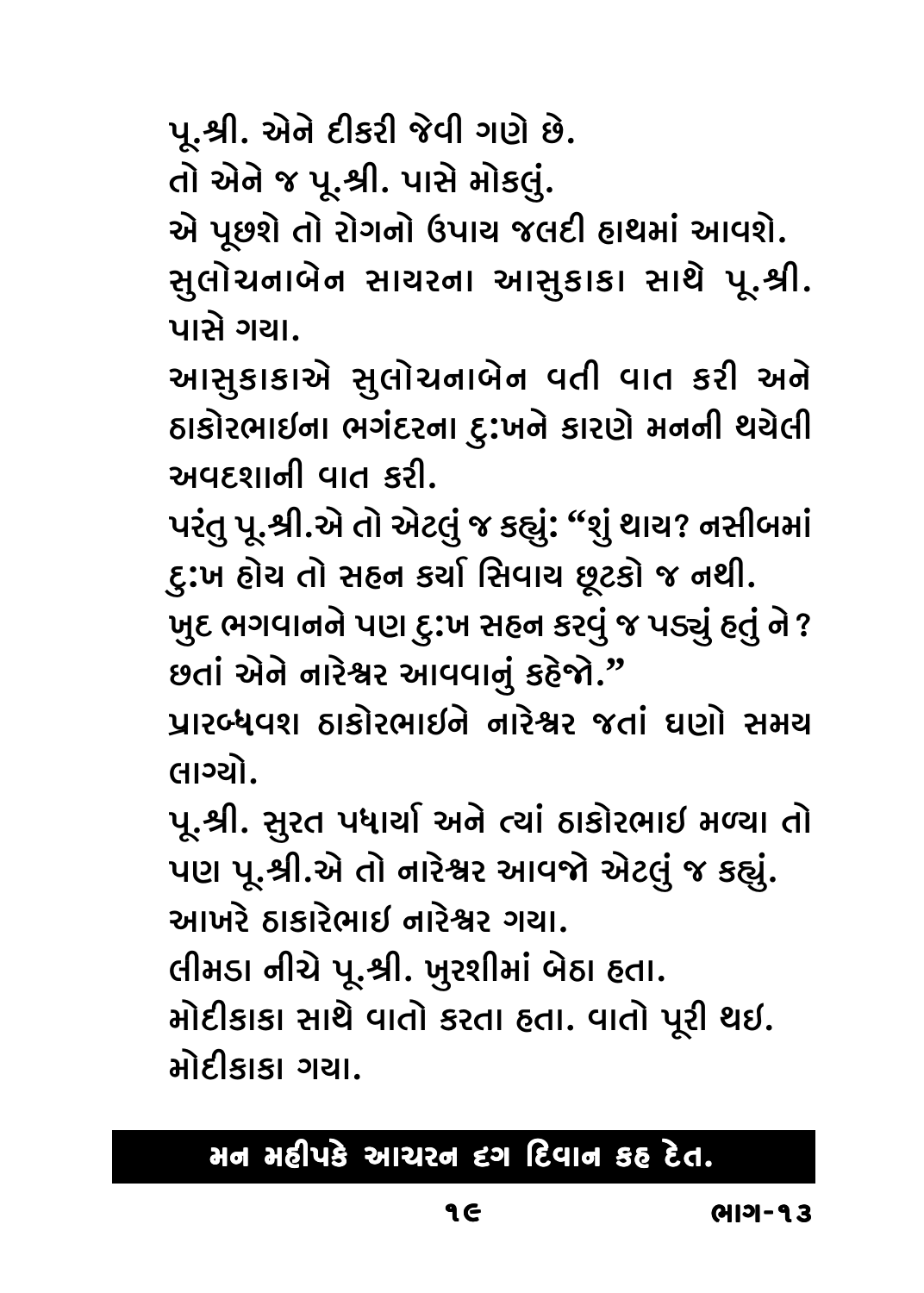પૂ.શ્રી. એને દીકરી જેવી ગણે છે.

તો એને જ પૂ.શ્રી. પાસે મોકલું.

એ પૂછશે તો રોગનો ઉપાય જલદી હાથમાં આવશે.

સુલોચનાબેન સાયરના આસુકાકા સાથે પૂ.શ્રી. પાસે ગયા.

આસુકાકાએ સુલોચનાબેન વતી વાત કરી અને ઠાકોરભાઇના ભગંદરના દુ:ખને કારણે મનની થયેલી અવદશાની વાત કરી.

પરંતુ પૂ.શ્રી.એ તો એટલું જ કહ્યું: "શું થાય? નસીબમાં દુ:ખ હોય તો સહન કર્યા સિવાય છૂટકો જ નથી.

ખુદ ભગવાનને પણ દુ:ખ સહન કરવું જ પડ્યું હતું ને? છતાં એને નારેશ્વર આવવાનું કહેજો."

પ્રારબ્ધવશ ઠાકોરભાઇને નારેશ્વર જતાં ઘણો સમય લાગ્યો.

પૂ.શ્રી. સુરત પધાર્યા અને ત્યાં ઠાકોરભાઇ મળ્યા તો પણ પૂ.શ્રી.એ તો નારેશ્વર આવજો એટલું જ કહ્યું.

આખરે ઠાકોરભાઇ નારેશ્વર ગયા.

લીમડા નીચે પૂ.શ્રી. ખુરશીમાં બેઠા હતા.

મોદીકાકા સાથે વાતો કરતા હતા. વાતો પૂરી થઇ. મોદીકાકા ગયા.

**મન મહીપકે આચરન દગ દિવાન કહ દેત.**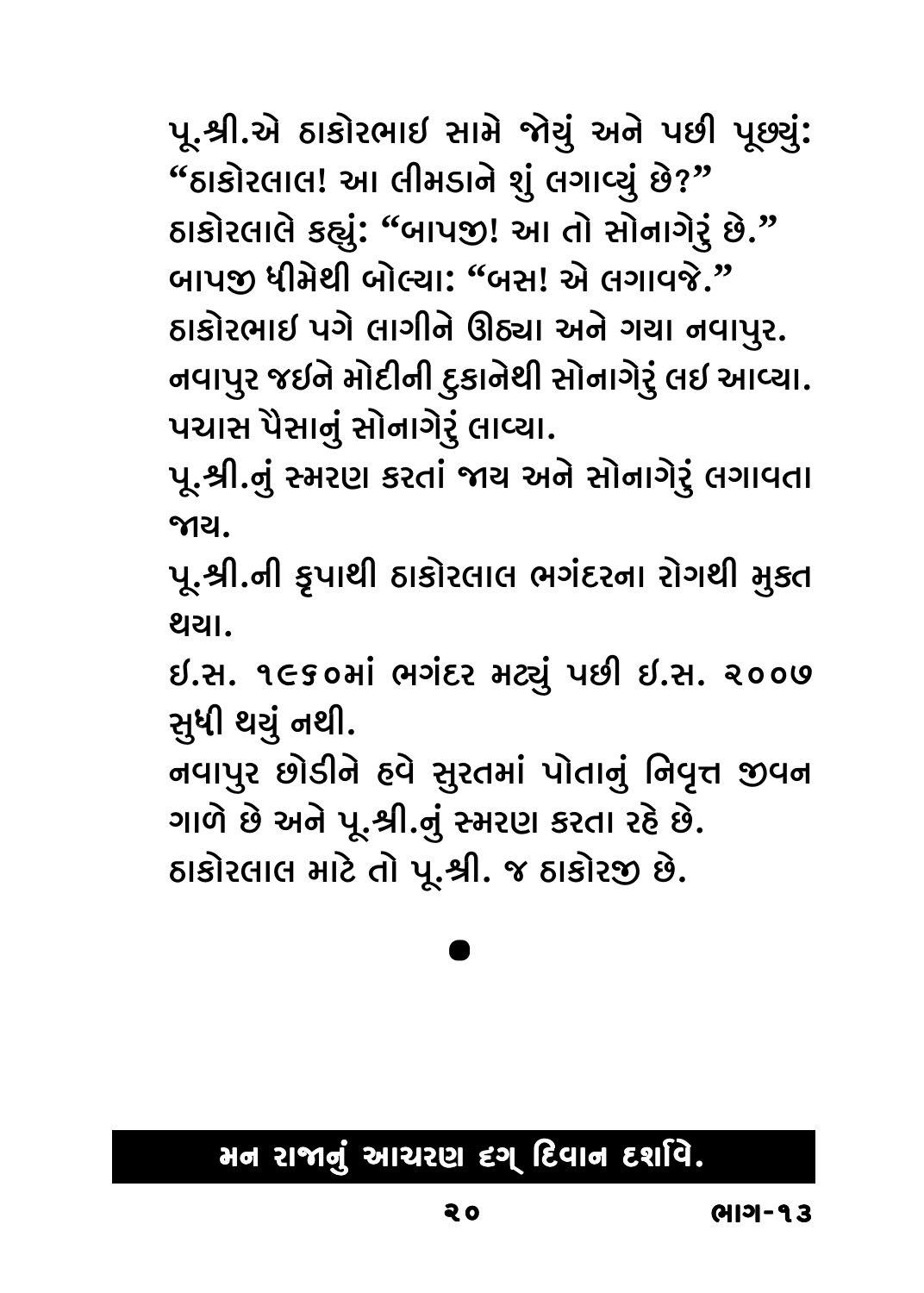પૂ.શ્રી.એ ઠાકોરભાઇ સામે જોયું અને પછી પૂછ્યું: "ઠાકોરલાલ! આ લીમડાને શું લગાવ્યું છે?"

ઠાકોરલાલે કહ્યું: "બાપજી! આ તો સોનાગેરું છે."

બાપજી ધીમેથી બોલ્યા: "બસ! એ લગાવજે."

ઠાકોરભાઇ પગે લાગીને ઊઠ્યા અને ગયા નવાપુર.

નવાપુર જઇને મોદીની દુકાનેથી સોનાગેરું લઇ આવ્યા. પચાસ પૈસાનું સોનાગેરું લાવ્યા.

પૂ.શ્રી.નું સ્મરણ કરતાં જાય અને સોનાગેરું લગાવતા જાય.

પૂ.શ્રી.ની કૃપાથી ઠાકોરલાલ ભગંદરના રોગથી મુક્ત થયા.

ઇ.સ. ૧૯૬૦માં ભગંદર મટ્યું પછી ઇ.સ. ૨૦૦૭ સુધી થયું નથી.

નવાપુર છોડીને હવે સુરતમાં પોતાનું નિવૃત્ત જીવન ગાળે છે અને પૂ.શ્રી.નું સ્મરણ કરતા રહે છે.

ઠાકોરલાલ માટે તો પૂ.શ્રી. જ ઠાકોરજી છે.

●

**મન રાજાનું આચરણ દગ્ દિવાન દર્શાવે.**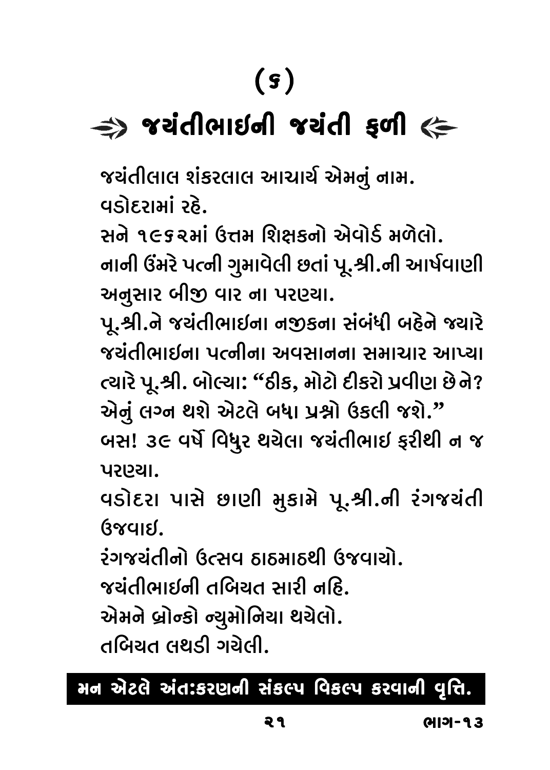# (૬)

## ⇛ જયંતીભાઇની જયંતી ફળી ⇚

જયંતીલાલ શંકરલાલ આચાર્ય એમનું નામ.
વડોદરામાં રહે.
સને ૧૯૬૨માં ઉત્તમ શિક્ષકનો એવોર્ડ મળેલો.
નાની ઉંમરે પત્ની ગુમાવેલી છતાં પૂ.શ્રી.ની આર્ષવાણી અનુસાર બીજી વાર ના પરણ્યા.
પૂ.શ્રી.ને જયંતીભાઇના નજીકના સંબંધી બહેને જ્યારે જયંતીભાઇના પત્નીના અવસાનના સમાચાર આપ્યા ત્યારે પૂ.શ્રી. બોલ્યા: "ઠીક, મોટો દીકરો પ્રવીણ છે ને? એનું લગ્ન થશે એટલે બધા પ્રશ્નો ઉકલી જશે."
બસ! ૩૯ વર્ષે વિધુર થયેલા જયંતીભાઇ ફરીથી ન જ પરણ્યા.
વડોદરા પાસે છાણી મુકામે પૂ.શ્રી.ની રંગજયંતી ઉજવાઇ.
રંગજયંતીનો ઉત્સવ ઠાઠમાઠથી ઉજવાયો.
જયંતીભાઇની તબિયત સારી નહિ.
એમને બ્રોન્કો ન્યુમોનિયા થયેલો.
તબિયત લથડી ગયેલી.

**મન એટલે અંતઃકરણની સંકલ્પ વિકલ્પ કરવાની વૃત્તિ.**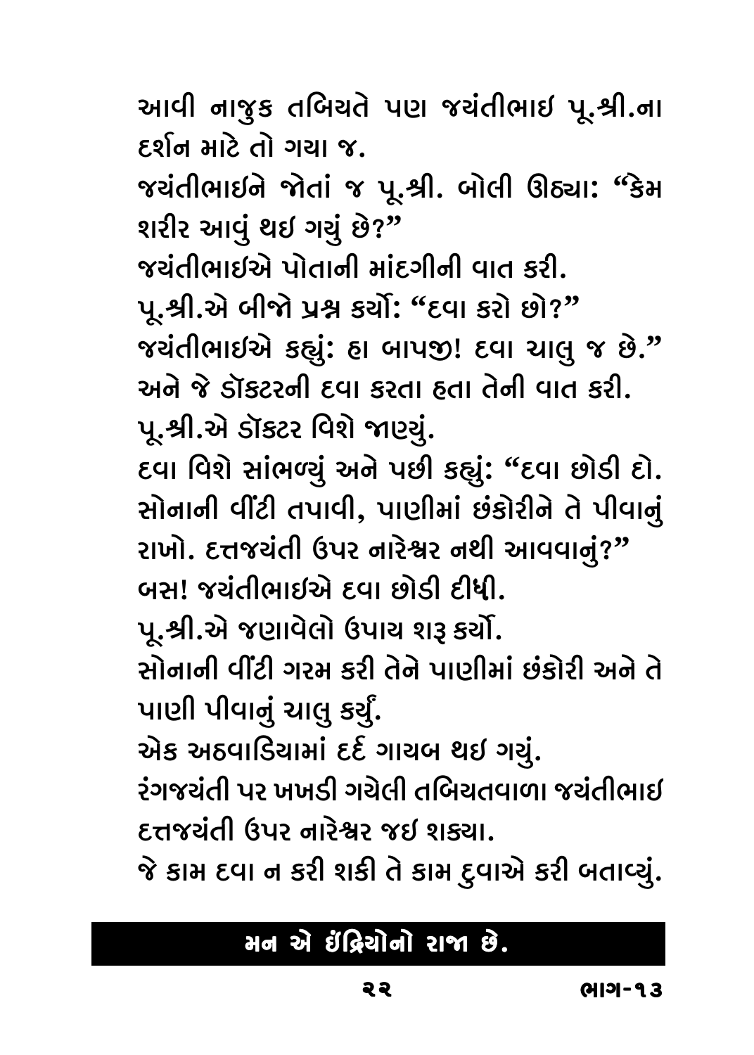આવી નાજુક તબિયતે પણ જયંતીભાઇ પૂ.શ્રી.ના દર્શન માટે તો ગયા જ.

જયંતીભાઇને જોતાં જ પૂ.શ્રી. બોલી ઊઠ્યા: "કેમ શરીર આવું થઇ ગયું છે?"

જયંતીભાઇએ પોતાની માંદગીની વાત કરી.

પૂ.શ્રી.એ બીજો પ્રશ્ન કર્યો: "દવા કરો છો?"

જયંતીભાઇએ કહ્યું: હા બાપજી! દવા ચાલુ જ છે." અને જે ડૉકટરની દવા કરતા હતા તેની વાત કરી.

પૂ.શ્રી.એ ડૉકટર વિશે જાણ્યું.

દવા વિશે સાંભળ્યું અને પછી કહ્યું: "દવા છોડી દો. સોનાની વીંટી તપાવી, પાણીમાં છંકોરીને તે પીવાનું રાખો. દત્તજયંતી ઉપર નારેશ્વર નથી આવવાનું?"

બસ! જયંતીભાઇએ દવા છોડી દીધી.

પૂ.શ્રી.એ જણાવેલો ઉપાય શરૂ કર્યો.

સોનાની વીંટી ગરમ કરી તેને પાણીમાં છંકોરી અને તે પાણી પીવાનું ચાલુ કર્યું.

એક અઠવાડિયામાં દર્દ ગાયબ થઇ ગયું.

રંગજયંતી પર ખખડી ગયેલી તબિયતવાળા જયંતીભાઇ દત્તજયંતી ઉપર નારેશ્વર જઇ શક્યા.

જે કામ દવા ન કરી શકી તે કામ દુવાએ કરી બતાવ્યું.

**મન એ ઇંદ્રિયોનો રાજા છે.**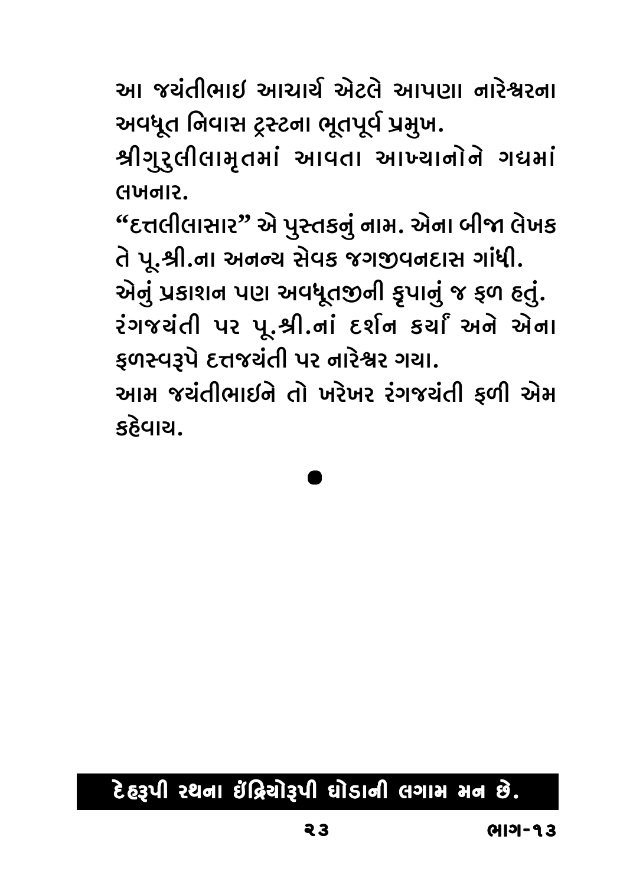આ જયંતીભાઈ આચાર્ય એટલે આપણા નારેશ્વરના અવધૂત નિવાસ ટ્રસ્ટના ભૂતપૂર્વ પ્રમુખ.

શ્રીગુરુલીલામૃતમાં આવતા આખ્યાનોને ગદ્યમાં લખનાર.

"દત્તલીલાસાર" એ પુસ્તકનું નામ. એના બીજા લેખક તે પૂ.શ્રી.ના અનન્ય સેવક જગજીવનદાસ ગાંધી.

એનું પ્રકાશન પણ અવધૂતજીની કૃપાનું જ ફળ હતું.

રંગજયંતી પર પૂ.શ્રી.નાં દર્શન કર્યાં અને એના ફળસ્વરૂપે દત્તજયંતી પર નારેશ્વર ગયા.

આમ જયંતીભાઈને તો ખરેખર રંગજયંતી ફળી એમ કહેવાય.

●

**દેહરૂપી રથના ઈંદ્રિયોરૂપી ઘોડાની લગામ મન છે.**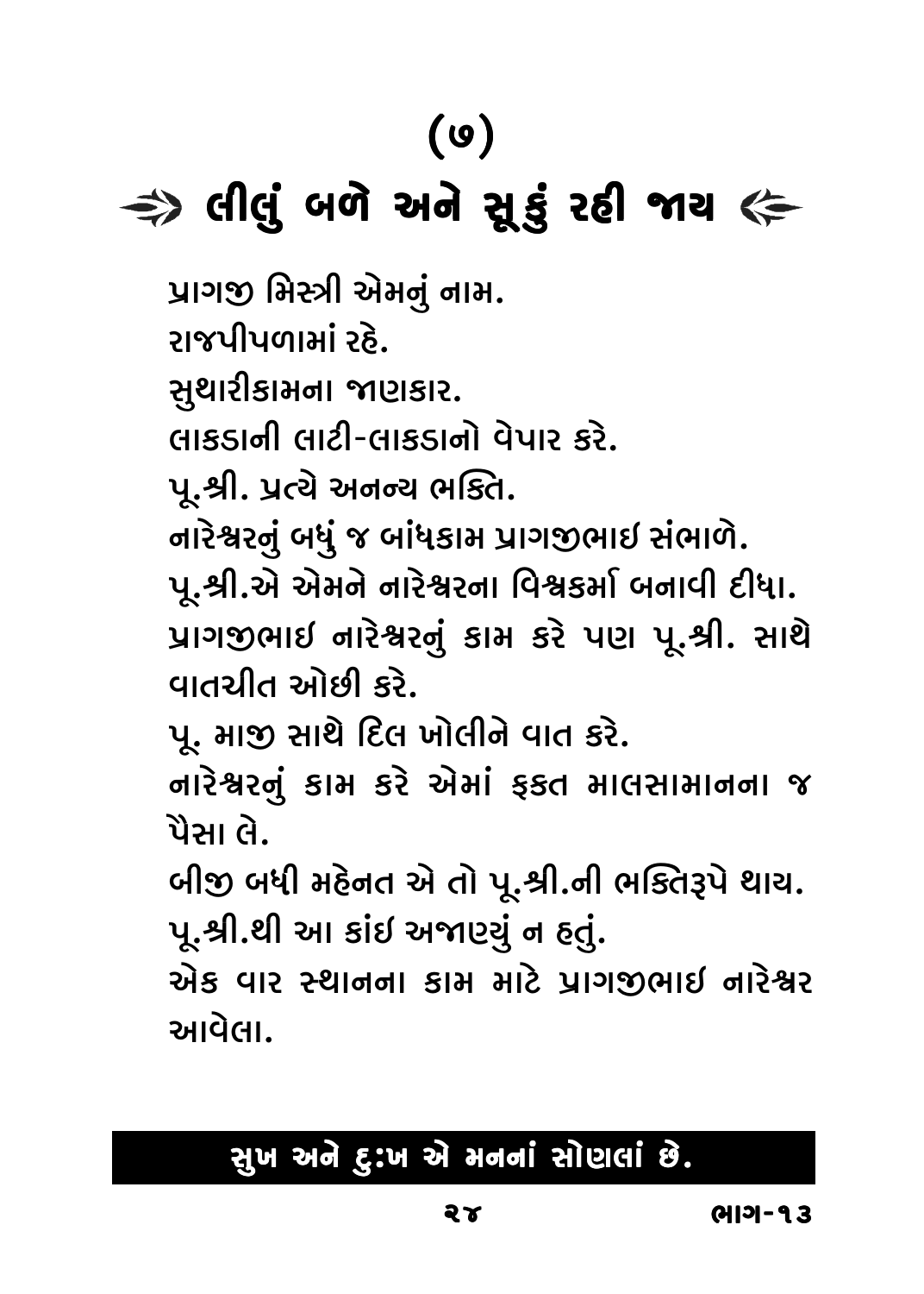# (૭)

## ⇛ લીલું બળે અને સૂકું રહી જાય ⇚

પ્રાગજી મિસ્ત્રી એમનું નામ.
રાજપીપળામાં રહે.
સુથારીકામના જાણકાર.
લાકડાની લાટી-લાકડાનો વેપાર કરે.
પૂ.શ્રી. પ્રત્યે અનન્ય ભક્તિ.
નારેશ્વરનું બધું જ બાંધકામ પ્રાગજીભાઇ સંભાળે.
પૂ.શ્રી.એ એમને નારેશ્વરના વિશ્વકર્મા બનાવી દીધા.
પ્રાગજીભાઇ નારેશ્વરનું કામ કરે પણ પૂ.શ્રી. સાથે વાતચીત ઓછી કરે.
પૂ. માજી સાથે દિલ ખોલીને વાત કરે.
નારેશ્વરનું કામ કરે એમાં ફક્ત માલસામાનના જ પૈસા લે.
બીજી બધી મહેનત એ તો પૂ.શ્રી.ની ભક્તિરૂપે થાય.
પૂ.શ્રી.થી આ કાંઇ અજાણ્યું ન હતું.
એક વાર સ્થાનના કામ માટે પ્રાગજીભાઇ નારેશ્વર આવેલા.

**સુખ અને દુઃખ એ મનનાં સોણલાં છે.**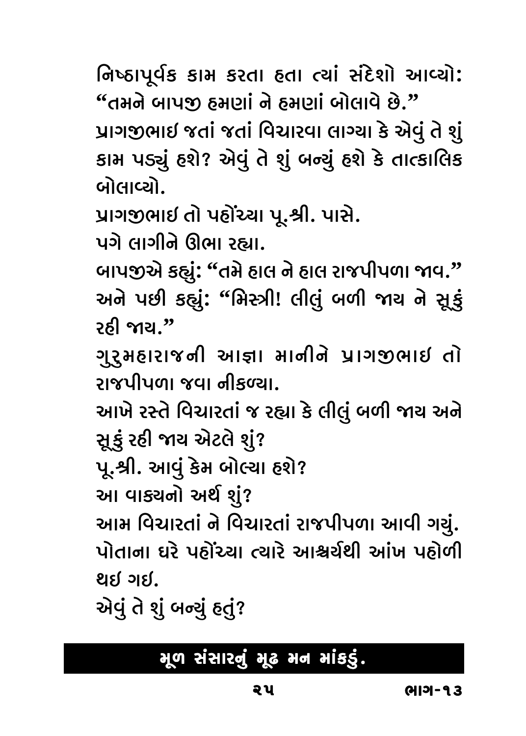નિષ્ઠાપૂર્વક કામ કરતા હતા ત્યાં સંદેશો આવ્યો: "તમને બાપજી હમણાં ને હમણાં બોલાવે છે."

પ્રાગજીભાઇ જતાં જતાં વિચારવા લાગ્યા કે એવું તે શું કામ પડ્યું હશે? એવું તે શું બન્યું હશે કે તાત્કાલિક બોલાવ્યો.

પ્રાગજીભાઇ તો પહોંચ્યા પૂ.શ્રી. પાસે.

પગે લાગીને ઊભા રહ્યા.

બાપજીએ કહ્યું: "તમે હાલ ને હાલ રાજપીપળા જાવ."

અને પછી કહ્યું: "મિસ્ત્રી! લીલું બળી જાય ને સૂકું રહી જાય."

ગુરુમહારાજની આજ્ઞા માનીને પ્રાગજીભાઇ તો રાજપીપળા જવા નીકળ્યા.

આખે રસ્તે વિચારતાં જ રહ્યા કે લીલું બળી જાય અને સૂકું રહી જાય એટલે શું?

પૂ.શ્રી. આવું કેમ બોલ્યા હશે?

આ વાક્યનો અર્થ શું?

આમ વિચારતાં ને વિચારતાં રાજપીપળા આવી ગયું.

પોતાના ઘરે પહોંચ્યા ત્યારે આશ્ચર્યથી આંખ પહોળી થઇ ગઇ.

એવું તે શું બન્યું હતું?

**મૂળ સંસારનું મૂઢ મન માંકડું.**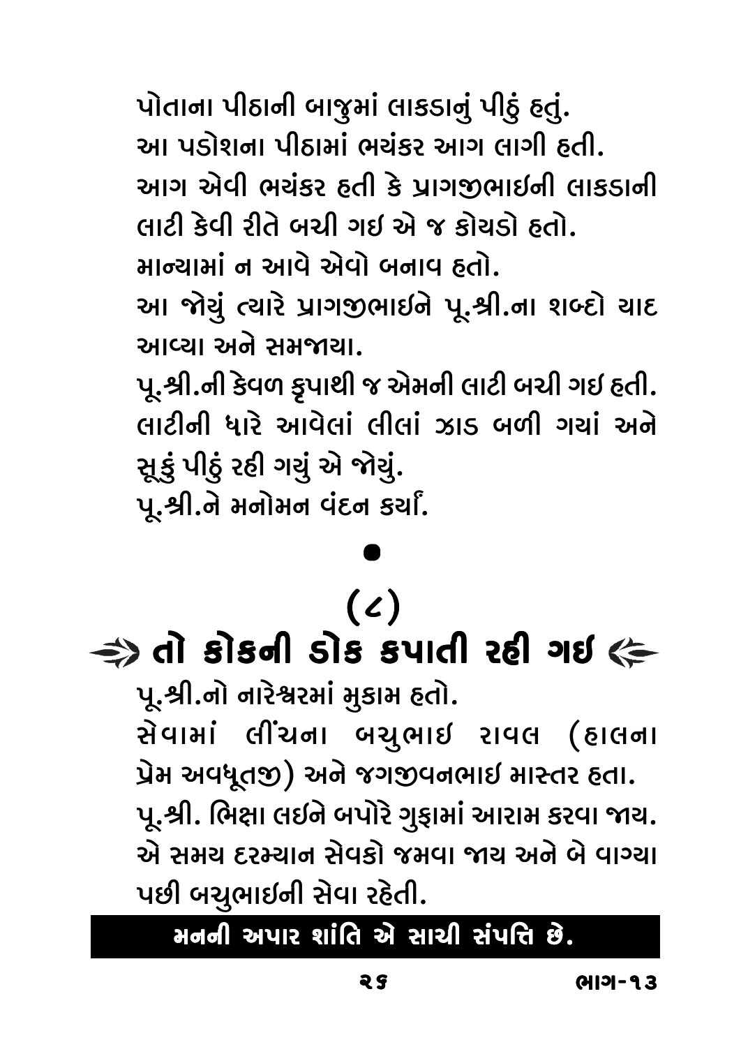પોતાના પીઠાની બાજુમાં લાકડાનું પીઠું હતું.
આ પડોશના પીઠામાં ભયંકર આગ લાગી હતી.
આગ એવી ભયંકર હતી કે પ્રાગજીભાઇની લાકડાની લાટી કેવી રીતે બચી ગઇ એ જ કોયડો હતો.
માન્યામાં ન આવે એવો બનાવ હતો.
આ જોયું ત્યારે પ્રાગજીભાઇને પૂ.શ્રી.ના શબ્દો યાદ આવ્યા અને સમજાયા.
પૂ.શ્રી.ની કેવળ કૃપાથી જ એમની લાટી બચી ગઇ હતી.
લાટીની ધારે આવેલાં લીલાં ઝાડ બળી ગયાં અને સૂકું પીઠું રહી ગયું એ જોયું.
પૂ.શ્રી.ને મનોમન વંદન કર્યાં.

•

## (૮)

## તો કોકની ડોક કપાતી રહી ગઇ

પૂ.શ્રી.નો નારેશ્વરમાં મુકામ હતો.
સેવામાં લીંચના બચુભાઇ રાવલ (હાલના પ્રેમ અવધૂતજી) અને જગજીવનભાઇ માસ્તર હતા.
પૂ.શ્રી. ભિક્ષા લઇને બપોરે ગુફામાં આરામ કરવા જાય.
એ સમય દરમ્યાન સેવકો જમવા જાય અને બે વાગ્યા પછી બચુભાઇની સેવા રહેતી.

**મનની અપાર શાંતિ એ સાચી સંપત્તિ છે.**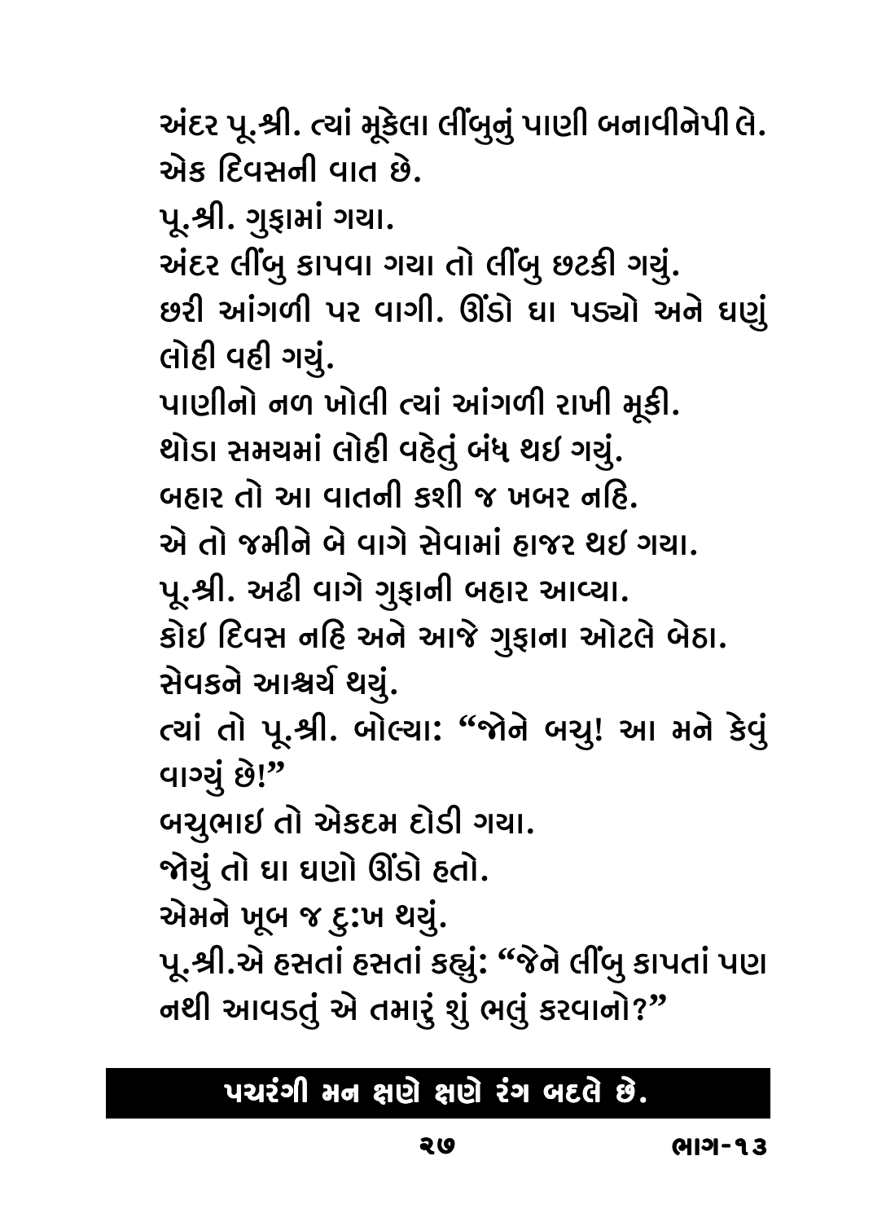અંદર પૂ.શ્રી. ત્યાં મૂકેલા લીંબુનું પાણી બનાવીનેપી લે.
એક દિવસની વાત છે.
પૂ.શ્રી. ગુફામાં ગયા.
અંદર લીંબુ કાપવા ગયા તો લીંબુ છટકી ગયું.
છરી આંગળી પર વાગી. ઊંડો ઘા પડ્યો અને ઘણું લોહી વહી ગયું.
પાણીનો નળ ખોલી ત્યાં આંગળી રાખી મૂકી.
થોડા સમયમાં લોહી વહેતું બંધ થઇ ગયું.
બહાર તો આ વાતની કશી જ ખબર નહિ.
એ તો જમીને બે વાગે સેવામાં હાજર થઇ ગયા.
પૂ.શ્રી. અઢી વાગે ગુફાની બહાર આવ્યા.
કોઇ દિવસ નહિ અને આજે ગુફાના ઓટલે બેઠા.
સેવકને આશ્ચર્ય થયું.
ત્યાં તો પૂ.શ્રી. બોલ્યા: "જોને બચુ! આ મને કેવું વાગ્યું છે!"
બચુભાઇ તો એકદમ દોડી ગયા.
જોયું તો ઘા ઘણો ઊંડો હતો.
એમને ખૂબ જ દુ:ખ થયું.
પૂ.શ્રી.એ હસતાં હસતાં કહ્યું: "જેને લીંબુ કાપતાં પણ નથી આવડતું એ તમારું શું ભલું કરવાનો?"

**પચરંગી મન ક્ષણે ક્ષણે રંગ બદલે છે.**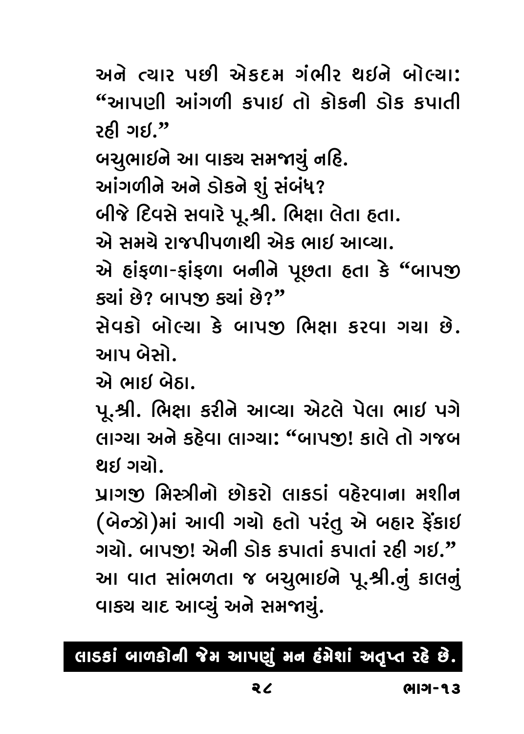અને ત્યાર પછી એકદમ ગંભીર થઇને બોલ્યા: "આપણી આંગળી કપાઇ તો કોકની ડોક કપાતી રહી ગઇ."

બચુભાઇને આ વાક્ય સમજાયું નહિ.

આંગળીને અને ડોકને શું સંબંધ?

બીજે દિવસે સવારે પૂ.શ્રી. ભિક્ષા લેતા હતા.

એ સમયે રાજપીપળાથી એક ભાઇ આવ્યા.

એ હાંફળા-ફાંફળા બનીને પૂછતા હતા કે "બાપજી ક્યાં છે? બાપજી ક્યાં છે?"

સેવકો બોલ્યા કે બાપજી ભિક્ષા કરવા ગયા છે. આપ બેસો.

એ ભાઇ બેઠા.

પૂ.શ્રી. ભિક્ષા કરીને આવ્યા એટલે પેલા ભાઇ પગે લાગ્યા અને કહેવા લાગ્યા: "બાપજી! કાલે તો ગજબ થઇ ગયો.

પ્રાગજી મિસ્ત્રીનો છોકરો લાકડાં વહેરવાના મશીન (બેન્ઝો)માં આવી ગયો હતો પરંતુ એ બહાર ફેંકાઇ ગયો. બાપજી! એની ડોક કપાતાં કપાતાં રહી ગઇ."

આ વાત સાંભળતા જ બચુભાઇને પૂ.શ્રી.નું કાલનું વાક્ય યાદ આવ્યું અને સમજાયું.

**લાડકાં બાળકોની જેમ આપણું મન હંમેશાં અતૃપ્ત રહે છે.**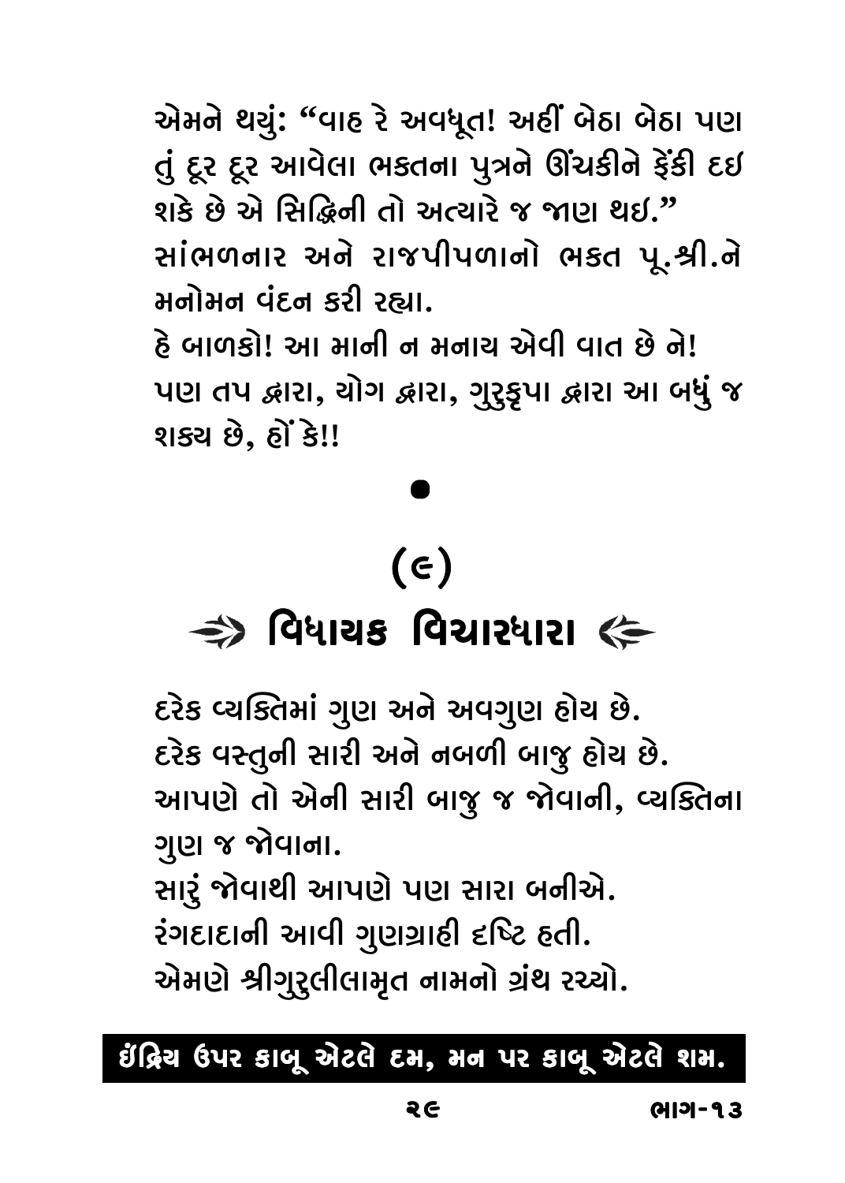એમને થયું: "વાહ રે અવધૂત! અહીં બેઠા બેઠા પણ તું દૂર દૂર આવેલા ભક્તના પુત્રને ઊંચકીને ફેંકી દઇ શકે છે એ સિદ્ધિની તો અત્યારે જ જાણ થઇ."

સાંભળનાર અને રાજપીપળાનો ભક્ત પૂ.શ્રી.ને મનોમન વંદન કરી રહ્યા.

હે બાળકો! આ માની ન મનાય એવી વાત છે ને! પણ તપ દ્વારા, યોગ દ્વારા, ગુરુકૃપા દ્વારા આ બધું જ શક્ય છે, હોં કે!!

•

## (૯)

## ⇒ વિધાયક વિચારધારા ⇐

દરેક વ્યક્તિમાં ગુણ અને અવગુણ હોય છે.

દરેક વસ્તુની સારી અને નબળી બાજુ હોય છે.

આપણે તો એની સારી બાજુ જ જોવાની, વ્યક્તિના ગુણ જ જોવાના.

સારું જોવાથી આપણે પણ સારા બનીએ.

રંગદાદાની આવી ગુણગ્રાહી દૃષ્ટિ હતી.

એમણે શ્રીગુરુલીલામૃત નામનો ગ્રંથ રચ્યો.

**ઇંદ્રિય ઉપર કાબૂ એટલે દમ, મન પર કાબૂ એટલે શમ.**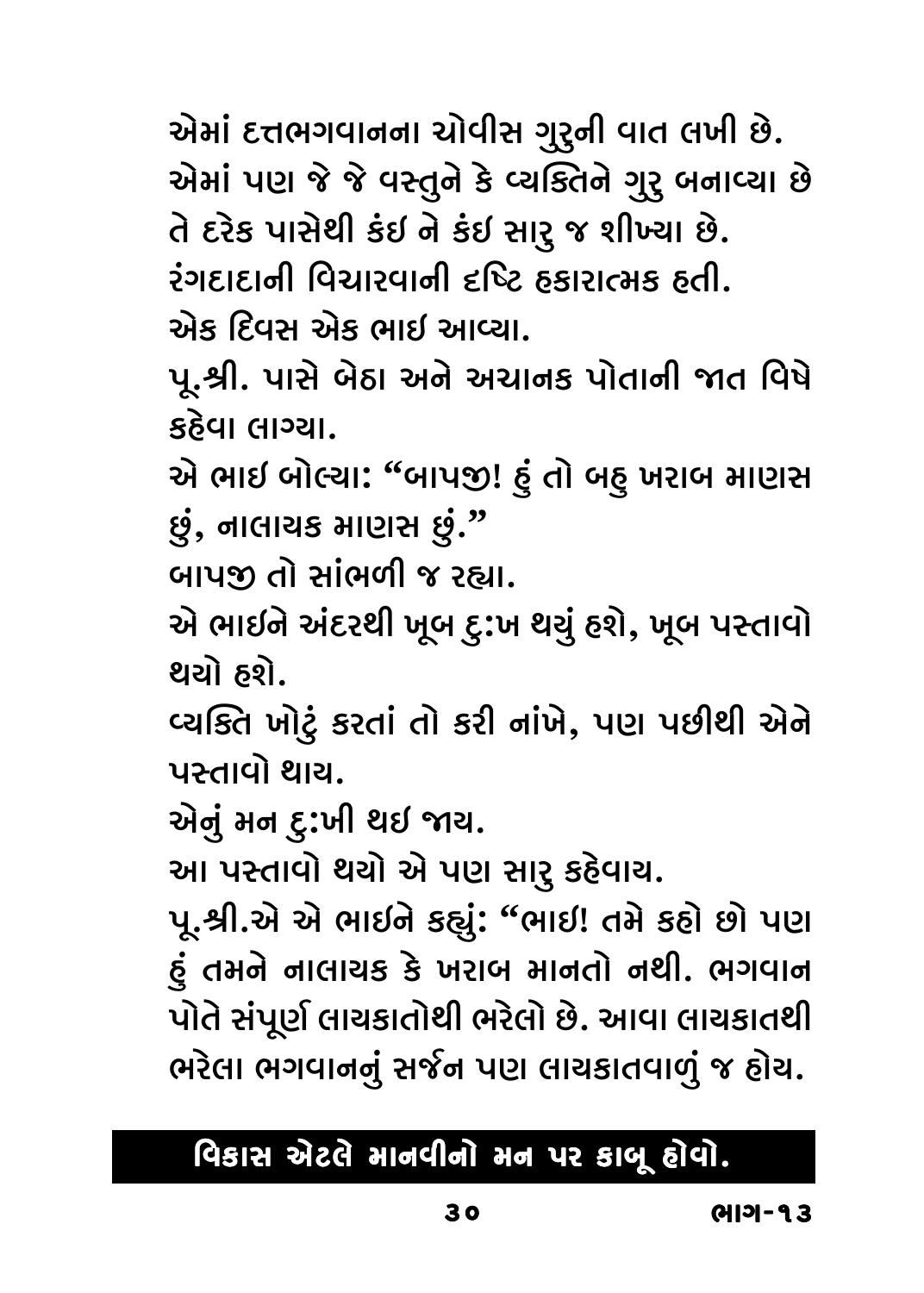એમાં દત્તભગવાનના ચોવીસ ગુરુની વાત લખી છે. એમાં પણ જે જે વસ્તુને કે વ્યક્તિને ગુરુ બનાવ્યા છે તે દરેક પાસેથી કંઇ ને કંઇ સારુ જ શીખ્યા છે.

રંગદાદાની વિચારવાની દષ્ટિ હકારાત્મક હતી.

એક દિવસ એક ભાઇ આવ્યા.

પૂ.શ્રી. પાસે બેઠા અને અચાનક પોતાની જાત વિષે કહેવા લાગ્યા.

એ ભાઇ બોલ્યા: "બાપજી! હું તો બહુ ખરાબ માણસ છું, નાલાયક માણસ છું."

બાપજી તો સાંભળી જ રહ્યા.

એ ભાઇને અંદરથી ખૂબ દુ:ખ થયું હશે, ખૂબ પસ્તાવો થયો હશે.

વ્યક્તિ ખોટું કરતાં તો કરી નાંખે, પણ પછીથી એને પસ્તાવો થાય.

એનું મન દુ:ખી થઇ જાય.

આ પસ્તાવો થયો એ પણ સારુ કહેવાય.

પૂ.શ્રી.એ એ ભાઇને કહ્યું: "ભાઇ! તમે કહો છો પણ હું તમને નાલાયક કે ખરાબ માનતો નથી. ભગવાન પોતે સંપૂર્ણ લાયકાતોથી ભરેલો છે. આવા લાયકાતથી ભરેલા ભગવાનનું સર્જન પણ લાયકાતવાળું જ હોય.

**વિકાસ એટલે માનવીનો મન પર કાબૂ હોવો.**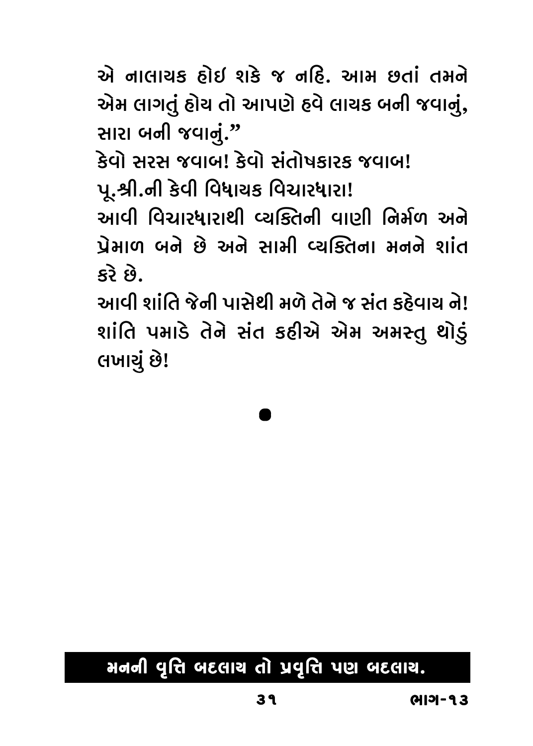એ નાલાયક હોઈ શકે જ નહિ. આમ છતાં તમને એમ લાગતું હોય તો આપણે હવે લાયક બની જવાનું, સારા બની જવાનું.”

કેવો સરસ જવાબ! કેવો સંતોષકારક જવાબ!

પૂ.શ્રી.ની કેવી વિધાયક વિચારધારા!

આવી વિચારધારાથી વ્યક્તિની વાણી નિર્મળ અને પ્રેમાળ બને છે અને સામી વ્યક્તિના મનને શાંત કરે છે.

આવી શાંતિ જેની પાસેથી મળે તેને જ સંત કહેવાય ને! શાંતિ પમાડે તેને સંત કહીએ એમ અમસ્તુ થોડું લખાયું છે!

•

**મનની વૃત્તિ બદલાય તો પ્રવૃત્તિ પણ બદલાય.**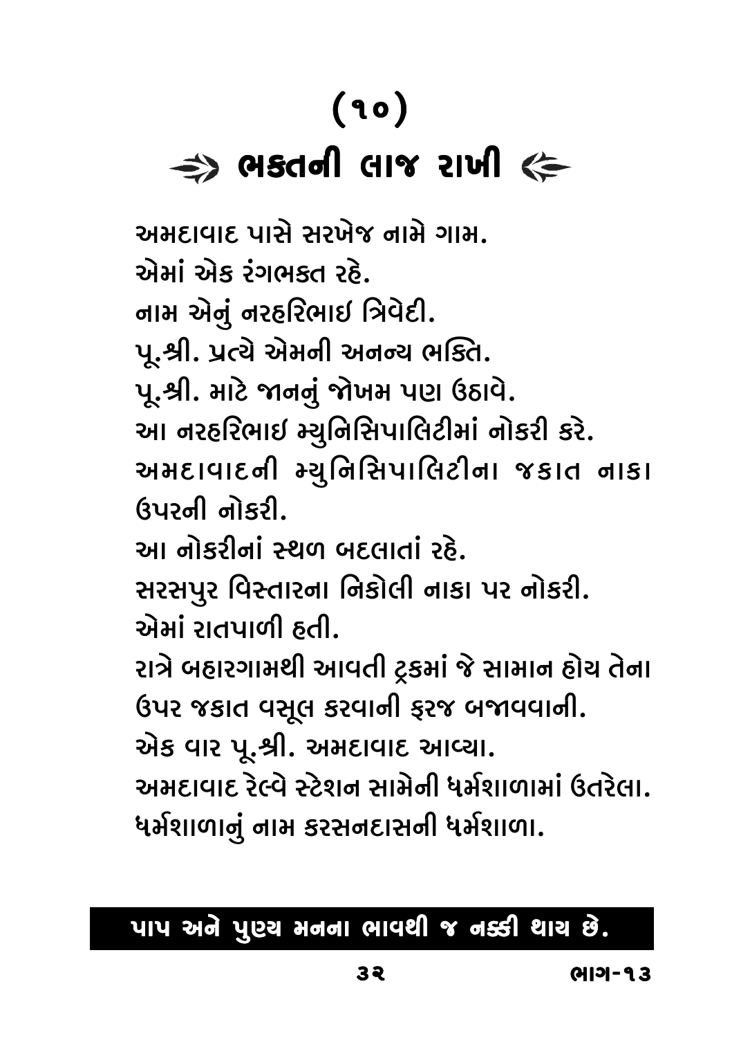# (૧૦)

## ⇒ ભક્તની લાજ રાખી ⇐

અમદાવાદ પાસે સરખેજ નામે ગામ.

એમાં એક રંગભક્ત રહે.

નામ એનું નરહરિભાઈ ત્રિવેદી.

પૂ.શ્રી. પ્રત્યે એમની અનન્ય ભક્તિ.

પૂ.શ્રી. માટે જાનનું જોખમ પણ ઉઠાવે.

આ નરહરિભાઈ મ્યુનિસિપાલિટીમાં નોકરી કરે.

અમદાવાદની મ્યુનિસિપાલિટીના જકાત નાકા ઉપરની નોકરી.

આ નોકરીનાં સ્થળ બદલાતાં રહે.

સરસપુર વિસ્તારના નિકોલી નાકા પર નોકરી.

એમાં રાતપાળી હતી.

રાત્રે બહારગામથી આવતી ટ્રકમાં જે સામાન હોય તેના ઉપર જકાત વસૂલ કરવાની ફરજ બજાવવાની.

એક વાર પૂ.શ્રી. અમદાવાદ આવ્યા.

અમદાવાદ રેલ્વે સ્ટેશન સામેની ધર્મશાળામાં ઉતરેલા.

ધર્મશાળાનું નામ કરસનદાસની ધર્મશાળા.

**પાપ અને પુણ્ય મનના ભાવથી જ નક્કી થાય છે.**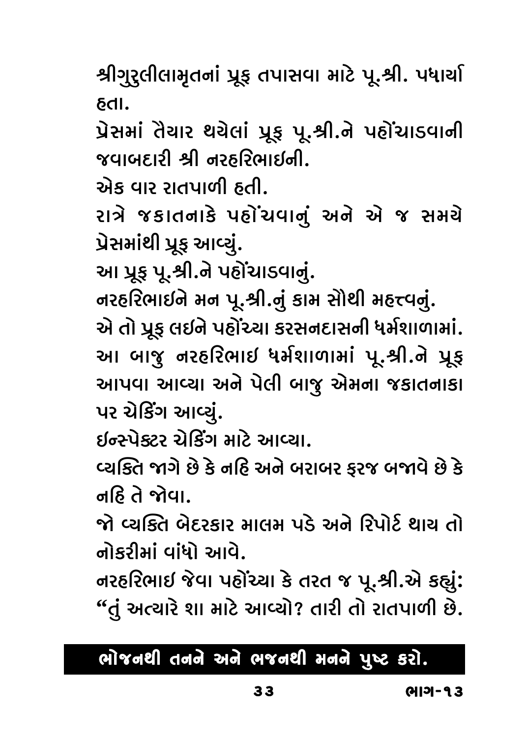શ્રીગુરુલીલામૃતનાં પ્રૂફ તપાસવા માટે પૂ.શ્રી. પધાર્યા હતા.

પ્રેસમાં તૈયાર થયેલાં પ્રૂફ પૂ.શ્રી.ને પહોંચાડવાની જવાબદારી શ્રી નરહરિભાઇની.

એક વાર રાતપાળી હતી.

રાત્રે જકાતનાકે પહોંચવાનું અને એ જ સમયે પ્રેસમાંથી પ્રૂફ આવ્યું.

આ પ્રૂફ પૂ.શ્રી.ને પહોંચાડવાનું.

નરહરિભાઇને મન પૂ.શ્રી.નું કામ સૌથી મહત્ત્વનું.

એ તો પ્રૂફ લઇને પહોંચ્યા કરસનદાસની ધર્મશાળામાં.

આ બાજુ નરહરિભાઇ ધર્મશાળામાં પૂ.શ્રી.ને પ્રૂફ આપવા આવ્યા અને પેલી બાજુ એમના જકાતનાકા પર ચેકિંગ આવ્યું.

ઇન્સ્પેક્ટર ચેકિંગ માટે આવ્યા.

વ્યક્તિ જાગે છે કે નહિ અને બરાબર ફરજ બજાવે છે કે નહિ તે જોવા.

જો વ્યક્તિ બેદરકાર માલમ પડે અને રિપોર્ટ થાય તો નોકરીમાં વાંધો આવે.

નરહરિભાઇ જેવા પહોંચ્યા કે તરત જ પૂ.શ્રી.એ કહ્યું: "તું અત્યારે શા માટે આવ્યો? તારી તો રાતપાળી છે.

**ભોજનથી તનને અને ભજનથી મનને પુષ્ટ કરો.**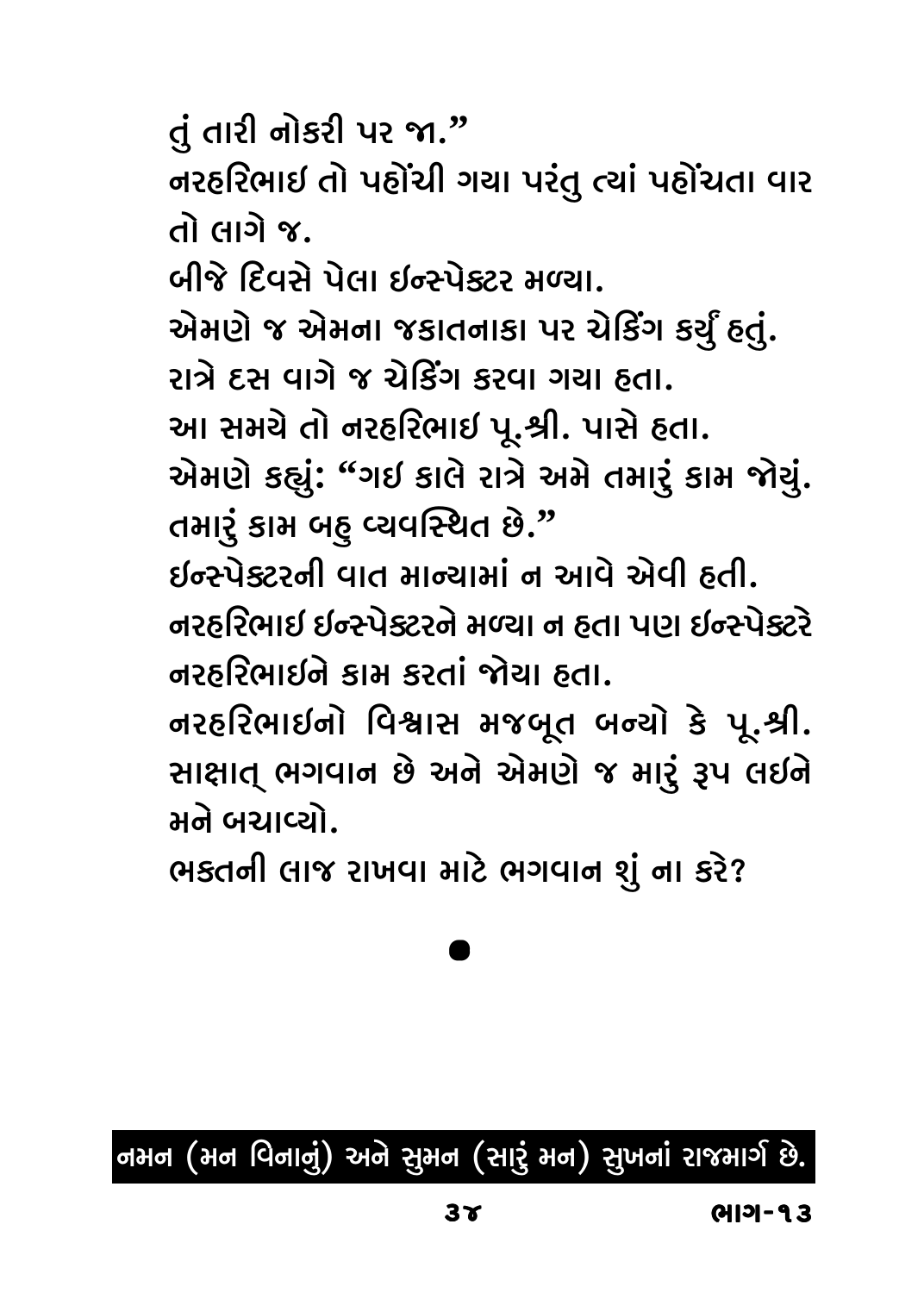તું તારી નોકરી પર જા."

નરહરિભાઈ તો પહોંચી ગયા પરંતુ ત્યાં પહોંચતા વાર તો લાગે જ.

બીજે દિવસે પેલા ઈન્સ્પેક્ટર મળ્યા.

એમણે જ એમના જકાતનાકા પર ચેકિંગ કર્યું હતું.

રાત્રે દસ વાગે જ ચેકિંગ કરવા ગયા હતા.

આ સમયે તો નરહરિભાઈ પૂ.શ્રી. પાસે હતા.

એમણે કહ્યું: "ગઈ કાલે રાત્રે અમે તમારું કામ જોયું. તમારું કામ બહુ વ્યવસ્થિત છે."

ઈન્સ્પેક્ટરની વાત માન્યામાં ન આવે એવી હતી.

નરહરિભાઈ ઈન્સ્પેક્ટરને મળ્યા ન હતા પણ ઈન્સ્પેક્ટરે નરહરિભાઈને કામ કરતાં જોયા હતા.

નરહરિભાઈનો વિશ્વાસ મજબૂત બન્યો કે પૂ.શ્રી. સાક્ષાત્ ભગવાન છે અને એમણે જ મારું રૂપ લઈને મને બચાવ્યો.

ભક્તની લાજ રાખવા માટે ભગવાન શું ના કરે?

●

**નમન (મન વિનાનું) અને સુમન (સારું મન) સુખનાં રાજમાર્ગ છે.**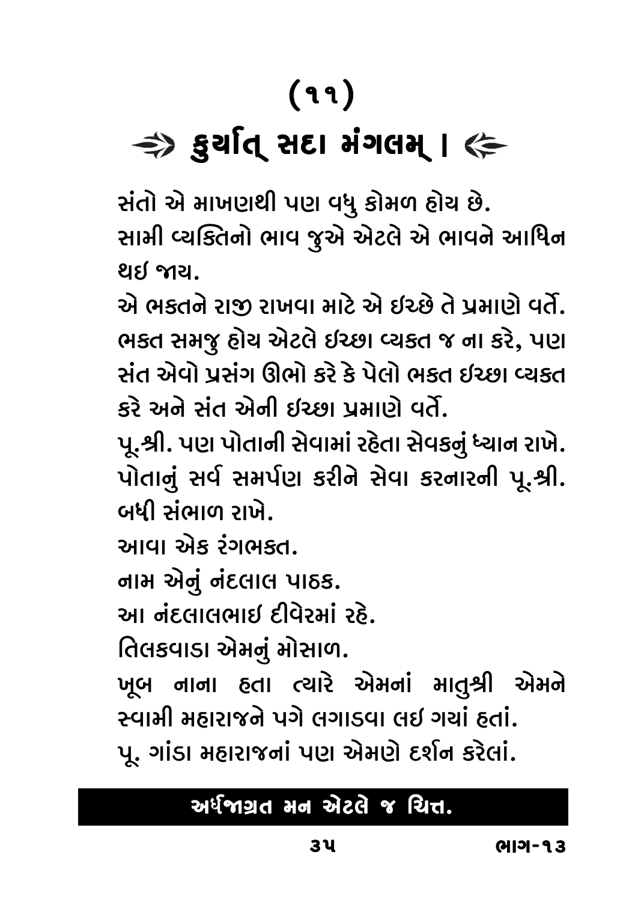# (૧૧)

## ⇛ કુર્યાત્ સદા મંગલમ્ । ⇚

સંતો એ માખણથી પણ વધુ કોમળ હોય છે.
સામી વ્યક્તિનો ભાવ જુએ એટલે એ ભાવને આધિન થઇ જાય.
એ ભક્તને રાજી રાખવા માટે એ ઇચ્છે તે પ્રમાણે વર્તે.
ભક્ત સમજુ હોય એટલે ઇચ્છા વ્યક્ત જ ના કરે, પણ સંત એવો પ્રસંગ ઊભો કરે કે પેલો ભક્ત ઇચ્છા વ્યક્ત કરે અને સંત એની ઇચ્છા પ્રમાણે વર્તે.
પૂ.શ્રી. પણ પોતાની સેવામાં રહેતા સેવકનું ધ્યાન રાખે.
પોતાનું સર્વ સમર્પણ કરીને સેવા કરનારની પૂ.શ્રી. બધી સંભાળ રાખે.
આવા એક રંગભક્ત.
નામ એનું નંદલાલ પાઠક.
આ નંદલાલભાઇ દીવેરમાં રહે.
તિલકવાડા એમનું મોસાળ.
ખૂબ નાના હતા ત્યારે એમનાં માતુશ્રી એમને સ્વામી મહારાજને પગે લગાડવા લઇ ગયાં હતાં.
પૂ. ગાંડા મહારાજનાં પણ એમણે દર્શન કરેલાં.

**અર્ધજાગ્રત મન એટલે જ ચિત્ત.**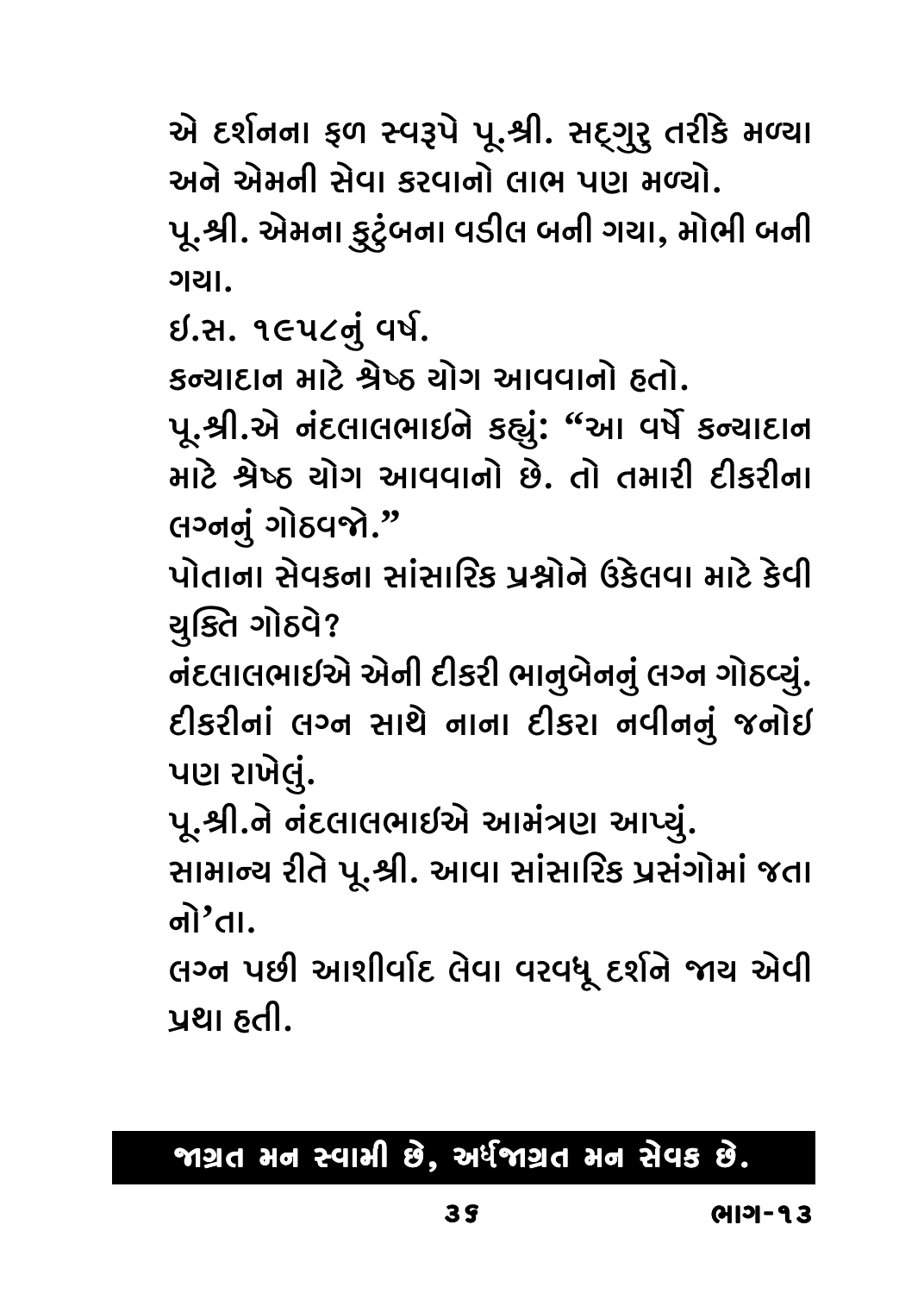એ દર્શનના ફળ સ્વરૂપે પૂ.શ્રી. સદ્‌ગુરુ તરીકે મળ્યા અને એમની સેવા કરવાનો લાભ પણ મળ્યો.

પૂ.શ્રી. એમના કુટુંબના વડીલ બની ગયા, મોભી બની ગયા.

ઈ.સ. ૧૯૫૮નું વર્ષ.

કન્યાદાન માટે શ્રેષ્ઠ યોગ આવવાનો હતો.

પૂ.શ્રી.એ નંદલાલભાઈને કહ્યું: "આ વર્ષે કન્યાદાન માટે શ્રેષ્ઠ યોગ આવવાનો છે. તો તમારી દીકરીના લગ્નનું ગોઠવજો."

પોતાના સેવકના સાંસારિક પ્રશ્નોને ઉકેલવા માટે કેવી યુક્તિ ગોઠવે?

નંદલાલભાઈએ એની દીકરી ભાનુબેનનું લગ્ન ગોઠવ્યું. દીકરીનાં લગ્ન સાથે નાના દીકરા નવીનનું જનોઈ પણ રાખેલું.

પૂ.શ્રી.ને નંદલાલભાઈએ આમંત્રણ આપ્યું.

સામાન્ય રીતે પૂ.શ્રી. આવા સાંસારિક પ્રસંગોમાં જતા નો'તા.

લગ્ન પછી આશીર્વાદ લેવા વરવધૂ દર્શને જાય એવી પ્રથા હતી.

**જાગ્રત મન સ્વામી છે, અર્ધજાગ્રત મન સેવક છે.**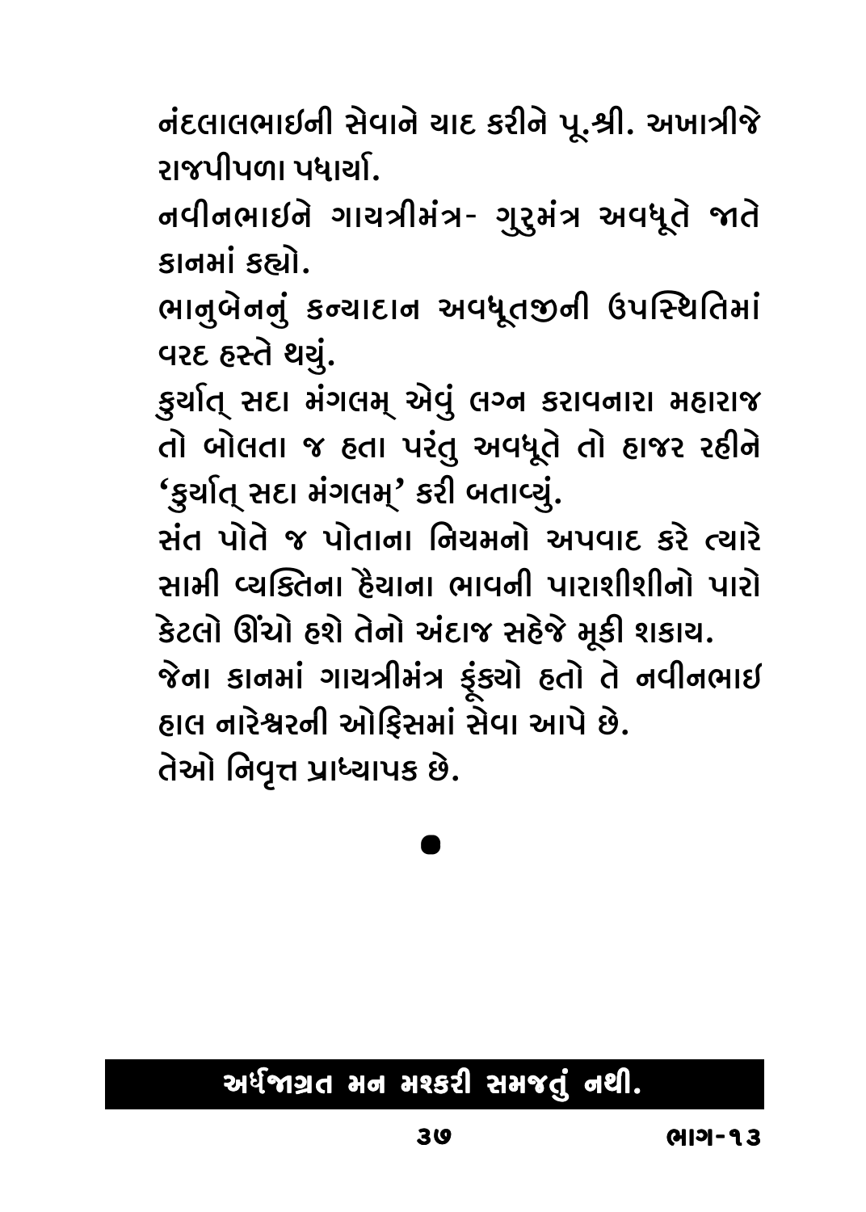નંદલાલભાઇની સેવાને યાદ કરીને પૂ.શ્રી. અખાત્રીજે રાજપીપળા પધાર્યા.

નવીનભાઇને ગાયત્રીમંત્ર- ગુરુમંત્ર અવધૂતે જાતે કાનમાં કહ્યો.

ભાનુબેનનું કન્યાદાન અવધૂતજીની ઉપસ્થિતિમાં વરદ હસ્તે થયું.

કુર્યાત્ સદા મંગલમ્ એવું લગ્ન કરાવનારા મહારાજ તો બોલતા જ હતા પરંતુ અવધૂતે તો હાજર રહીને 'કુર્યાત્ સદા મંગલમ્' કરી બતાવ્યું.

સંત પોતે જ પોતાના નિયમનો અપવાદ કરે ત્યારે સામી વ્યક્તિના હૈયાના ભાવની પારાશીશીનો પારો કેટલો ઊંચો હશે તેનો અંદાજ સહેજે મૂકી શકાય.

જેના કાનમાં ગાયત્રીમંત્ર ફૂંક્યો હતો તે નવીનભાઇ હાલ નારેશ્વરની ઓફિસમાં સેવા આપે છે.

તેઓ નિવૃત્ત પ્રાધ્યાપક છે.

●

**અર્ધજાગ્રત મન મશ્કરી સમજતું નથી.**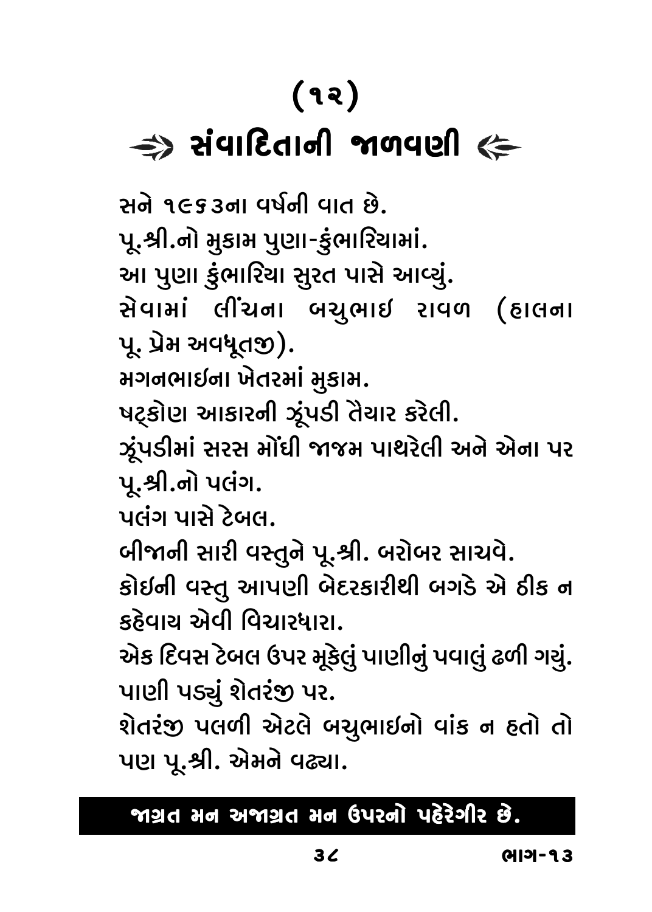# (૧૨)

## ⇒ સંવાદિતાની જાળવણી ⇐

સને ૧૯૬૩ના વર્ષની વાત છે.

પૂ.શ્રી.નો મુકામ પુણા-કુંભારિયામાં.

આ પુણા કુંભારિયા સુરત પાસે આવ્યું.

સેવામાં લીંચના બચુભાઇ રાવળ (હાલના પૂ. પ્રેમ અવધૂતજી).

મગનભાઈના ખેતરમાં મુકામ.

ષટ્કોણ આકારની ઝૂંપડી તૈયાર કરેલી.

ઝૂંપડીમાં સરસ મોંઘી જાજમ પાથરેલી અને એના પર પૂ.શ્રી.નો પલંગ.

પલંગ પાસે ટેબલ.

બીજાની સારી વસ્તુને પૂ.શ્રી. બરોબર સાચવે.

કોઇની વસ્તુ આપણી બેદરકારીથી બગડે એ ઠીક ન કહેવાય એવી વિચારધારા.

એક દિવસ ટેબલ ઉપર મૂકેલું પાણીનું પવાલું ઢળી ગયું.

પાણી પડ્યું શેતરંજી પર.

શેતરંજી પલળી એટલે બચુભાઇનો વાંક ન હતો તો પણ પૂ.શ્રી. એમને વઢ્યા.

**જાગ્રત મન અજાગ્રત મન ઉપરનો પહેરેગીર છે.**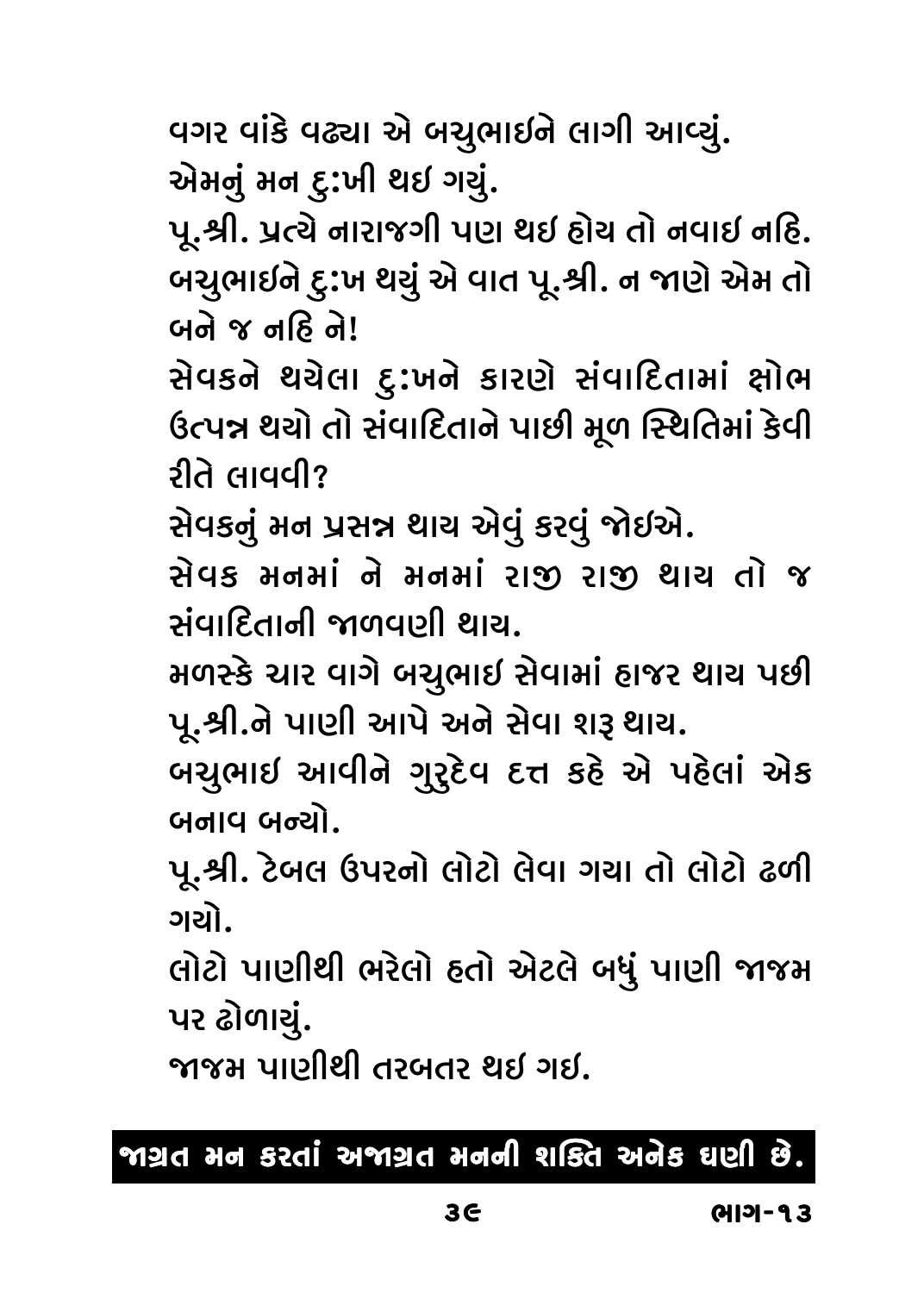વગર વાંકે વઢ્યા એ બચુભાઇને લાગી આવ્યું.
એમનું મન દુ:ખી થઇ ગયું.
પૂ.શ્રી. પ્રત્યે નારાજગી પણ થઇ હોય તો નવાઇ નહિ.
બચુભાઇને દુ:ખ થયું એ વાત પૂ.શ્રી. ન જાણે એમ તો બને જ નહિ ને!
સેવકને થયેલા દુ:ખને કારણે સંવાદિતામાં ક્ષોભ ઉત્પન્ન થયો તો સંવાદિતાને પાછી મૂળ સ્થિતિમાં કેવી રીતે લાવવી?
સેવકનું મન પ્રસન્ન થાય એવું કરવું જોઇએ.
સેવક મનમાં ને મનમાં રાજી રાજી થાય તો જ સંવાદિતાની જાળવણી થાય.
મળસ્કે ચાર વાગે બચુભાઇ સેવામાં હાજર થાય પછી પૂ.શ્રી.ને પાણી આપે અને સેવા શરૂ થાય.
બચુભાઇ આવીને ગુરુદેવ દત્ત કહે એ પહેલાં એક બનાવ બન્યો.
પૂ.શ્રી. ટેબલ ઉપરનો લોટો લેવા ગયા તો લોટો ઢળી ગયો.
લોટો પાણીથી ભરેલો હતો એટલે બધું પાણી જાજમ પર ઢોળાયું.
જાજમ પાણીથી તરબતર થઇ ગઇ.

**જાગ્રત મન કરતાં અજાગ્રત મનની શક્તિ અનેક ઘણી છે.**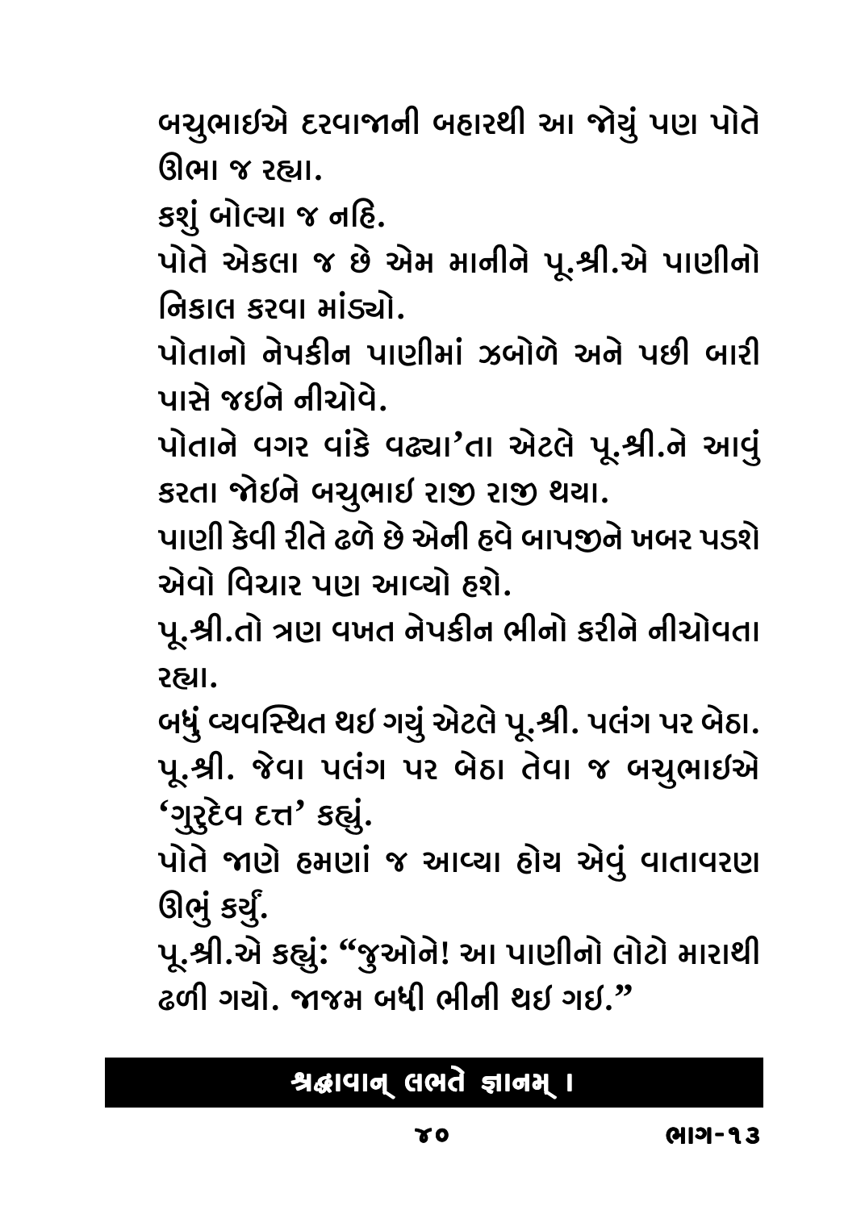બચુભાઇએ દરવાજાની બહારથી આ જોયું પણ પોતે ઊભા જ રહ્યા.

કશું બોલ્યા જ નહિ.

પોતે એકલા જ છે એમ માનીને પૂ.શ્રી.એ પાણીનો નિકાલ કરવા માંડ્યો.

પોતાનો નેપકીન પાણીમાં ઝબોળે અને પછી બારી પાસે જઇને નીચોવે.

પોતાને વગર વાંકે વઢ્યા'તા એટલે પૂ.શ્રી.ને આવું કરતા જોઇને બચુભાઇ રાજી રાજી થયા.

પાણી કેવી રીતે ઢળે છે એની હવે બાપજીને ખબર પડશે એવો વિચાર પણ આવ્યો હશે.

પૂ.શ્રી.તો ત્રણ વખત નેપકીન ભીનો કરીને નીચોવતા રહ્યા.

બધું વ્યવસ્થિત થઇ ગયું એટલે પૂ.શ્રી. પલંગ પર બેઠા.

પૂ.શ્રી. જેવા પલંગ પર બેઠા તેવા જ બચુભાઇએ 'ગુરુદેવ દત્ત' કહ્યું.

પોતે જાણે હમણાં જ આવ્યા હોય એવું વાતાવરણ ઊભું કર્યું.

પૂ.શ્રી.એ કહ્યું: "જુઓને! આ પાણીનો લોટો મારાથી ઢળી ગયો. જાજમ બધી ભીની થઇ ગઇ."

**શ્રદ્ધાવાન્ લભતે જ્ઞાનમ્ ।**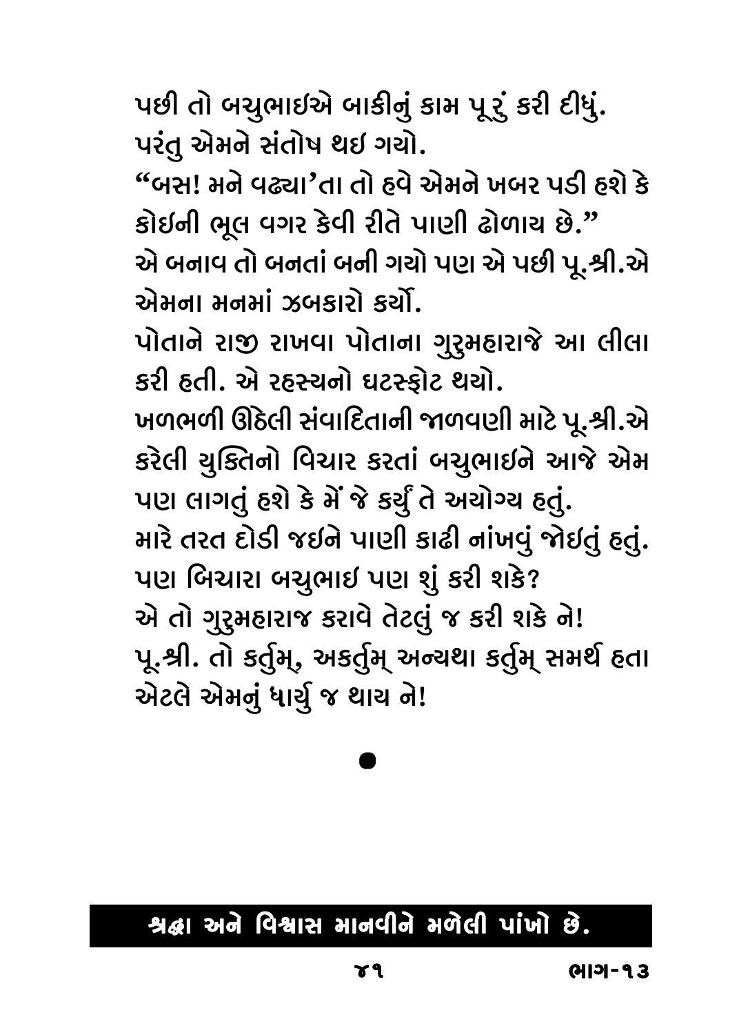પછી તો બચુભાઇએ બાકીનું કામ પૂરું કરી દીધું.
પરંતુ એમને સંતોષ થઇ ગયો.

"બસ! મને વઢ્યા'તા તો હવે એમને ખબર પડી હશે કે કોઇની ભૂલ વગર કેવી રીતે પાણી ઢોળાય છે."

એ બનાવ તો બનતાં બની ગયો પણ એ પછી પૂ.શ્રી.એ એમના મનમાં ઝબકારો કર્યો.

પોતાને રાજી રાખવા પોતાના ગુરુમહારાજે આ લીલા કરી હતી. એ રહસ્યનો ઘટસ્ફોટ થયો.

ખળભળી ઊઠેલી સંવાદિતાની જાળવણી માટે પૂ.શ્રી.એ કરેલી યુક્તિનો વિચાર કરતાં બચુભાઇને આજે એમ પણ લાગતું હશે કે મેં જે કર્યું તે અયોગ્ય હતું.

મારે તરત દોડી જઇને પાણી કાઢી નાંખવું જોઇતું હતું.

પણ બિચારા બચુભાઇ પણ શું કરી શકે?

એ તો ગુરુમહારાજ કરાવે તેટલું જ કરી શકે ને!

પૂ.શ્રી. તો કર્તુમ્, અકર્તુમ્ અન્યથા કર્તુમ્ સમર્થ હતા એટલે એમનું ધાર્યું જ થાય ને!

●

**શ્રદ્ધા અને વિશ્વાસ માનવીને મળેલી પાંખો છે.**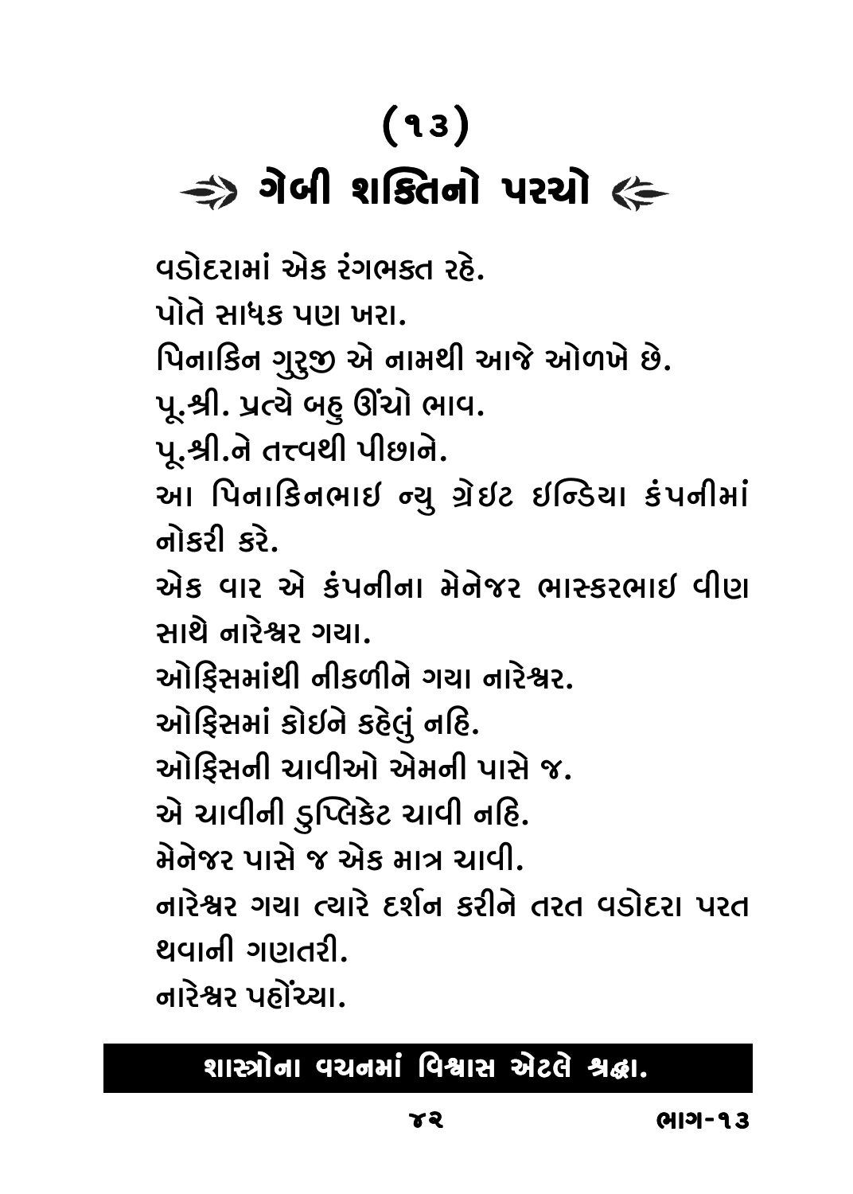# (૧૩)

## ⇛ ગેબી શક્તિનો પરચો ⇚

વડોદરામાં એક રંગભક્ત રહે.

પોતે સાધક પણ ખરા.

પિનાકિન ગુરુજી એ નામથી આજે ઓળખે છે.

પૂ.શ્રી. પ્રત્યે બહુ ઊંચો ભાવ.

પૂ.શ્રી.ને તત્ત્વથી પીછાને.

આ પિનાકિનભાઇ ન્યુ ગ્રેઇટ ઇન્ડિયા કંપનીમાં નોકરી કરે.

એક વાર એ કંપનીના મેનેજર ભાસ્કરભાઇ વીણ સાથે નારેશ્વર ગયા.

ઓફિસમાંથી નીકળીને ગયા નારેશ્વર.

ઓફિસમાં કોઇને કહેલું નહિ.

ઓફિસની ચાવીઓ એમની પાસે જ.

એ ચાવીની ડુપ્લિકેટ ચાવી નહિ.

મેનેજર પાસે જ એક માત્ર ચાવી.

નારેશ્વર ગયા ત્યારે દર્શન કરીને તરત વડોદરા પરત થવાની ગણતરી.

નારેશ્વર પહોંચ્યા.

**શાસ્ત્રોના વચનમાં વિશ્વાસ એટલે શ્રદ્ધા.**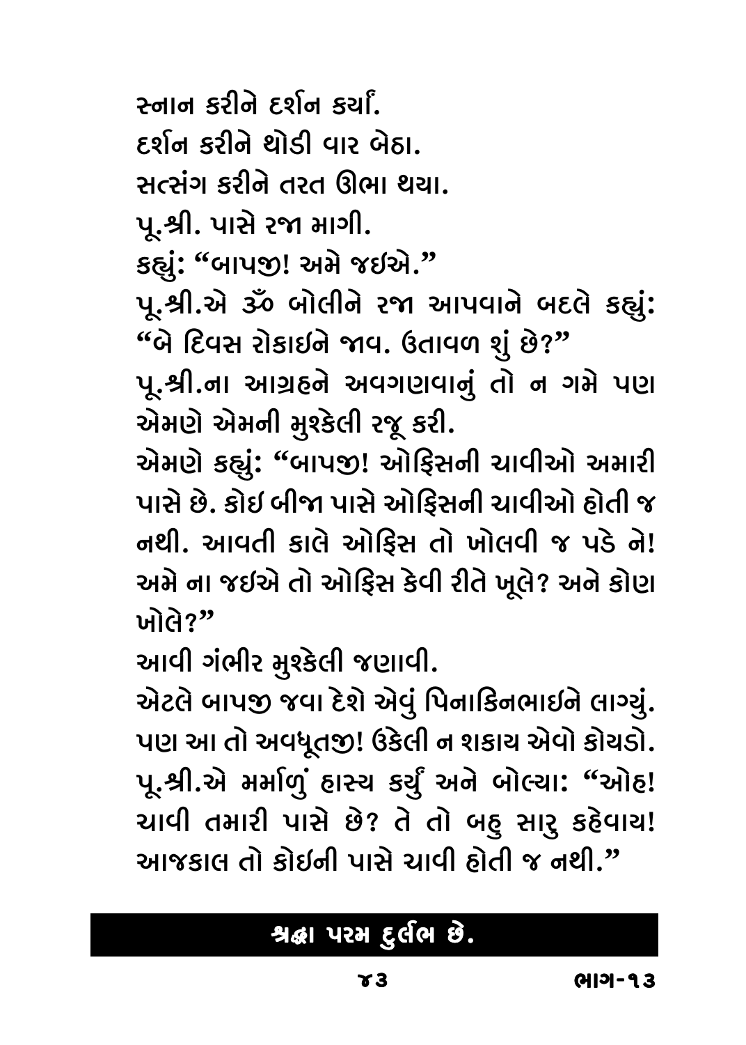સ્નાન કરીને દર્શન કર્યાં.

દર્શન કરીને થોડી વાર બેઠા.

સત્સંગ કરીને તરત ઊભા થયા.

પૂ.શ્રી. પાસે રજા માગી.

કહ્યું: "બાપજી! અમે જઇએ."

પૂ.શ્રી.એ ૐ બોલીને રજા આપવાને બદલે કહ્યું: "બે દિવસ રોકાઇને જાવ. ઉતાવળ શું છે?"

પૂ.શ્રી.ના આગ્રહને અવગણવાનું તો ન ગમે પણ એમણે એમની મુશ્કેલી રજૂ કરી.

એમણે કહ્યું: "બાપજી! ઓફિસની ચાવીઓ અમારી પાસે છે. કોઇ બીજા પાસે ઓફિસની ચાવીઓ હોતી જ નથી. આવતી કાલે ઓફિસ તો ખોલવી જ પડે ને! અમે ના જઇએ તો ઓફિસ કેવી રીતે ખૂલે? અને કોણ ખોલે?"

આવી ગંભીર મુશ્કેલી જણાવી.

એટલે બાપજી જવા દેશે એવું પિનાકિનભાઇને લાગ્યું. પણ આ તો અવધૂતજી! ઉકેલી ન શકાય એવો કોયડો. પૂ.શ્રી.એ મર્માળું હાસ્ય કર્યું અને બોલ્યા: "ઓહ! ચાવી તમારી પાસે છે? તે તો બહુ સારુ કહેવાય! આજકાલ તો કોઇની પાસે ચાવી હોતી જ નથી."

**શ્રદ્ધા પરમ દુર્લભ છે.**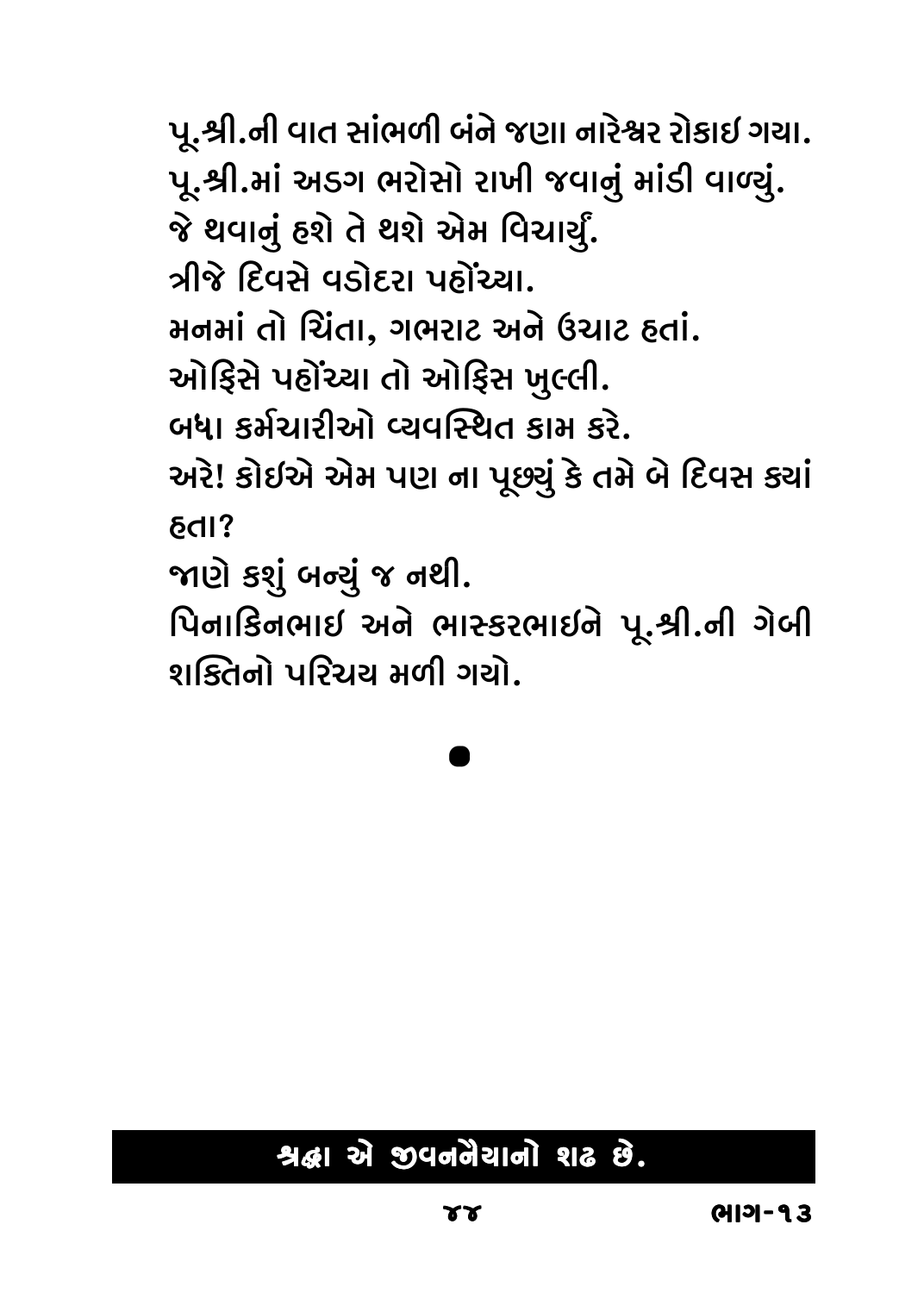પૂ.શ્રી.ની વાત સાંભળી બંને જણા નારેશ્વર રોકાઇ ગયા.
પૂ.શ્રી.માં અડગ ભરોસો રાખી જવાનું માંડી વાળ્યું.
જે થવાનું હશે તે થશે એમ વિચાર્યું.
ત્રીજે દિવસે વડોદરા પહોંચ્યા.
મનમાં તો ચિંતા, ગભરાટ અને ઉચાટ હતાં.
ઓફિસે પહોંચ્યા તો ઓફિસ ખુલ્લી.
બધા કર્મચારીઓ વ્યવસ્થિત કામ કરે.
અરે! કોઇએ એમ પણ ના પૂછ્યું કે તમે બે દિવસ ક્યાં હતા?
જાણે કશું બન્યું જ નથી.
પિનાકિનભાઇ અને ભાસ્કરભાઇને પૂ.શ્રી.ની ગેબી શક્તિનો પરિચય મળી ગયો.

●

**શ્રદ્ધા એ જીવનનૈયાનો શઢ છે.**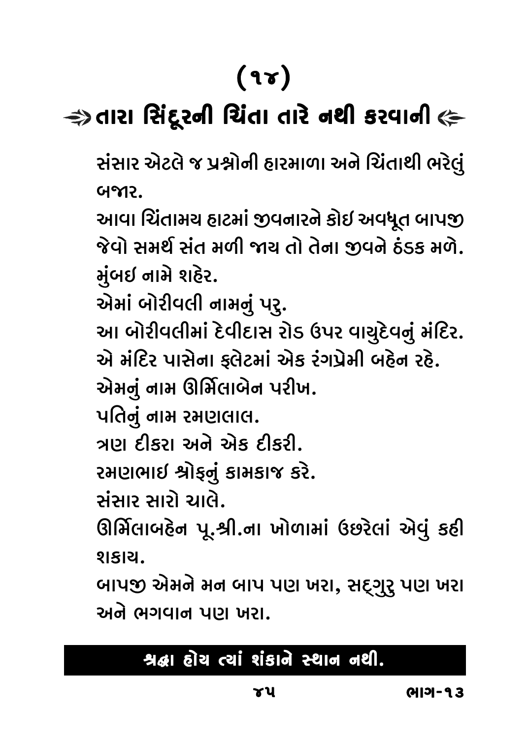# (૧૪)

## ⇛ તારા સિંદૂરની ચિંતા તારે નથી કરવાની ⇚

સંસાર એટલે જ પ્રશ્નોની હારમાળા અને ચિંતાથી ભરેલું બજાર.

આવા ચિંતામય હાટમાં જીવનારને કોઈ અવધૂત બાપજી જેવો સમર્થ સંત મળી જાય તો તેના જીવને ઠંડક મળે.

મુંબઈ નામે શહેર.

એમાં બોરીવલી નામનું પરુ.

આ બોરીવલીમાં દેવીદાસ રોડ ઉપર વાયુદેવનું મંદિર.

એ મંદિર પાસેના ફ્લેટમાં એક રંગપ્રેમી બહેન રહે.

એમનું નામ ઊર્મિલાબેન પરીખ.

પતિનું નામ રમણલાલ.

ત્રણ દીકરા અને એક દીકરી.

રમણભાઈ શ્રોફનું કામકાજ કરે.

સંસાર સારો ચાલે.

ઊર્મિલાબહેન પૂ.શ્રી.ના ખોળામાં ઉછરેલાં એવું કહી શકાય.

બાપજી એમને મન બાપ પણ ખરા, સદ્‌ગુરુ પણ ખરા અને ભગવાન પણ ખરા.

**શ્રદ્ધા હોય ત્યાં શંકાને સ્થાન નથી.**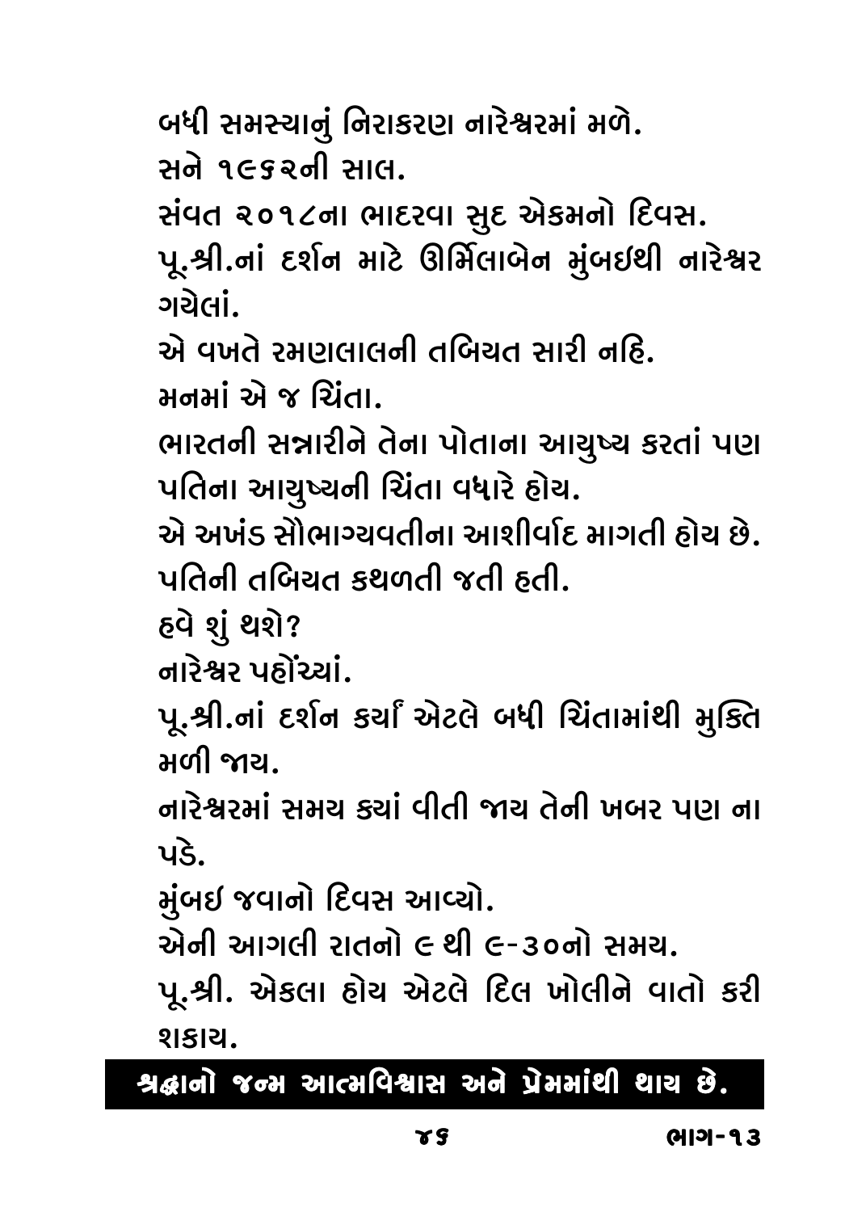બધી સમસ્યાનું નિરાકરણ નારેશ્વરમાં મળે.

સને ૧૯૬૨ની સાલ.

સંવત ૨૦૧૮ના ભાદરવા સુદ એકમનો દિવસ.

પૂ.શ્રી.નાં દર્શન માટે ઊર્મિલાબેન મુંબઇથી નારેશ્વર ગયેલાં.

એ વખતે રમણલાલની તબિયત સારી નહિ.

મનમાં એ જ ચિંતા.

ભારતની સન્નારીને તેના પોતાના આયુષ્ય કરતાં પણ પતિના આયુષ્યની ચિંતા વધારે હોય.

એ અખંડ સૌભાગ્યવતીના આશીર્વાદ માગતી હોય છે.

પતિની તબિયત કથળતી જતી હતી.

હવે શું થશે?

નારેશ્વર પહોંચ્યાં.

પૂ.શ્રી.નાં દર્શન કર્યાં એટલે બધી ચિંતામાંથી મુક્તિ મળી જાય.

નારેશ્વરમાં સમય ક્યાં વીતી જાય તેની ખબર પણ ના પડે.

મુંબઇ જવાનો દિવસ આવ્યો.

એની આગલી રાતનો ૯ થી ૯-૩૦નો સમય.

પૂ.શ્રી. એકલા હોય એટલે દિલ ખોલીને વાતો કરી શકાય.

**શ્રદ્ધાનો જન્મ આત્મવિશ્વાસ અને પ્રેમમાંથી થાય છે.**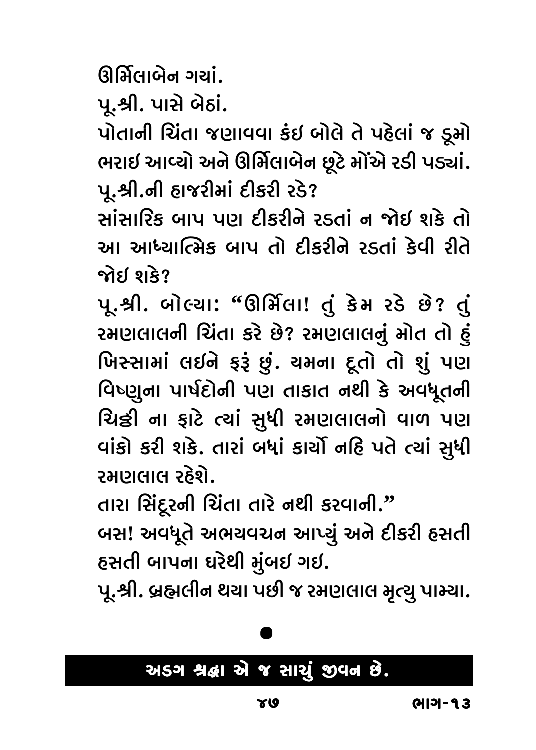ઊર્મિલાબેન ગયાં.

પૂ.શ્રી. પાસે બેઠાં.

પોતાની ચિંતા જણાવવા કંઇ બોલે તે પહેલાં જ ડૂમો ભરાઇ આવ્યો અને ઊર્મિલાબેન છૂટે મોંએ રડી પડ્યાં.

પૂ.શ્રી.ની હાજરીમાં દીકરી રડે?

સાંસારિક બાપ પણ દીકરીને રડતાં ન જોઇ શકે તો આ આધ્યાત્મિક બાપ તો દીકરીને રડતાં કેવી રીતે જોઇ શકે?

પૂ.શ્રી. બોલ્યા: "ઊર્મિલા! તું કેમ રડે છે? તું રમણલાલની ચિંતા કરે છે? રમણલાલનું મોત તો હું ખિસ્સામાં લઇને ફરૂં છું. યમના દૂતો તો શું પણ વિષ્ણુના પાર્ષદોની પણ તાકાત નથી કે અવધૂતની ચિઠ્ઠી ના ફાટે ત્યાં સુધી રમણલાલનો વાળ પણ વાંકો કરી શકે. તારાં બધાં કાર્યો નહિ પતે ત્યાં સુધી રમણલાલ રહેશે.

તારા સિંદૂરની ચિંતા તારે નથી કરવાની."

બસ! અવધૂતે અભયવચન આપ્યું અને દીકરી હસતી હસતી બાપના ઘરેથી મુંબઇ ગઇ.

પૂ.શ્રી. બ્રહ્મલીન થયા પછી જ રમણલાલ મૃત્યુ પામ્યા.

●

**અડગ શ્રદ્ધા એ જ સાચું જીવન છે.**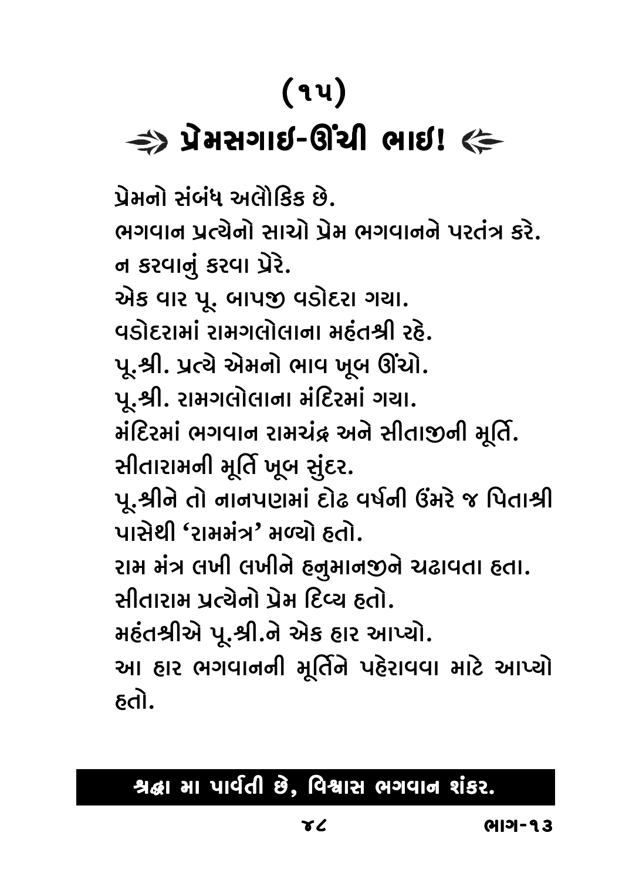# (૧૫)

## ⇛ પ્રેમસગાઈ-ઊંચી ભાઈ! ⇚

પ્રેમનો સંબંધ અલૌકિક છે.

ભગવાન પ્રત્યેનો સાચો પ્રેમ ભગવાનને પરતંત્ર કરે.

ન કરવાનું કરવા પ્રેરે.

એક વાર પૂ. બાપજી વડોદરા ગયા.

વડોદરામાં રામગલોલાના મહંતશ્રી રહે.

પૂ.શ્રી. પ્રત્યે એમનો ભાવ ખૂબ ઊંચો.

પૂ.શ્રી. રામગલોલાના મંદિરમાં ગયા.

મંદિરમાં ભગવાન રામચંદ્ર અને સીતાજીની મૂર્તિ.

સીતારામની મૂર્તિ ખૂબ સુંદર.

પૂ.શ્રીને તો નાનપણમાં દોઢ વર્ષની ઉંમરે જ પિતાશ્રી પાસેથી 'રામમંત્ર' મળ્યો હતો.

રામ મંત્ર લખી લખીને હનુમાનજીને ચઢાવતા હતા.

સીતારામ પ્રત્યેનો પ્રેમ દિવ્ય હતો.

મહંતશ્રીએ પૂ.શ્રી.ને એક હાર આપ્યો.

આ હાર ભગવાનની મૂર્તિને પહેરાવવા માટે આપ્યો હતો.

**શ્રદ્ધા મા પાર્વતી છે, વિશ્વાસ ભગવાન શંકર.**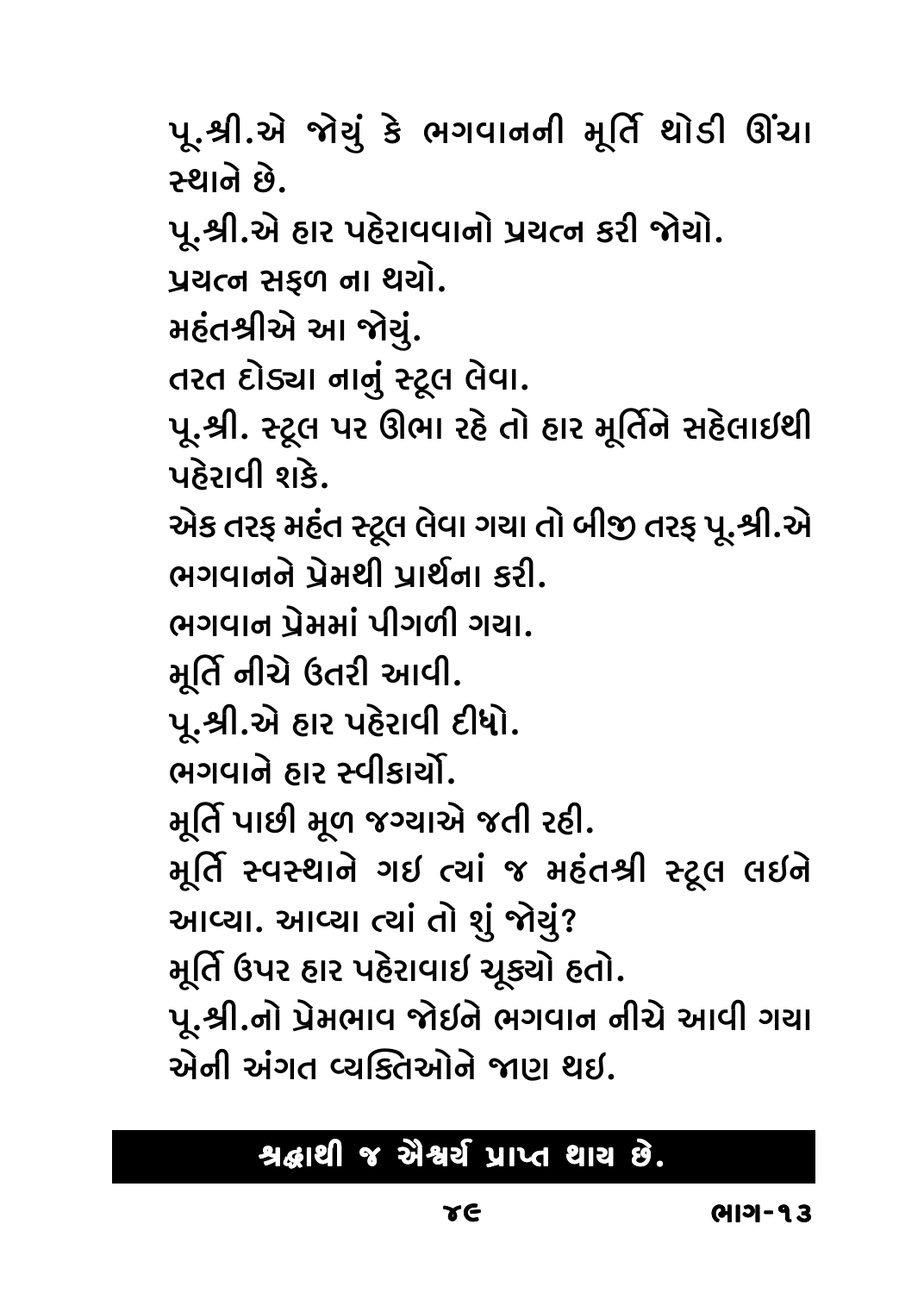પૂ.શ્રી.એ જોયું કે ભગવાનની મૂર્તિ થોડી ઊંચા સ્થાને છે.

પૂ.શ્રી.એ હાર પહેરાવવાનો પ્રયત્ન કરી જોયો.

પ્રયત્ન સફળ ના થયો.

મહંતશ્રીએ આ જોયું.

તરત દોડ્યા નાનું સ્ટૂલ લેવા.

પૂ.શ્રી. સ્ટૂલ પર ઊભા રહે તો હાર મૂર્તિને સહેલાઇથી પહેરાવી શકે.

એક તરફ મહંત સ્ટૂલ લેવા ગયા તો બીજી તરફ પૂ.શ્રી.એ ભગવાનને પ્રેમથી પ્રાર્થના કરી.

ભગવાન પ્રેમમાં પીગળી ગયા.

મૂર્તિ નીચે ઉતરી આવી.

પૂ.શ્રી.એ હાર પહેરાવી દીધો.

ભગવાને હાર સ્વીકાર્યો.

મૂર્તિ પાછી મૂળ જગ્યાએ જતી રહી.

મૂર્તિ સ્વસ્થાને ગઇ ત્યાં જ મહંતશ્રી સ્ટૂલ લઇને આવ્યા. આવ્યા ત્યાં તો શું જોયું?

મૂર્તિ ઉપર હાર પહેરાવાઇ ચૂક્યો હતો.

પૂ.શ્રી.નો પ્રેમભાવ જોઇને ભગવાન નીચે આવી ગયા એની અંગત વ્યક્તિઓને જાણ થઇ.

**શ્રદ્ધાથી જ ઐશ્વર્ય પ્રાપ્ત થાય છે.**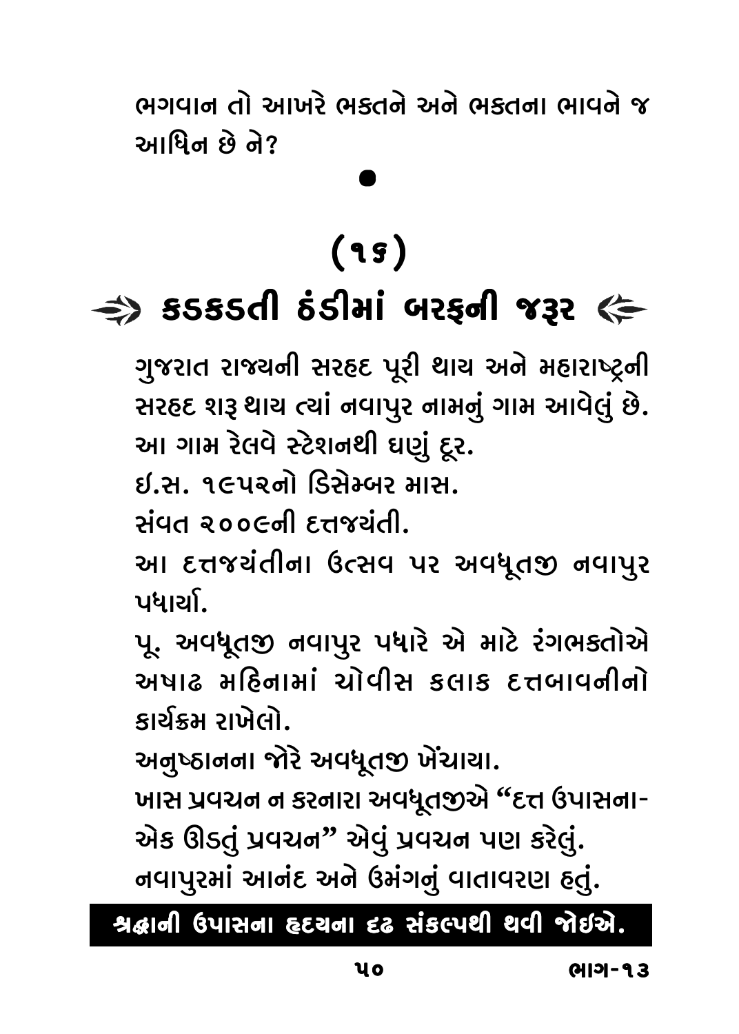ભગવાન તો આખરે ભક્તને અને ભક્તના ભાવને જ આધિન છે ને?

•

## (૧૬)

## ⇒ કડકડતી ઠંડીમાં બરફની જરૂર ⇐

ગુજરાત રાજ્યની સરહદ પૂરી થાય અને મહારાષ્ટ્રની સરહદ શરૂ થાય ત્યાં નવાપુર નામનું ગામ આવેલું છે. આ ગામ રેલવે સ્ટેશનથી ઘણું દૂર.

ઈ.સ. ૧૯૫૨નો ડિસેમ્બર માસ.

સંવત ૨૦૦૯ની દત્તજયંતી.

આ દત્તજયંતીના ઉત્સવ પર અવધૂતજી નવાપુર પધાર્યા.

પૂ. અવધૂતજી નવાપુર પધારે એ માટે રંગભક્તોએ અષાઢ મહિનામાં ચોવીસ કલાક દત્તબાવનીનો કાર્યક્રમ રાખેલો.

અનુષ્ઠાનના જોરે અવધૂતજી ખેંચાયા.

ખાસ પ્રવચન ન કરનારા અવધૂતજીએ "દત્ત ઉપાસના- એક ઊડતું પ્રવચન" એવું પ્રવચન પણ કરેલું.

નવાપુરમાં આનંદ અને ઉમંગનું વાતાવરણ હતું.

**શ્રદ્ધાની ઉપાસના હૃદયના દૃઢ સંકલ્પથી થવી જોઈએ.**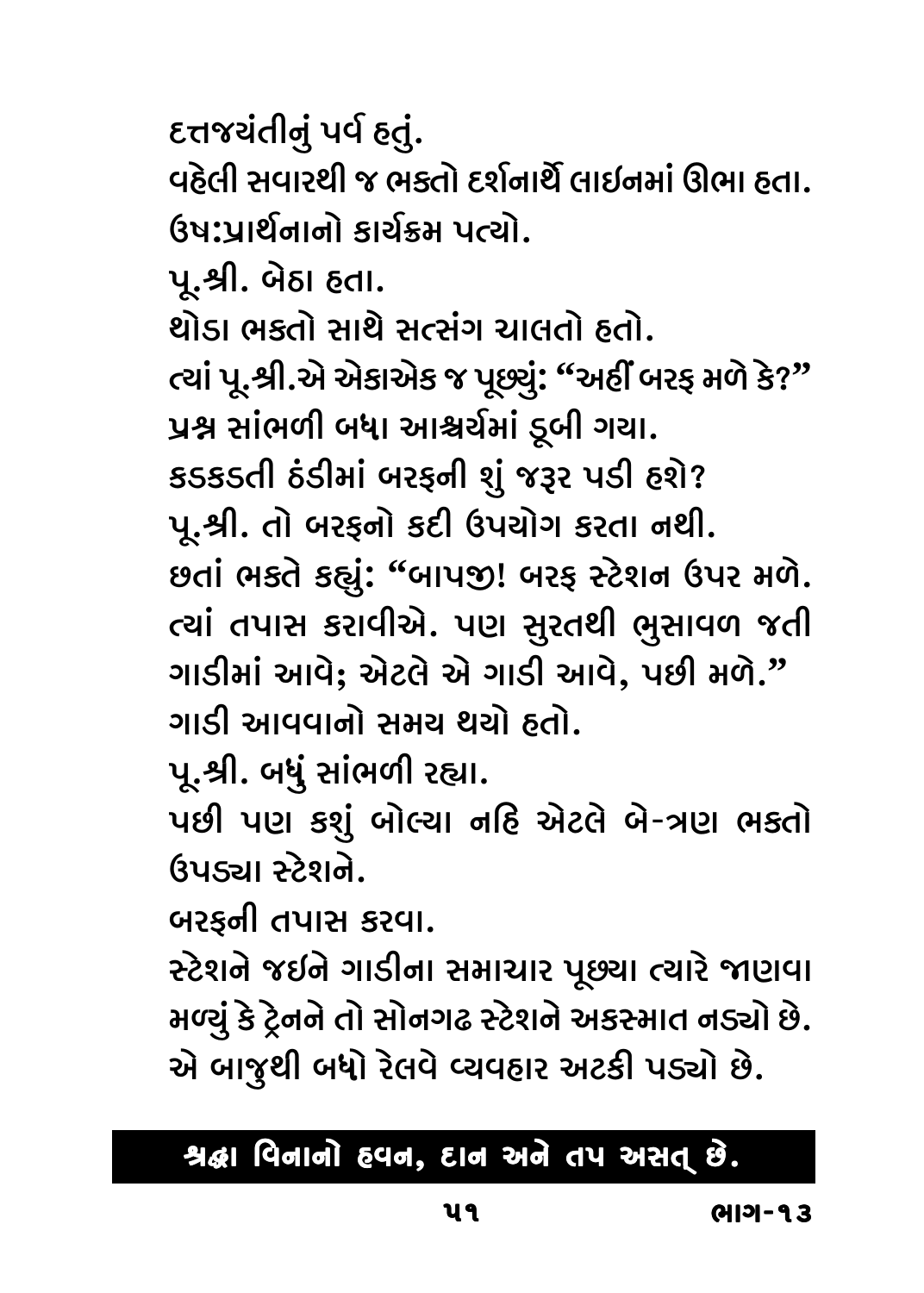દત્તજયંતીનું પર્વ હતું.

વહેલી સવારથી જ ભક્તો દર્શનાર્થે લાઇનમાં ઊભા હતા.

ઉષ:પ્રાર્થનાનો કાર્યક્રમ પત્યો.

પૂ.શ્રી. બેઠા હતા.

થોડા ભક્તો સાથે સત્સંગ ચાલતો હતો.

ત્યાં પૂ.શ્રી.એ એકાએક જ પૂછ્યું: "અહીં બરફ મળે કે?"

પ્રશ્ન સાંભળી બધા આશ્ચર્યમાં ડૂબી ગયા.

કડકડતી ઠંડીમાં બરફની શું જરૂર પડી હશે?

પૂ.શ્રી. તો બરફનો કદી ઉપયોગ કરતા નથી.

છતાં ભક્તે કહ્યું: "બાપજી! બરફ સ્ટેશન ઉપર મળે. ત્યાં તપાસ કરાવીએ. પણ સુરતથી ભુસાવળ જતી ગાડીમાં આવે; એટલે એ ગાડી આવે, પછી મળે."

ગાડી આવવાનો સમય થયો હતો.

પૂ.શ્રી. બધું સાંભળી રહ્યા.

પછી પણ કશું બોલ્યા નહિ એટલે બે-ત્રણ ભક્તો ઉપડ્યા સ્ટેશને.

બરફની તપાસ કરવા.

સ્ટેશને જઇને ગાડીના સમાચાર પૂછ્યા ત્યારે જાણવા મળ્યું કે ટ્રેનને તો સોનગઢ સ્ટેશને અકસ્માત નડ્યો છે. એ બાજુથી બધો રેલવે વ્યવહાર અટકી પડ્યો છે.

**શ્રદ્ધા વિનાનો હવન, દાન અને તપ અસત્ છે.**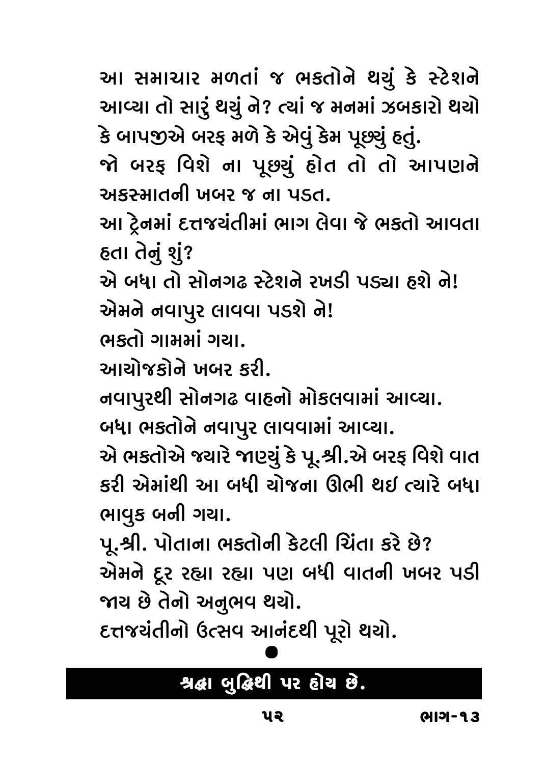આ સમાચાર મળતાં જ ભક્તોને થયું કે સ્ટેશને આવ્યા તો સારું થયું ને? ત્યાં જ મનમાં ઝબકારો થયો કે બાપજીએ બરફ મળે કે એવું કેમ પૂછ્યું હતું.

જો બરફ વિશે ના પૂછ્યું હોત તો તો આપણને અકસ્માતની ખબર જ ના પડત.

આ ટ્રેનમાં દત્તજયંતીમાં ભાગ લેવા જે ભક્તો આવતા હતા તેનું શું?

એ બધા તો સોનગઢ સ્ટેશને રખડી પડ્યા હશે ને!

એમને નવાપુર લાવવા પડશે ને!

ભક્તો ગામમાં ગયા.

આયોજકોને ખબર કરી.

નવાપુરથી સોનગઢ વાહનો મોકલવામાં આવ્યા.

બધા ભક્તોને નવાપુર લાવવામાં આવ્યા.

એ ભક્તોએ જ્યારે જાણ્યું કે પૂ.શ્રી.એ બરફ વિશે વાત કરી એમાંથી આ બધી યોજના ઊભી થઇ ત્યારે બધા ભાવુક બની ગયા.

પૂ.શ્રી. પોતાના ભક્તોની કેટલી ચિંતા કરે છે?

એમને દૂર રહ્યા રહ્યા પણ બધી વાતની ખબર પડી જાય છે તેનો અનુભવ થયો.

દત્તજયંતીનો ઉત્સવ આનંદથી પૂરો થયો.

●

**શ્રદ્ધા બુદ્ધિથી પર હોય છે.**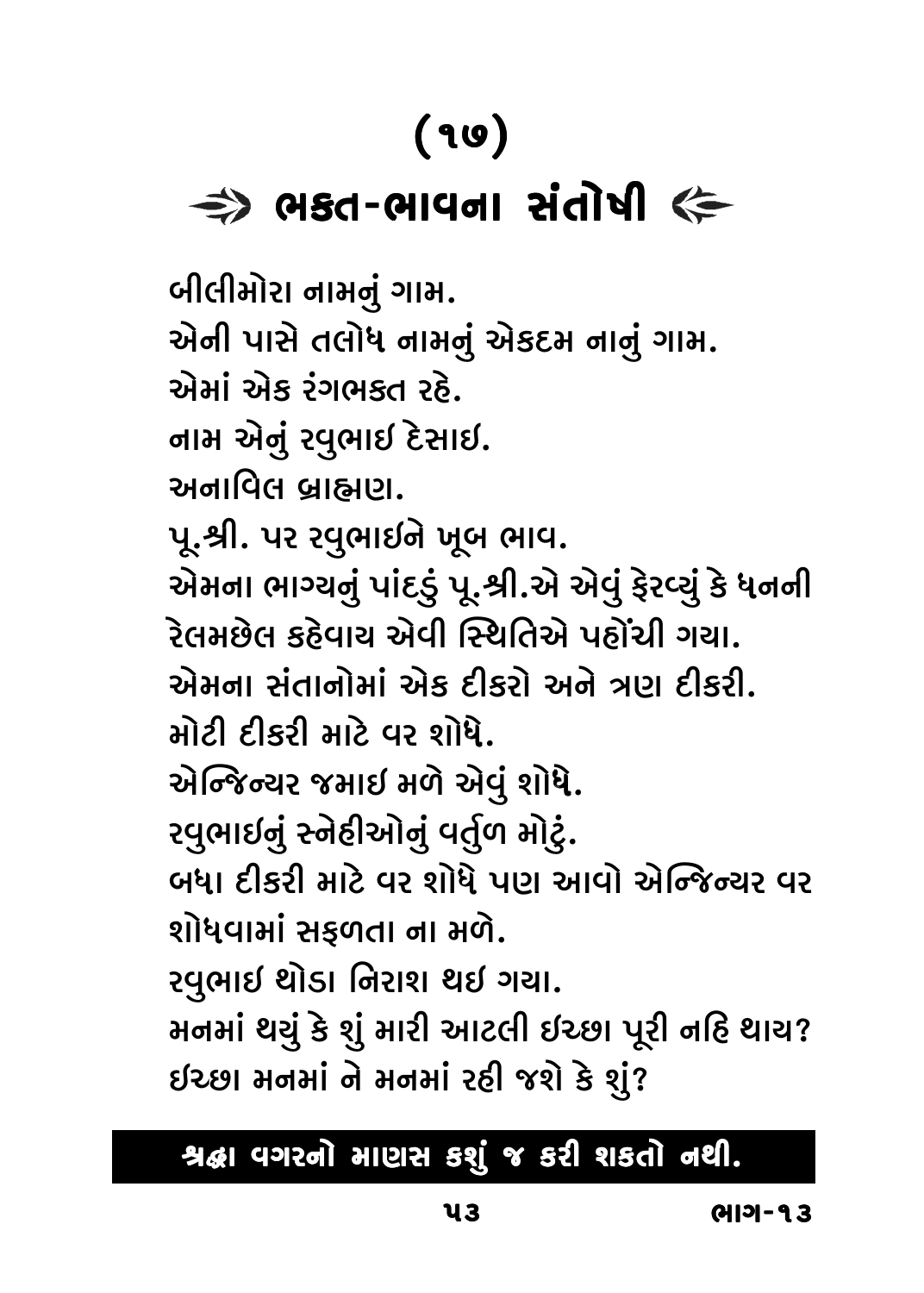# (૧૭)

## ⇛ ભક્ત-ભાવના સંતોષી ⇚

બીલીમોરા નામનું ગામ.
એની પાસે તલોધ નામનું એકદમ નાનું ગામ.
એમાં એક રંગભક્ત રહે.
નામ એનું રવુભાઇ દેસાઇ.
અનાવિલ બ્રાહ્મણ.
પૂ.શ્રી. પર રવુભાઇને ખૂબ ભાવ.
એમના ભાગ્યનું પાંદડું પૂ.શ્રી.એ એવું ફેરવ્યું કે ધનની રેલમછેલ કહેવાય એવી સ્થિતિએ પહોંચી ગયા.
એમના સંતાનોમાં એક દીકરો અને ત્રણ દીકરી.
મોટી દીકરી માટે વર શોધે.
એન્જિન્યર જમાઇ મળે એવું શોધે.
રવુભાઇનું સ્નેહીઓનું વર્તુળ મોટું.
બધા દીકરી માટે વર શોધે પણ આવો એન્જિન્યર વર શોધવામાં સફળતા ના મળે.
રવુભાઇ થોડા નિરાશ થઇ ગયા.
મનમાં થયું કે શું મારી આટલી ઇચ્છા પૂરી નહિ થાય?
ઇચ્છા મનમાં ને મનમાં રહી જશે કે શું?

**શ્રદ્ધા વગરનો માણસ કશું જ કરી શકતો નથી.**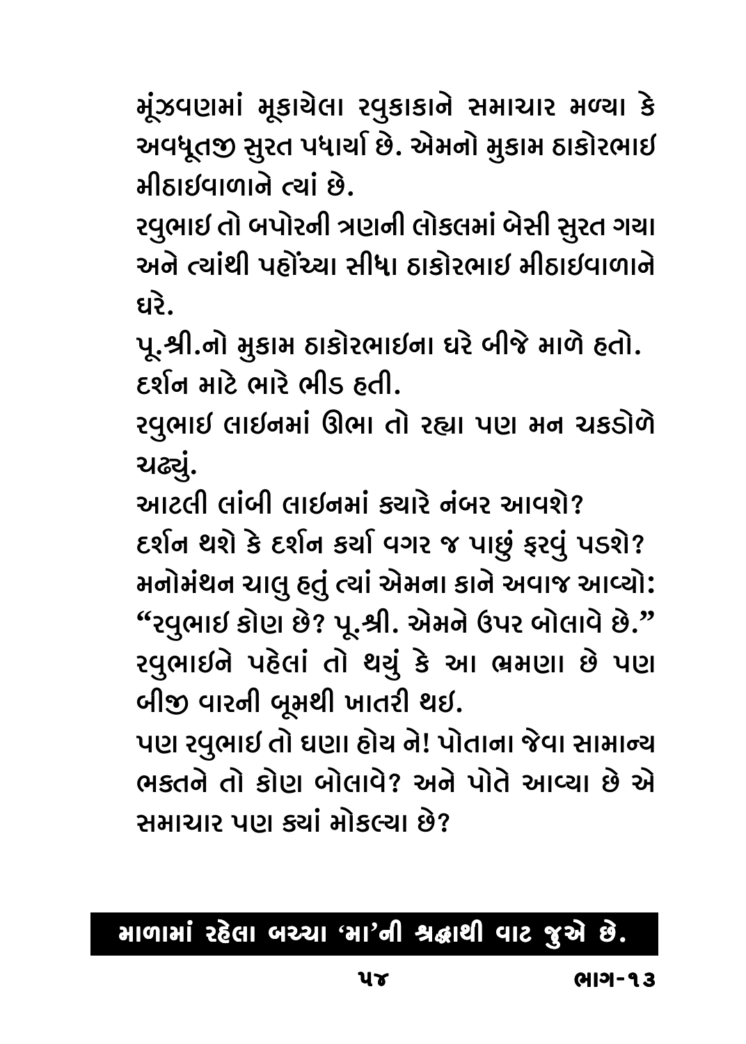મૂંઝવણમાં મૂકાયેલા રવુકાકાને સમાચાર મળ્યા કે અવધૂતજી સુરત પધાર્યા છે. એમનો મુકામ ઠાકોરભાઇ મીઠાઇવાળાને ત્યાં છે.

રવુભાઇ તો બપોરની ત્રણની લોકલમાં બેસી સુરત ગયા અને ત્યાંથી પહોંચ્યા સીધા ઠાકોરભાઇ મીઠાઇવાળાને ઘરે.

પૂ.શ્રી.નો મુકામ ઠાકોરભાઇના ઘરે બીજે માળે હતો. દર્શન માટે ભારે ભીડ હતી.

રવુભાઇ લાઇનમાં ઊભા તો રહ્યા પણ મન ચકડોળે ચઢ્યું.

આટલી લાંબી લાઇનમાં ક્યારે નંબર આવશે?

દર્શન થશે કે દર્શન કર્યા વગર જ પાછું ફરવું પડશે?

મનોમંથન ચાલુ હતું ત્યાં એમના કાને અવાજ આવ્યો:

"રવુભાઇ કોણ છે? પૂ.શ્રી. એમને ઉપર બોલાવે છે."

રવુભાઇને પહેલાં તો થયું કે આ ભ્રમણા છે પણ બીજી વારની બૂમથી ખાતરી થઇ.

પણ રવુભાઇ તો ઘણા હોય ને! પોતાના જેવા સામાન્ય ભક્તને તો કોણ બોલાવે? અને પોતે આવ્યા છે એ સમાચાર પણ ક્યાં મોકલ્યા છે?

**માળામાં રહેલા બચ્ચા 'મા'ની શ્રદ્ધાથી વાટ જુએ છે.**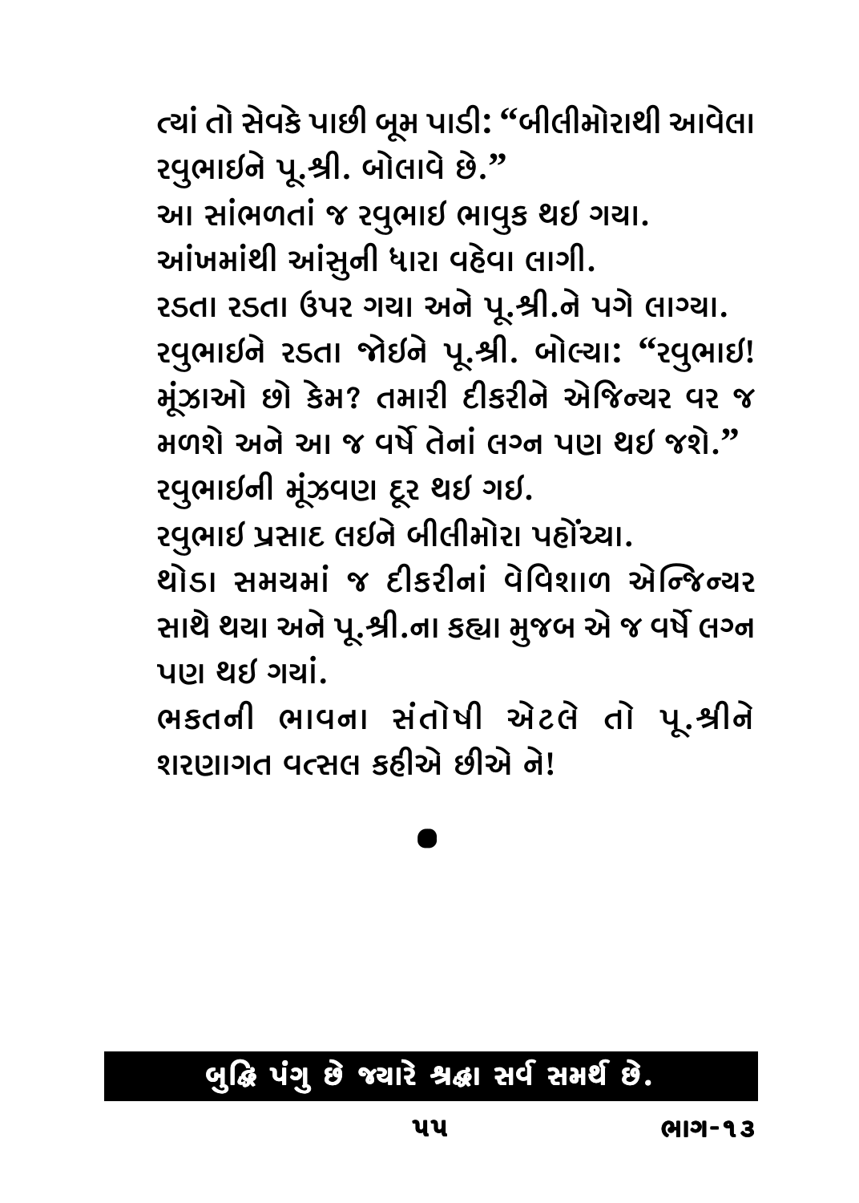ત્યાં તો સેવકે પાછી બૂમ પાડી: "બીલીમોરાથી આવેલા રવુભાઇને પૂ.શ્રી. બોલાવે છે."

આ સાંભળતાં જ રવુભાઇ ભાવુક થઇ ગયા.

આંખમાંથી આંસુની ધારા વહેવા લાગી.

રડતા રડતા ઉપર ગયા અને પૂ.શ્રી.ને પગે લાગ્યા.

રવુભાઇને રડતા જોઇને પૂ.શ્રી. બોલ્યા: "રવુભાઇ! મૂંઝાઓ છો કેમ? તમારી દીકરીને એજિન્યર વર જ મળશે અને આ જ વર્ષે તેનાં લગ્ન પણ થઇ જશે."

રવુભાઇની મૂંઝવણ દૂર થઇ ગઇ.

રવુભાઇ પ્રસાદ લઇને બીલીમોરા પહોંચ્યા.

થોડા સમયમાં જ દીકરીનાં વેવિશાળ એન્જિન્યર સાથે થયા અને પૂ.શ્રી.ના કહ્યા મુજબ એ જ વર્ષે લગ્ન પણ થઇ ગયાં.

ભક્તની ભાવના સંતોષી એટલે તો પૂ.શ્રીને શરણાગત વત્સલ કહીએ છીએ ને!

•

**બુદ્ધિ પંગુ છે જ્યારે શ્રદ્ધા સર્વ સમર્થ છે.**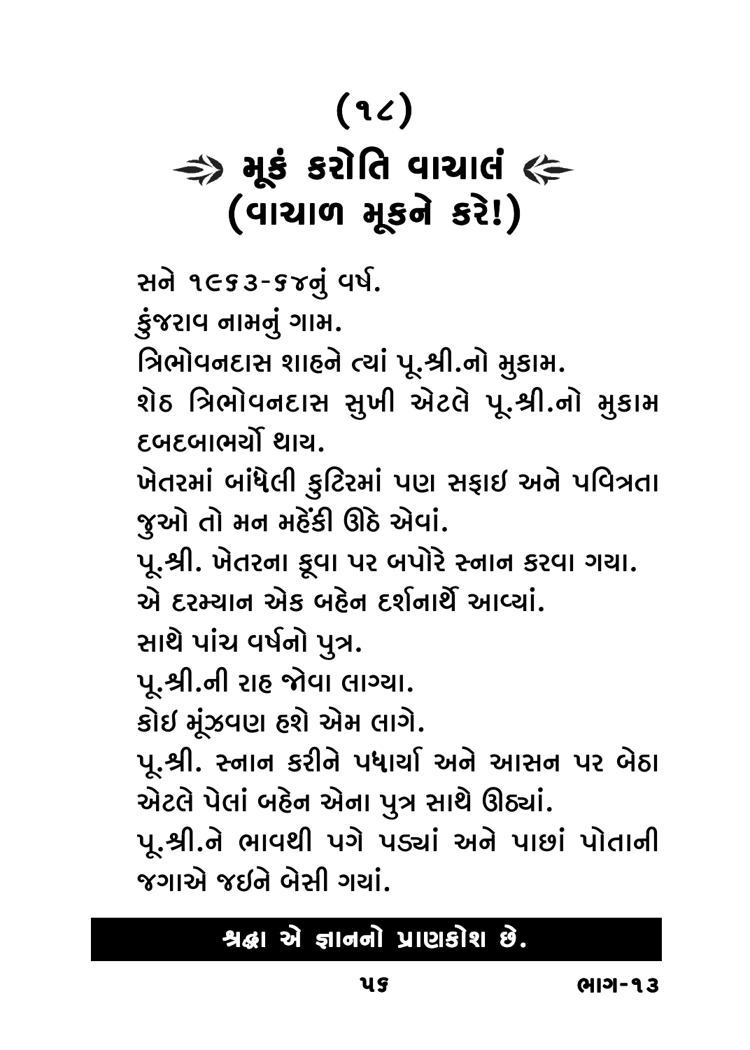# (૧૮)

# ⇛ મૂકં કરોતિ વાચાલં ⇚
# (વાચાળ મૂકને કરે!)

સને ૧૯૬૩-૬૪નું વર્ષ.

કુંજરાવ નામનું ગામ.

ત્રિભોવનદાસ શાહને ત્યાં પૂ.શ્રી.નો મુકામ.

શેઠ ત્રિભોવનદાસ સુખી એટલે પૂ.શ્રી.નો મુકામ દબદબાભર્યો થાય.

ખેતરમાં બાંધેલી કુટિરમાં પણ સફાઇ અને પવિત્રતા જુઓ તો મન મહેંકી ઊઠે એવાં.

પૂ.શ્રી. ખેતરના કૂવા પર બપોરે સ્નાન કરવા ગયા.

એ દરમ્યાન એક બહેન દર્શનાર્થે આવ્યાં.

સાથે પાંચ વર્ષનો પુત્ર.

પૂ.શ્રી.ની રાહ જોવા લાગ્યા.

કોઇ મૂંઝવણ હશે એમ લાગે.

પૂ.શ્રી. સ્નાન કરીને પધાર્યા અને આસન પર બેઠા એટલે પેલાં બહેન એના પુત્ર સાથે ઊઠ્યાં.

પૂ.શ્રી.ને ભાવથી પગે પડ્યાં અને પાછાં પોતાની જગાએ જઇને બેસી ગયાં.

**શ્રદ્ધા એ જ્ઞાનનો પ્રાણકોશ છે.**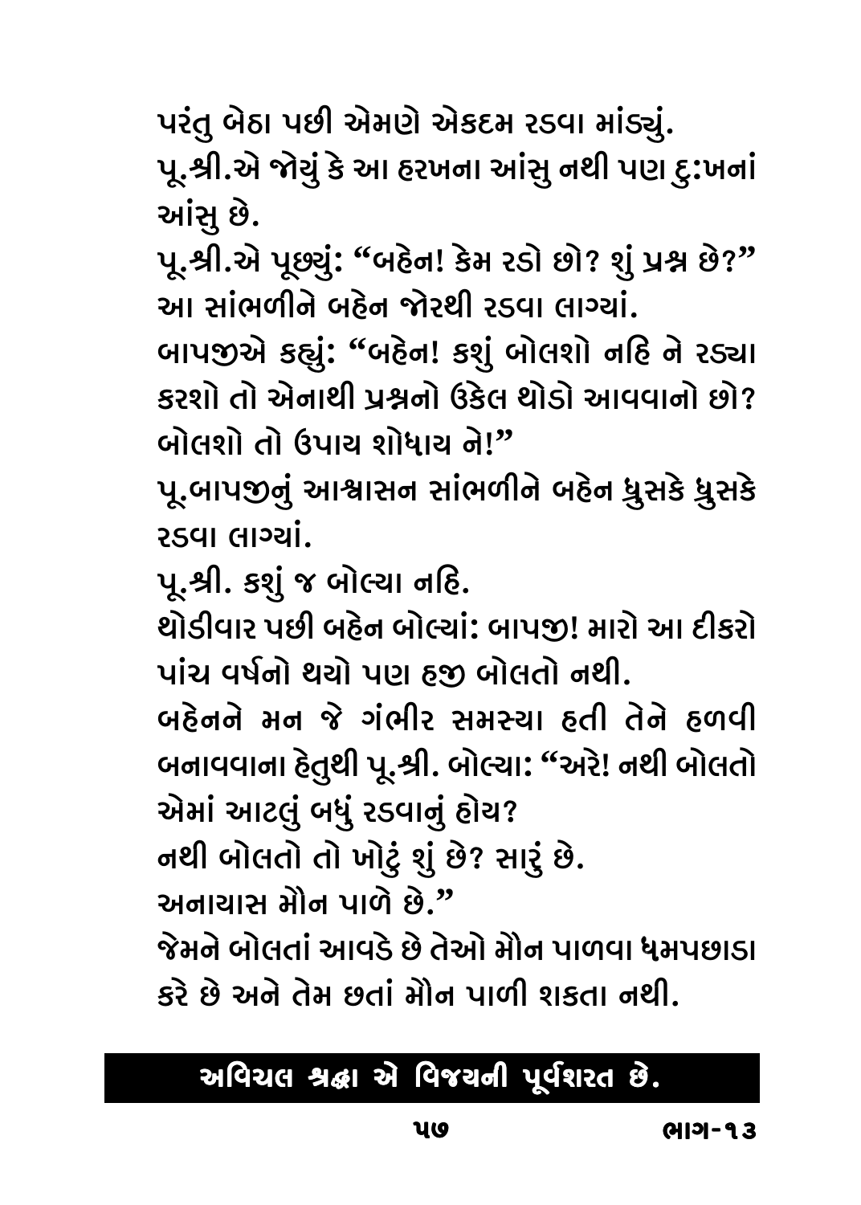પરંતુ બેઠા પછી એમણે એકદમ રડવા માંડ્યું.

પૂ.શ્રી.એ જોયું કે આ હરખના આંસુ નથી પણ દુ:ખનાં આંસુ છે.

પૂ.શ્રી.એ પૂછ્યું: "બહેન! કેમ રડો છો? શું પ્રશ્ન છે?" આ સાંભળીને બહેન જોરથી રડવા લાગ્યાં.

બાપજીએ કહ્યું: "બહેન! કશું બોલશો નહિ ને રડ્યા કરશો તો એનાથી પ્રશ્નનો ઉકેલ થોડો આવવાનો છો? બોલશો તો ઉપાય શોધાય ને!"

પૂ.બાપજીનું આશ્વાસન સાંભળીને બહેન ધ્રુસકે ધ્રુસકે રડવા લાગ્યાં.

પૂ.શ્રી. કશું જ બોલ્યા નહિ.

થોડીવાર પછી બહેન બોલ્યાં: બાપજી! મારો આ દીકરો પાંચ વર્ષનો થયો પણ હજી બોલતો નથી.

બહેનને મન જે ગંભીર સમસ્યા હતી તેને હળવી બનાવવાના હેતુથી પૂ.શ્રી. બોલ્યા: "અરે! નથી બોલતો એમાં આટલું બધું રડવાનું હોય?

નથી બોલતો તો ખોટું શું છે? સારું છે.

અનાયાસ મૌન પાળે છે."

જેમને બોલતાં આવડે છે તેઓ મૌન પાળવા ધમપછાડા કરે છે અને તેમ છતાં મૌન પાળી શકતા નથી.

**અવિચલ શ્રદ્ધા એ વિજયની પૂર્વશરત છે.**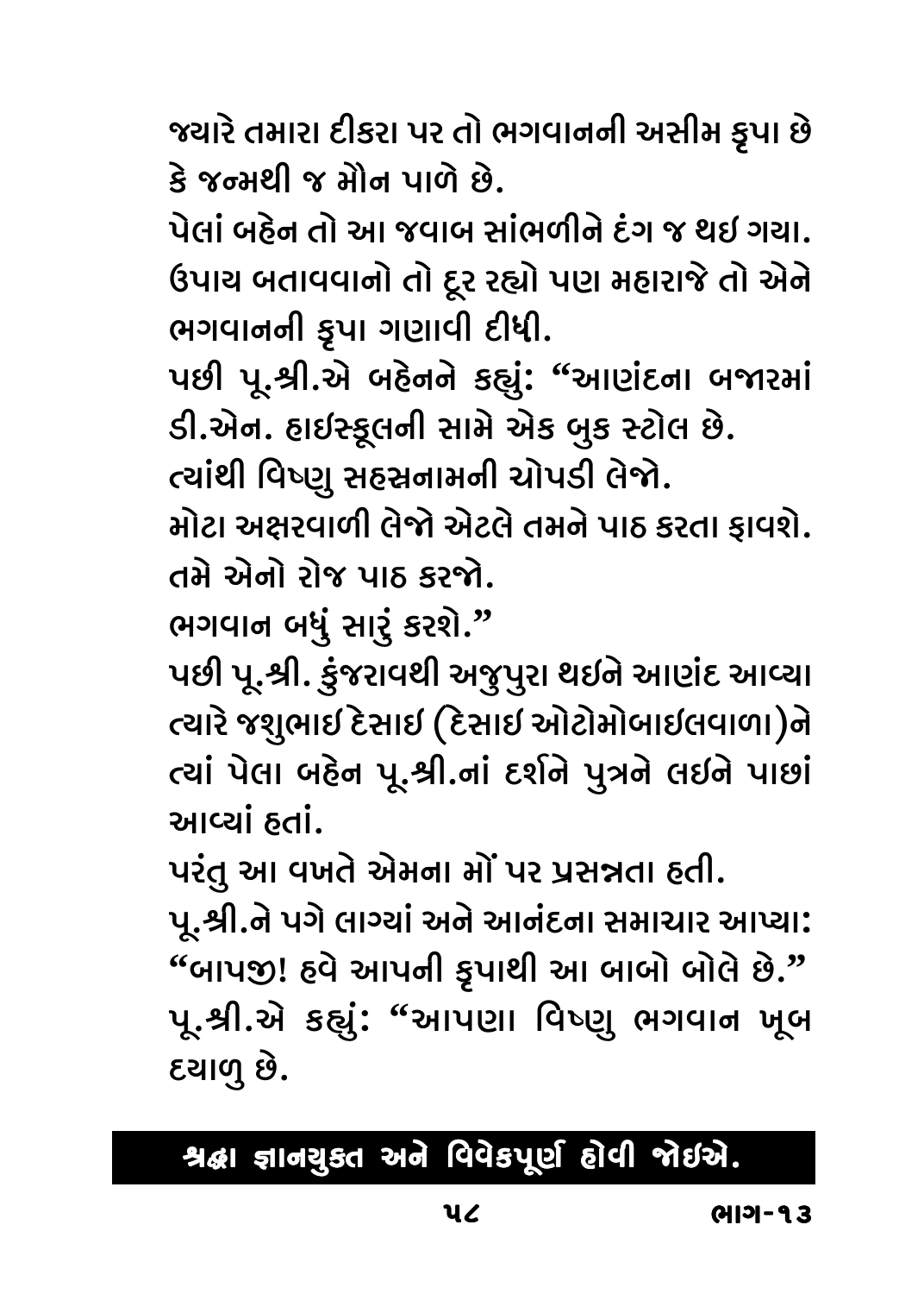જ્યારે તમારા દીકરા પર તો ભગવાનની અસીમ કૃપા છે કે જન્મથી જ મૌન પાળે છે.

પેલાં બહેન તો આ જવાબ સાંભળીને દંગ જ થઇ ગયા. ઉપાય બતાવવાનો તો દૂર રહ્યો પણ મહારાજે તો એને ભગવાનની કૃપા ગણાવી દીધી.

પછી પૂ.શ્રી.એ બહેનને કહ્યું: "આણંદના બજારમાં ડી.એન. હાઇસ્કૂલની સામે એક બુક સ્ટોલ છે.

ત્યાંથી વિષ્ણુ સહસ્રનામની ચોપડી લેજો.

મોટા અક્ષરવાળી લેજો એટલે તમને પાઠ કરતા ફાવશે.

તમે એનો રોજ પાઠ કરજો.

ભગવાન બધું સારું કરશે."

પછી પૂ.શ્રી. કુંજરાવથી અજુપુરા થઇને આણંદ આવ્યા ત્યારે જશુભાઇ દેસાઇ (દેસાઇ ઓટોમોબાઇલવાળા)ને ત્યાં પેલા બહેન પૂ.શ્રી.નાં દર્શને પુત્રને લઇને પાછાં આવ્યાં હતાં.

પરંતુ આ વખતે એમના મોં પર પ્રસન્નતા હતી.

પૂ.શ્રી.ને પગે લાગ્યાં અને આનંદના સમાચાર આપ્યા: "બાપજી! હવે આપની કૃપાથી આ બાબો બોલે છે."

પૂ.શ્રી.એ કહ્યું: "આપણા વિષ્ણુ ભગવાન ખૂબ દયાળુ છે.

**શ્રદ્ધા જ્ઞાનયુક્ત અને વિવેકપૂર્ણ હોવી જોઇએ.**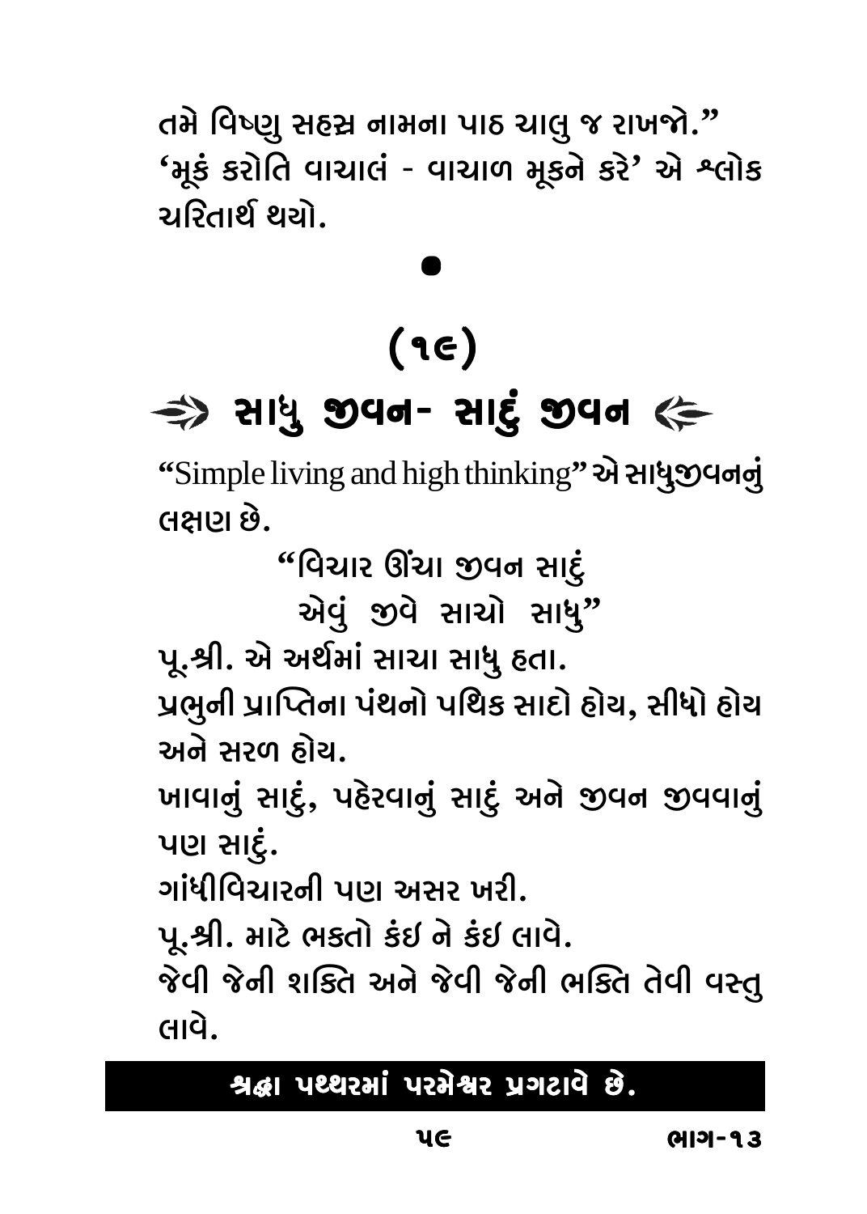તમે વિષ્ણુ સહસ્ર નામના પાઠ ચાલુ જ રાખજો."
'મૂકં કરોતિ વાચાલં - વાચાળ મૂકને કરે' એ શ્લોક ચરિતાર્થ થયો.

•

## (૧૯)

## ⇛ સાધુ જીવન- સાદું જીવન ⇚

"Simple living and high thinking" એ સાધુજીવનનું લક્ષણ છે.

"વિચાર ઊંચા જીવન સાદું
એવું જીવે સાચો સાધુ"

પૂ.શ્રી. એ અર્થમાં સાચા સાધુ હતા.

પ્રભુની પ્રાપ્તિના પંથનો પથિક સાદો હોય, સીધો હોય અને સરળ હોય.

ખાવાનું સાદું, પહેરવાનું સાદું અને જીવન જીવવાનું પણ સાદું.

ગાંધીવિચારની પણ અસર ખરી.

પૂ.શ્રી. માટે ભક્તો કંઈ ને કંઈ લાવે.

જેવી જેની શક્તિ અને જેવી જેની ભક્તિ તેવી વસ્તુ લાવે.

**શ્રદ્ધા પથ્થરમાં પરમેશ્વર પ્રગટાવે છે.**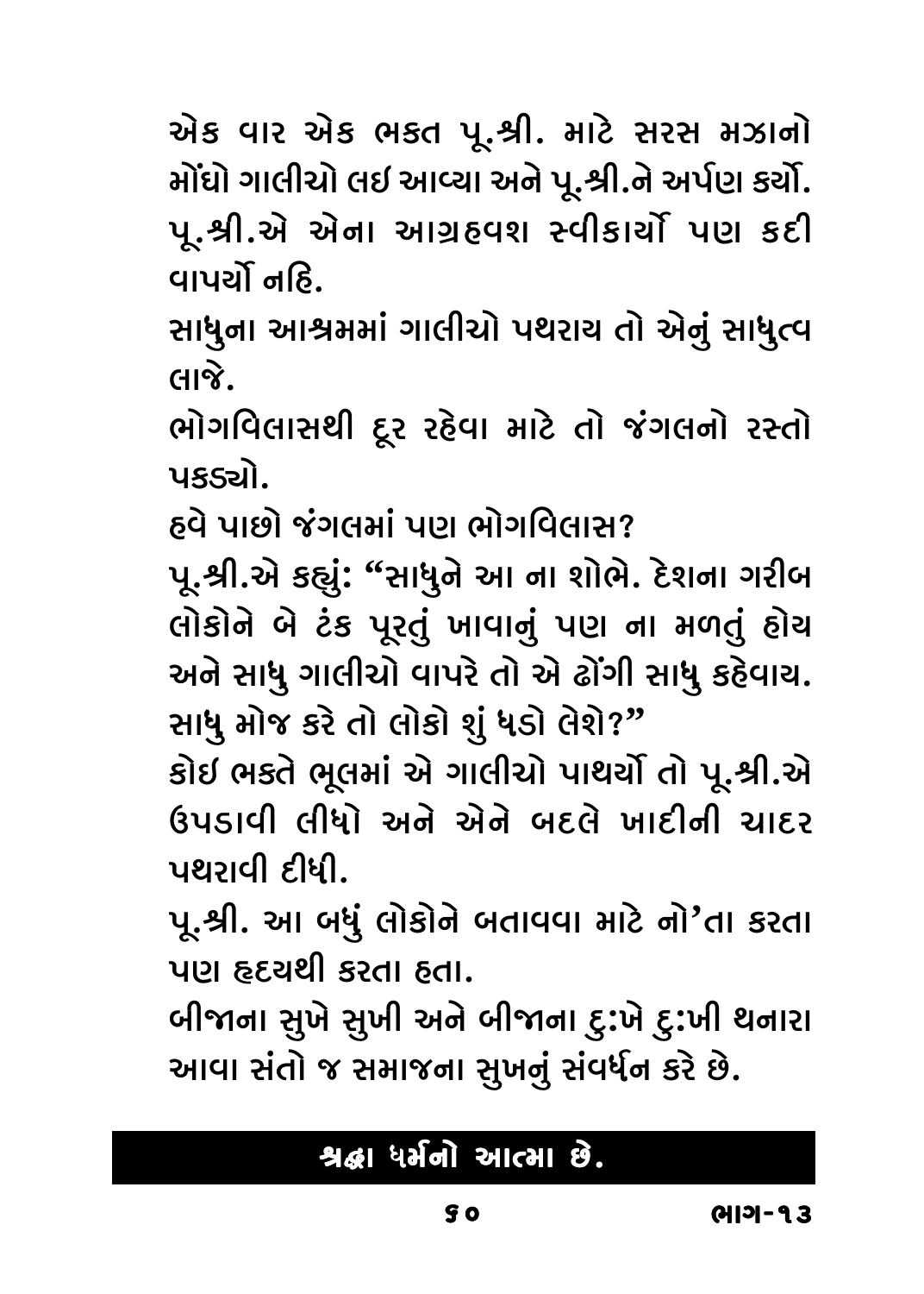એક વાર એક ભક્ત પૂ.શ્રી. માટે સરસ મઝાનો મોંઘો ગાલીચો લઈ આવ્યા અને પૂ.શ્રી.ને અર્પણ કર્યો. પૂ.શ્રી.એ એના આગ્રહવશ સ્વીકાર્યો પણ કદી વાપર્યો નહિ.

સાધુના આશ્રમમાં ગાલીચો પથરાય તો એનું સાધુત્વ લાજે.

ભોગવિલાસથી દૂર રહેવા માટે તો જંગલનો રસ્તો પકડ્યો.

હવે પાછો જંગલમાં પણ ભોગવિલાસ?

પૂ.શ્રી.એ કહ્યું: "સાધુને આ ના શોભે. દેશના ગરીબ લોકોને બે ટંક પૂરતું ખાવાનું પણ ના મળતું હોય અને સાધુ ગાલીચો વાપરે તો એ ઢોંગી સાધુ કહેવાય. સાધુ મોજ કરે તો લોકો શું ધડો લેશે?"

કોઈ ભક્તે ભૂલમાં એ ગાલીચો પાથર્યો તો પૂ.શ્રી.એ ઉપડાવી લીધો અને એને બદલે ખાદીની ચાદર પથરાવી દીધી.

પૂ.શ્રી. આ બધું લોકોને બતાવવા માટે નો'તા કરતા પણ હૃદયથી કરતા હતા.

બીજાના સુખે સુખી અને બીજાના દુ:ખે દુ:ખી થનારા આવા સંતો જ સમાજના સુખનું સંવર્ધન કરે છે.

**શ્રદ્ધા ધર્મનો આત્મા છે.**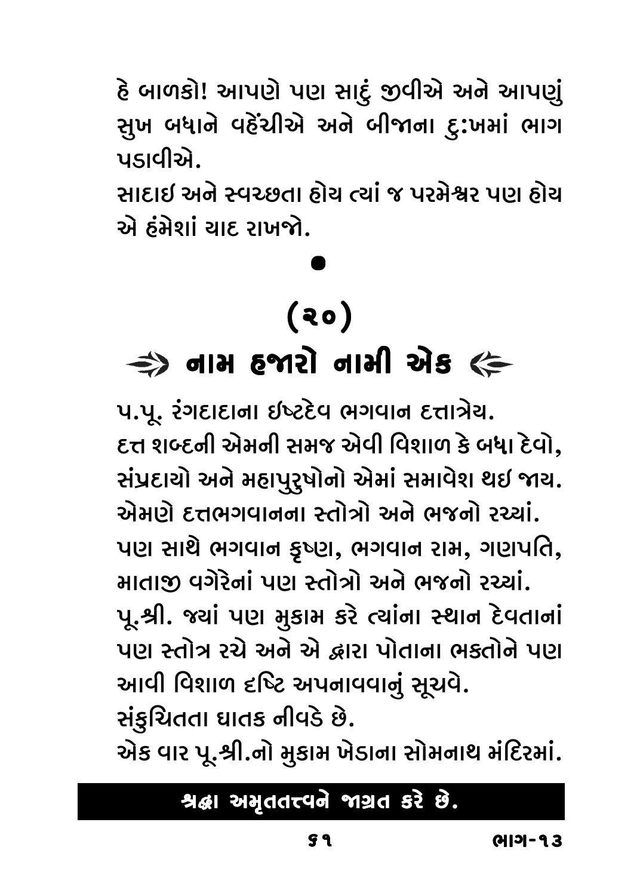હે બાળકો! આપણે પણ સાદું જીવીએ અને આપણું સુખ બધાને વહેંચીએ અને બીજાના દુઃખમાં ભાગ પડાવીએ.

સાદાઈ અને સ્વચ્છતા હોય ત્યાં જ પરમેશ્વર પણ હોય એ હંમેશાં યાદ રાખજો.

•

## (૨૦)

## ⇛ નામ હજારો નામી એક ⇚

પ.પૂ. રંગદાદાના ઈષ્ટદેવ ભગવાન દત્તાત્રેય.

દત્ત શબ્દની એમની સમજ એવી વિશાળ કે બધા દેવો, સંપ્રદાયો અને મહાપુરુષોનો એમાં સમાવેશ થઈ જાય.

એમણે દત્તભગવાનના સ્તોત્રો અને ભજનો રચ્યાં.

પણ સાથે ભગવાન કૃષ્ણ, ભગવાન રામ, ગણપતિ, માતાજી વગેરેનાં પણ સ્તોત્રો અને ભજનો રચ્યાં.

પૂ.શ્રી. જ્યાં પણ મુકામ કરે ત્યાંના સ્થાન દેવતાનાં પણ સ્તોત્ર રચે અને એ દ્વારા પોતાના ભક્તોને પણ આવી વિશાળ દૃષ્ટિ અપનાવવાનું સૂચવે.

સંકુચિતતા ઘાતક નીવડે છે.

એક વાર પૂ.શ્રી.નો મુકામ ખેડાના સોમનાથ મંદિરમાં.

**શ્રદ્ધા અમૃતતત્ત્વને જાગ્રત કરે છે.**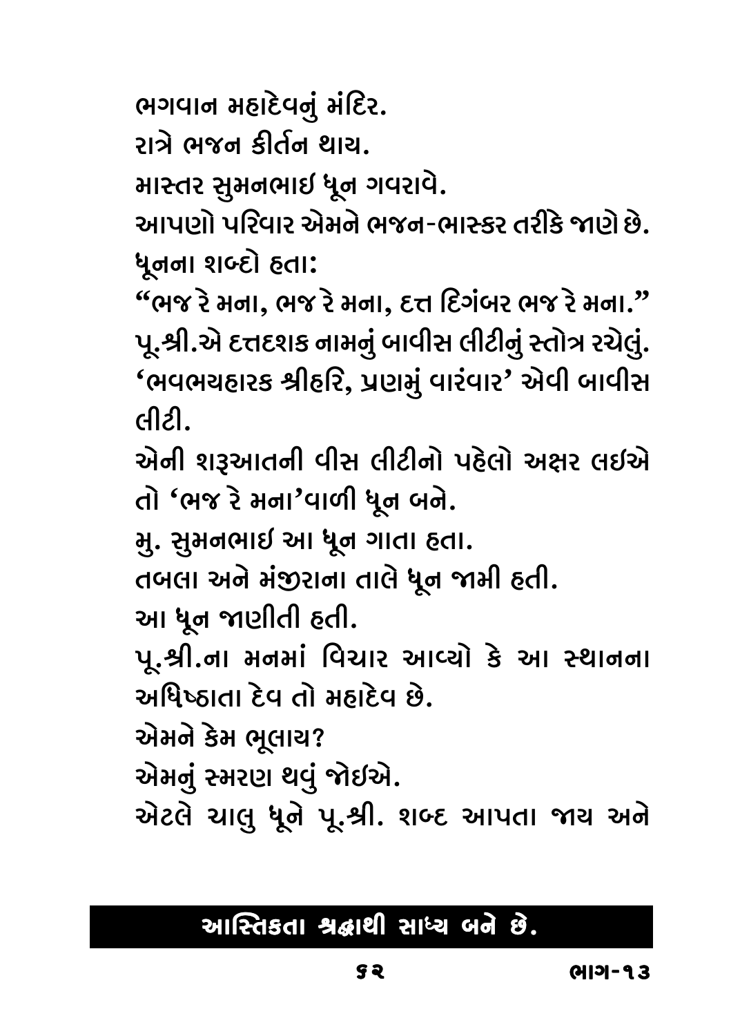ભગવાન મહાદેવનું મંદિર.

રાત્રે ભજન કીર્તન થાય.

માસ્તર સુમનભાઈ ધૂન ગવરાવે.

આપણો પરિવાર એમને ભજન-ભાસ્કર તરીકે જાણે છે.

ધૂનના શબ્દો હતા:

"ભજ રે મના, ભજ રે મના, દત્ત દિગંબર ભજ રે મના."

પૂ.શ્રી.એ દત્તદશક નામનું બાવીસ લીટીનું સ્તોત્ર રચેલું. 'ભવભયહારક શ્રીહરિ, પ્રણમું વારંવાર' એવી બાવીસ લીટી.

એની શરૂઆતની વીસ લીટીનો પહેલો અક્ષર લઈએ તો 'ભજ રે મના'વાળી ધૂન બને.

મુ. સુમનભાઈ આ ધૂન ગાતા હતા.

તબલા અને મંજીરાના તાલે ધૂન જામી હતી.

આ ધૂન જાણીતી હતી.

પૂ.શ્રી.ના મનમાં વિચાર આવ્યો કે આ સ્થાનના અધિષ્ઠાતા દેવ તો મહાદેવ છે.

એમને કેમ ભૂલાય?

એમનું સ્મરણ થવું જોઈએ.

એટલે ચાલુ ધૂને પૂ.શ્રી. શબ્દ આપતા જાય અને

**આસ્તિકતા શ્રદ્ધાથી સાધ્ય બને છે.**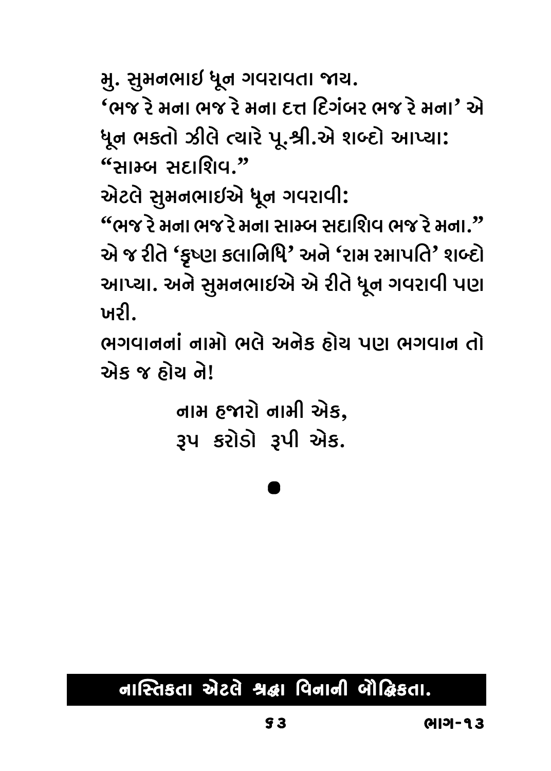મુ. સુમનભાઈ ધૂન ગવરાવતા જાય.

'ભજ રે મના ભજ રે મના દત્ત દિગંબર ભજ રે મના' એ ધૂન ભક્તો ઝીલે ત્યારે પૂ.શ્રી.એ શબ્દો આપ્યા: "સામ્બ સદાશિવ."

એટલે સુમનભાઈએ ધૂન ગવરાવી:

"ભજ રે મના ભજ રે મના સામ્બ સદાશિવ ભજ રે મના."

એ જ રીતે 'કૃષ્ણ કલાનિધિ' અને 'રામ રમાપતિ' શબ્દો આપ્યા. અને સુમનભાઈએ એ રીતે ધૂન ગવરાવી પણ ખરી.

ભગવાનનાં નામો ભલે અનેક હોય પણ ભગવાન તો એક જ હોય ને!

> નામ હજારો નામી એક,
> રૂપ કરોડો રૂપી એક.

●

**નાસ્તિકતા એટલે શ્રદ્ધા વિનાની બૌદ્ધિકતા.**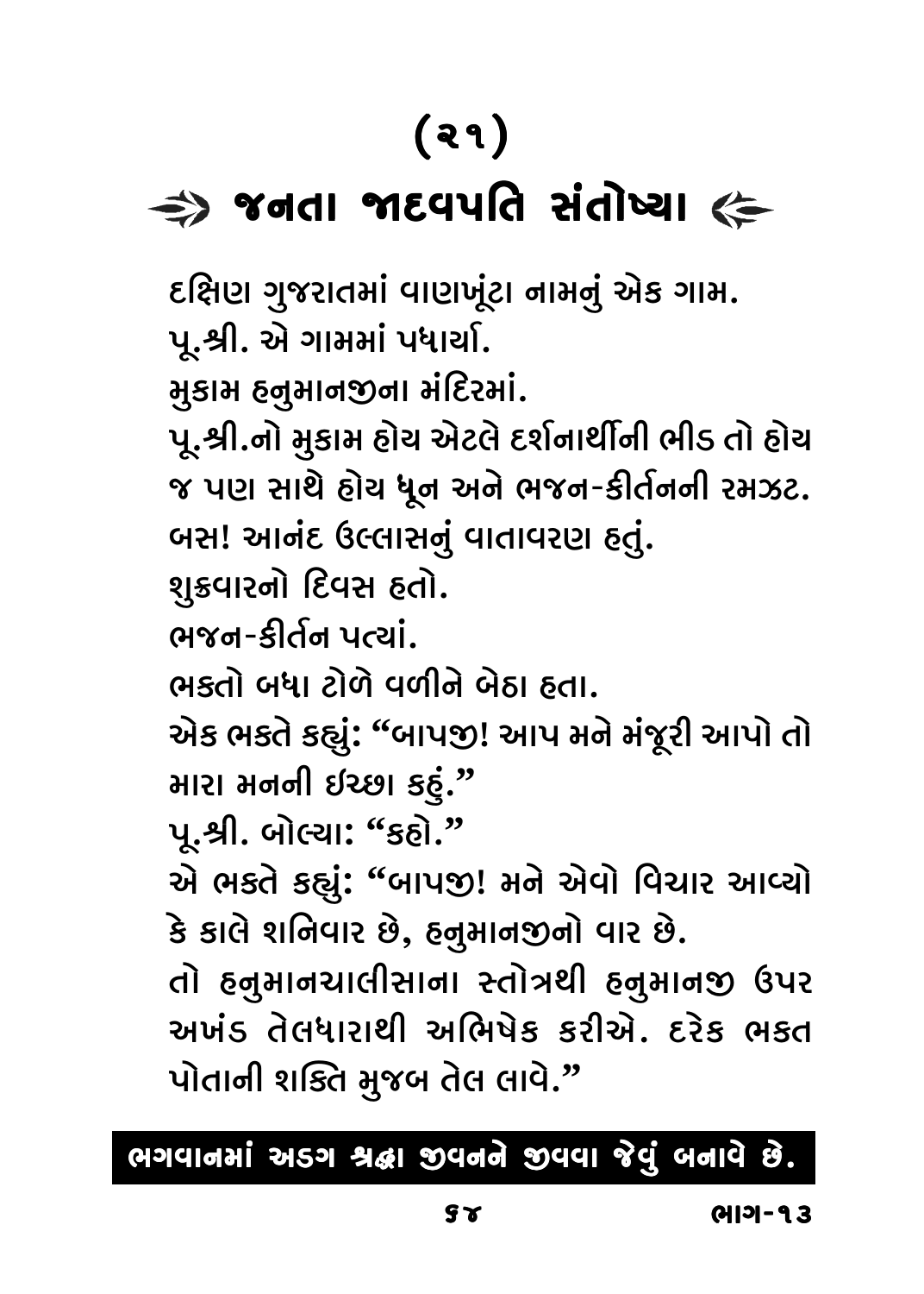# (૨૧)

## જનતા જાદવપતિ સંતોષ્યા

દક્ષિણ ગુજરાતમાં વાણખૂંટા નામનું એક ગામ.
પૂ.શ્રી. એ ગામમાં પધાર્યા.
મુકામ હનુમાનજીના મંદિરમાં.
પૂ.શ્રી.નો મુકામ હોય એટલે દર્શનાર્થીની ભીડ તો હોય જ પણ સાથે હોય ધૂન અને ભજન-કીર્તનની રમઝટ.
બસ! આનંદ ઉલ્લાસનું વાતાવરણ હતું.
શુક્રવારનો દિવસ હતો.
ભજન-કીર્તન પત્યાં.
ભક્તો બધા ટોળે વળીને બેઠા હતા.
એક ભક્તે કહ્યું: "બાપજી! આપ મને મંજૂરી આપો તો મારા મનની ઈચ્છા કહું."
પૂ.શ્રી. બોલ્યા: "કહો."
એ ભક્તે કહ્યું: "બાપજી! મને એવો વિચાર આવ્યો કે કાલે શનિવાર છે, હનુમાનજીનો વાર છે.
તો હનુમાનચાલીસાના સ્તોત્રથી હનુમાનજી ઉપર અખંડ તેલધારાથી અભિષેક કરીએ. દરેક ભકત પોતાની શક્તિ મુજબ તેલ લાવે."

**ભગવાનમાં અડગ શ્રદ્ધા જીવનને જીવવા જેવું બનાવે છે.**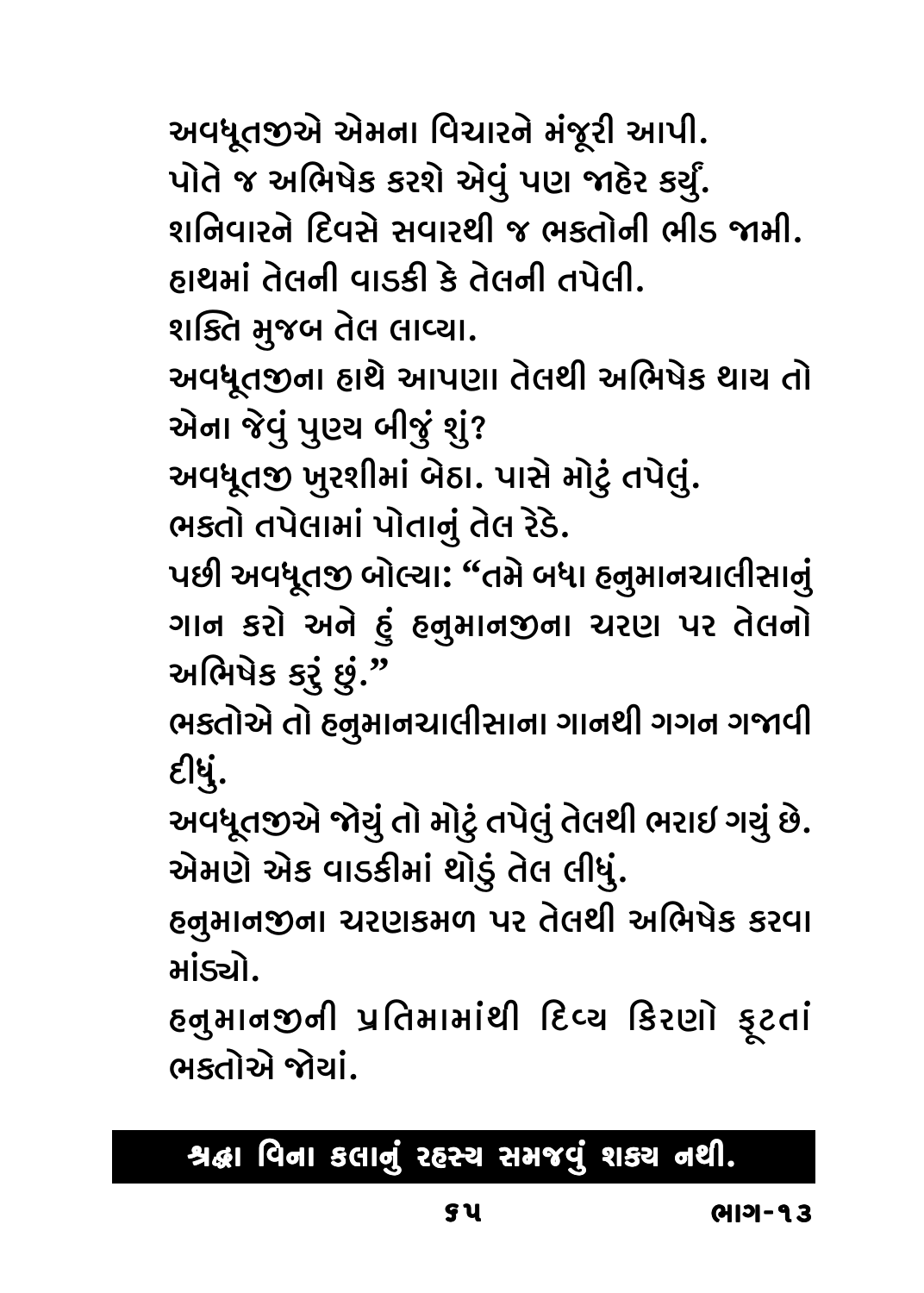અવધૂતજીએ એમના વિચારને મંજૂરી આપી.
પોતે જ અભિષેક કરશે એવું પણ જાહેર કર્યું.
શનિવારને દિવસે સવારથી જ ભક્તોની ભીડ જામી.
હાથમાં તેલની વાડકી કે તેલની તપેલી.
શક્તિ મુજબ તેલ લાવ્યા.
અવધૂતજીના હાથે આપણા તેલથી અભિષેક થાય તો એના જેવું પુણ્ય બીજું શું?
અવધૂતજી ખુરશીમાં બેઠા. પાસે મોટું તપેલું.
ભક્તો તપેલામાં પોતાનું તેલ રેડે.
પછી અવધૂતજી બોલ્યા: "તમે બધા હનુમાનચાલીસાનું ગાન કરો અને હું હનુમાનજીના ચરણ પર તેલનો અભિષેક કરું છું."
ભક્તોએ તો હનુમાનચાલીસાના ગાનથી ગગન ગજાવી દીધું.
અવધૂતજીએ જોયું તો મોટું તપેલું તેલથી ભરાઇ ગયું છે.
એમણે એક વાડકીમાં થોડું તેલ લીધું.
હનુમાનજીના ચરણકમળ પર તેલથી અભિષેક કરવા માંડ્યો.
હનુમાનજીની પ્રતિમામાંથી દિવ્ય કિરણો ફૂટતાં ભક્તોએ જોયાં.

**શ્રદ્ધા વિના કલાનું રહસ્ય સમજવું શક્ય નથી.**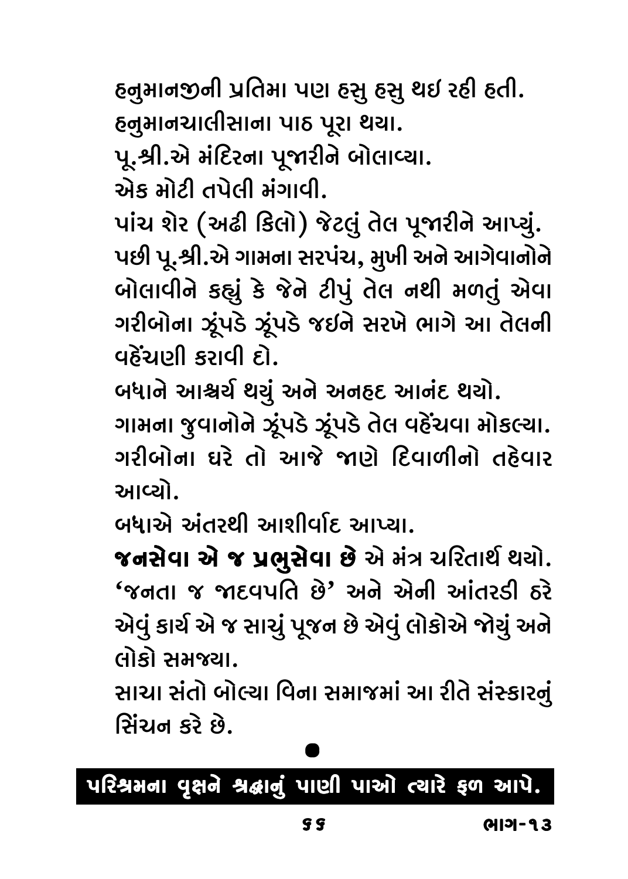હનુમાનજીની પ્રતિમા પણ હસુ હસુ થઇ રહી હતી.
હનુમાનચાલીસાના પાઠ પૂરા થયા.
પૂ.શ્રી.એ મંદિરના પૂજારીને બોલાવ્યા.
એક મોટી તપેલી મંગાવી.
પાંચ શેર (અઢી કિલો) જેટલું તેલ પૂજારીને આપ્યું.
પછી પૂ.શ્રી.એ ગામના સરપંચ, મુખી અને આગેવાનોને બોલાવીને કહ્યું કે જેને ટીપું તેલ નથી મળતું એવા ગરીબોના ઝૂંપડે ઝૂંપડે જઇને સરખે ભાગે આ તેલની વહેંચણી કરાવી દો.
બધાને આશ્ચર્ય થયું અને અનહદ આનંદ થયો.
ગામના જુવાનોને ઝૂંપડે ઝૂંપડે તેલ વહેંચવા મોકલ્યા.
ગરીબોના ઘરે તો આજે જાણે દિવાળીનો તહેવાર આવ્યો.
બધાએ અંતરથી આશીર્વાદ આપ્યા.
**જનસેવા એ જ પ્રભુસેવા છે** એ મંત્ર ચરિતાર્થ થયો.
'જનતા જ જાદવપતિ છે' અને એની આંતરડી ઠરે એવું કાર્ય એ જ સાચું પૂજન છે એવું લોકોએ જોયું અને લોકો સમજ્યા.
સાચા સંતો બોલ્યા વિના સમાજમાં આ રીતે સંસ્કારનું સિંચન કરે છે.

●

**પરિશ્રમના વૃક્ષને શ્રદ્ધાનું પાણી પાઓ ત્યારે ફળ આપે.**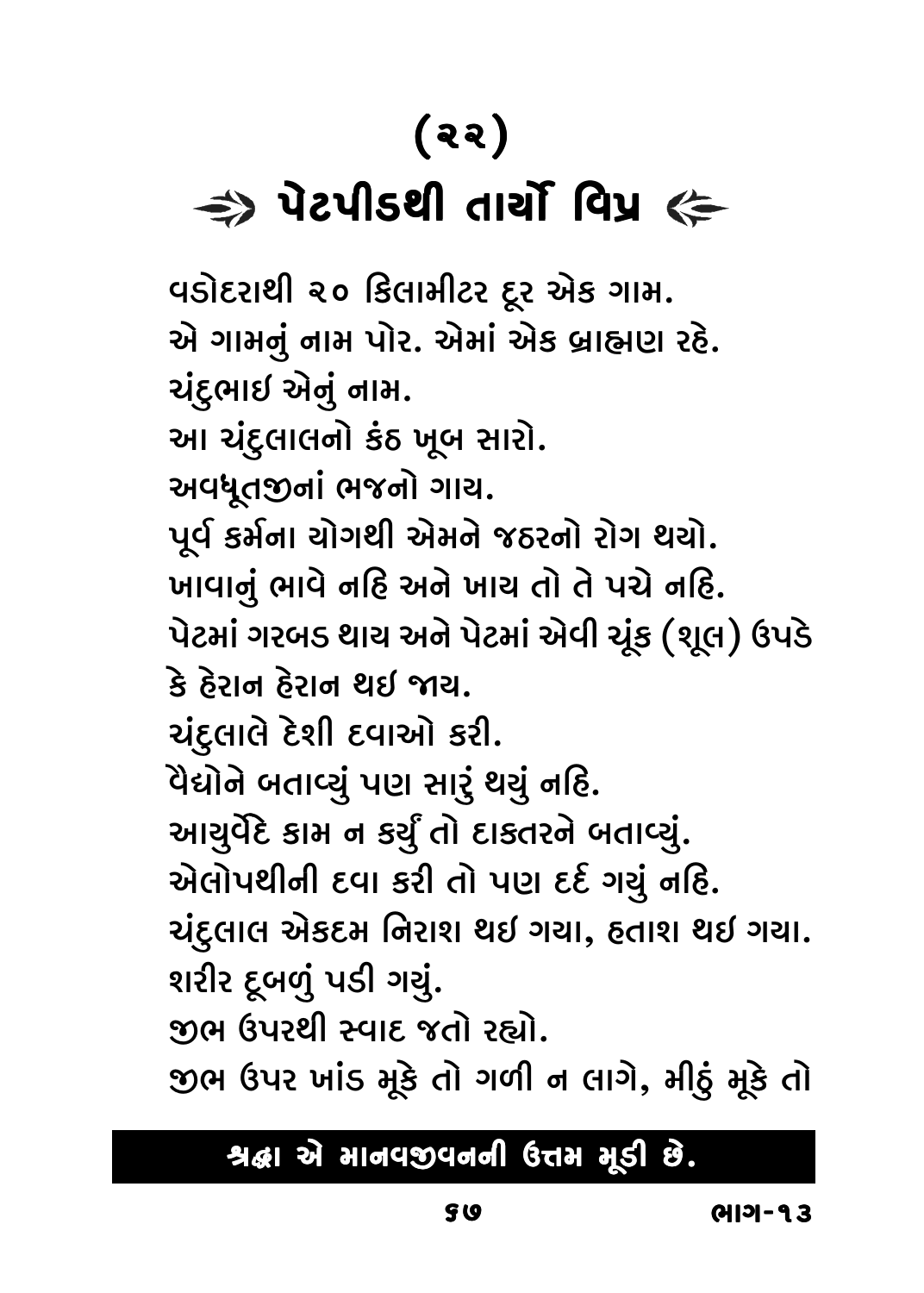# (૨૨)

## ⇛ પેટપીડથી તાર્યો વિપ્ર ⇚

વડોદરાથી ૨૦ કિલામીટર દૂર એક ગામ.
એ ગામનું નામ પોર. એમાં એક બ્રાહ્મણ રહે.
ચંદુભાઈ એનું નામ.
આ ચંદુલાલનો કંઠ ખૂબ સારો.
અવધૂતજીનાં ભજનો ગાય.
પૂર્વ કર્મના યોગથી એમને જઠરનો રોગ થયો.
ખાવાનું ભાવે નહિ અને ખાય તો તે પચે નહિ.
પેટમાં ગરબડ થાય અને પેટમાં એવી ચૂંક (શૂલ) ઉપડે કે હેરાન હેરાન થઈ જાય.
ચંદુલાલે દેશી દવાઓ કરી.
વૈદ્યોને બતાવ્યું પણ સારું થયું નહિ.
આયુર્વેદે કામ ન કર્યું તો દાક્તરને બતાવ્યું.
એલોપથીની દવા કરી તો પણ દર્દ ગયું નહિ.
ચંદુલાલ એકદમ નિરાશ થઈ ગયા, હતાશ થઈ ગયા.
શરીર દૂબળું પડી ગયું.
જીભ ઉપરથી સ્વાદ જતો રહ્યો.
જીભ ઉપર ખાંડ મૂકે તો ગળી ન લાગે, મીઠું મૂકે તો

**શ્રદ્ધા એ માનવજીવનની ઉત્તમ મૂડી છે.**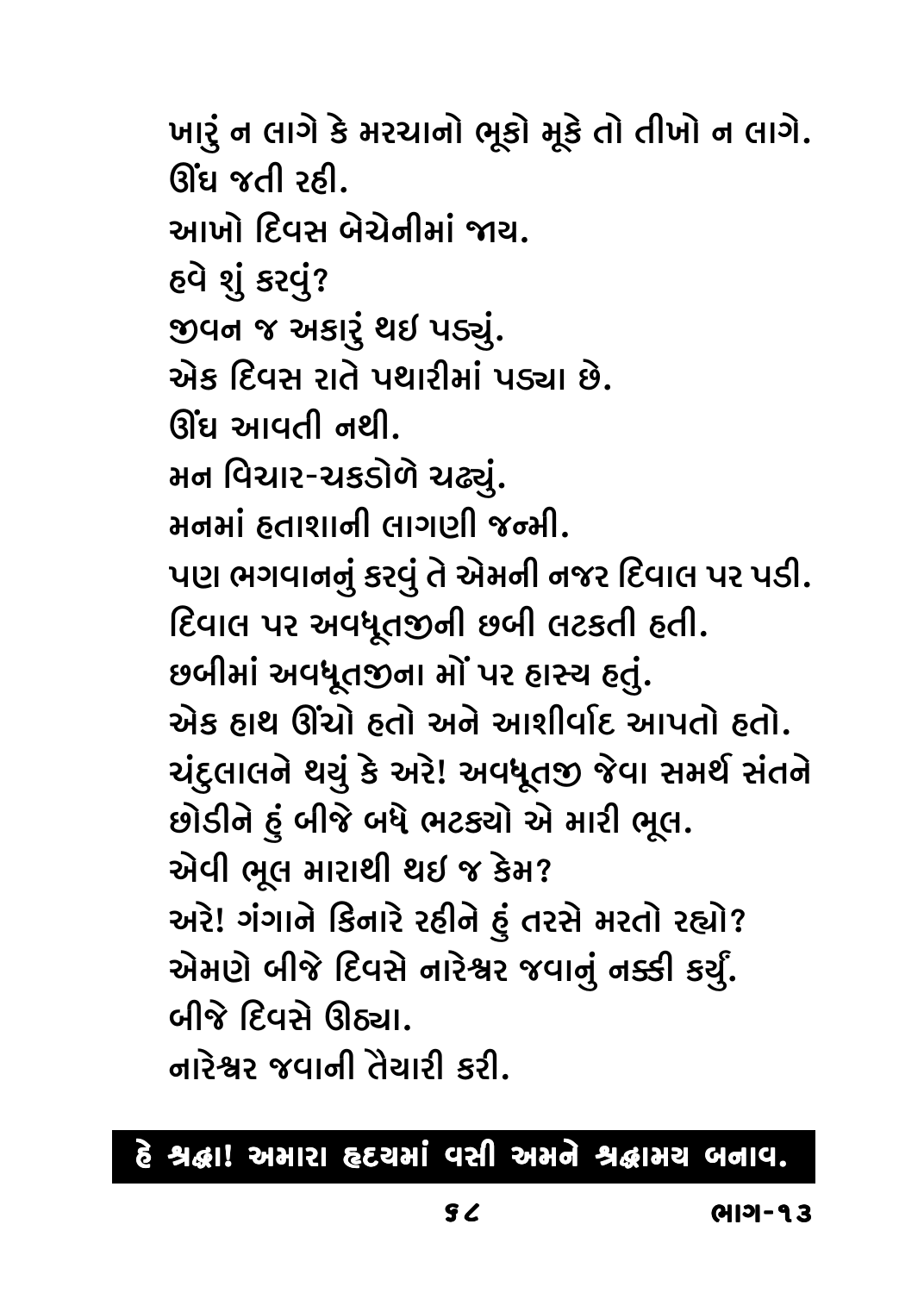ખારું ન લાગે કે મરચાનો ભૂકો મૂકે તો તીખો ન લાગે.
ઊંઘ જતી રહી.
આખો દિવસ બેચેનીમાં જાય.
હવે શું કરવું?
જીવન જ અકારું થઈ પડ્યું.
એક દિવસ રાતે પથારીમાં પડ્યા છે.
ઊંઘ આવતી નથી.
મન વિચાર-ચકડોળે ચઢ્યું.
મનમાં હતાશાની લાગણી જન્મી.
પણ ભગવાનનું કરવું તે એમની નજર દિવાલ પર પડી.
દિવાલ પર અવધૂતજીની છબી લટકતી હતી.
છબીમાં અવધૂતજીના મોં પર હાસ્ય હતું.
એક હાથ ઊંચો હતો અને આશીર્વાદ આપતો હતો.
ચંદુલાલને થયું કે અરે! અવધૂતજી જેવા સમર્થ સંતને છોડીને હું બીજે બધે ભટક્યો એ મારી ભૂલ.
એવી ભૂલ મારાથી થઈ જ કેમ?
અરે! ગંગાને કિનારે રહીને હું તરસે મરતો રહ્યો?
એમણે બીજે દિવસે નારેશ્વર જવાનું નક્કી કર્યું.
બીજે દિવસે ઊઠ્યા.
નારેશ્વર જવાની તૈયારી કરી.

**હે શ્રદ્ધા! અમારા હૃદયમાં વસી અમને શ્રદ્ધામય બનાવ.**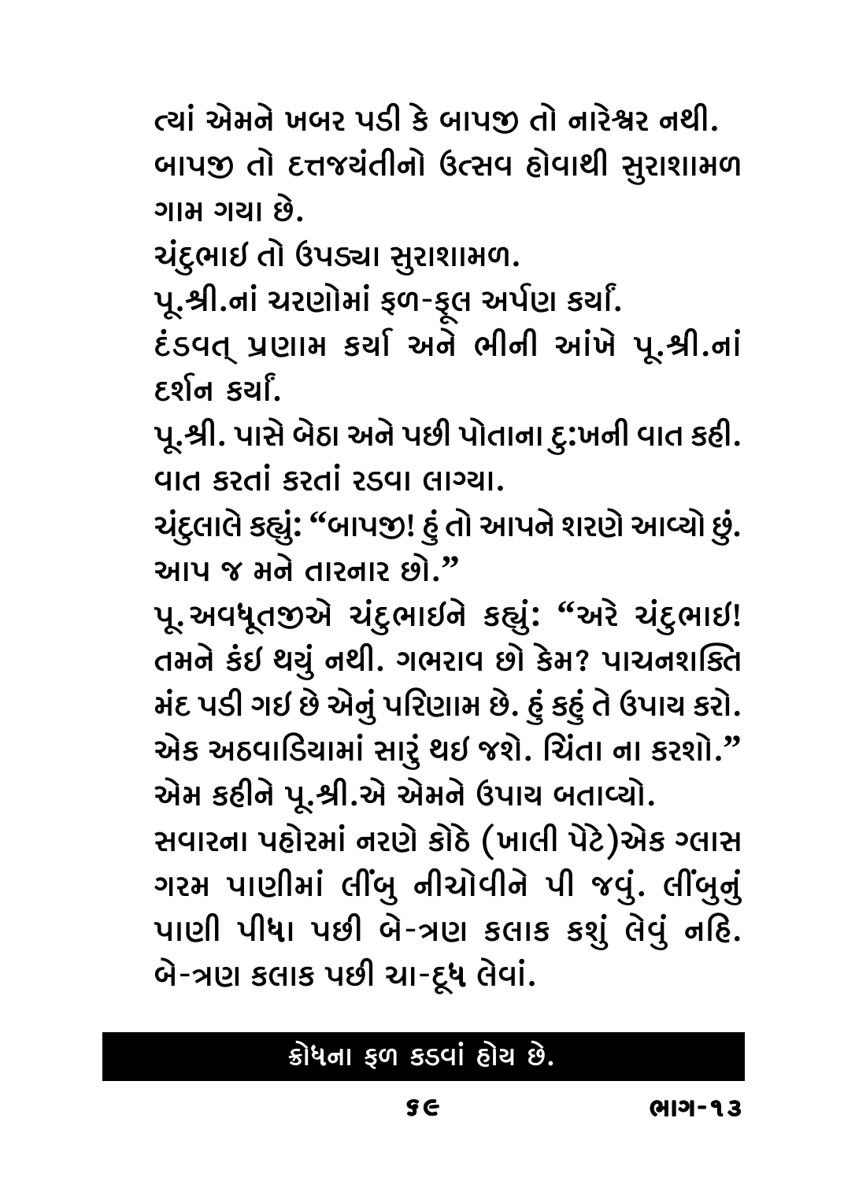ત્યાં એમને ખબર પડી કે બાપજી તો નારેશ્વર નથી. બાપજી તો દત્તજયંતીનો ઉત્સવ હોવાથી સુરાશામળ ગામ ગયા છે.

ચંદુભાઇ તો ઉપડ્યા સુરાશામળ.

પૂ.શ્રી.નાં ચરણોમાં ફળ-ફૂલ અર્પણ કર્યાં.

દંડવત્ પ્રણામ કર્યા અને ભીની આંખે પૂ.શ્રી.નાં દર્શન કર્યાં.

પૂ.શ્રી. પાસે બેઠા અને પછી પોતાના દુઃખની વાત કહી. વાત કરતાં કરતાં રડવા લાગ્યા.

ચંદુલાલે કહ્યું: "બાપજી! હું તો આપને શરણે આવ્યો છું. આપ જ મને તારનાર છો."

પૂ.અવધૂતજીએ ચંદુભાઇને કહ્યું: "અરે ચંદુભાઇ! તમને કંઇ થયું નથી. ગભરાવ છો કેમ? પાચનશક્તિ મંદ પડી ગઇ છે એનું પરિણામ છે. હું કહું તે ઉપાય કરો. એક અઠવાડિયામાં સારું થઇ જશે. ચિંતા ના કરશો."

એમ કહીને પૂ.શ્રી.એ એમને ઉપાય બતાવ્યો.

સવારના પહોરમાં નરણે કોઠે (ખાલી પેટે)એક ગ્લાસ ગરમ પાણીમાં લીંબુ નીચોવીને પી જવું. લીંબુનું પાણી પીધા પછી બે-ત્રણ કલાક કશું લેવું નહિ. બે-ત્રણ કલાક પછી ચા-દૂધ લેવાં.

**ક્રોધના ફળ કડવાં હોય છે.**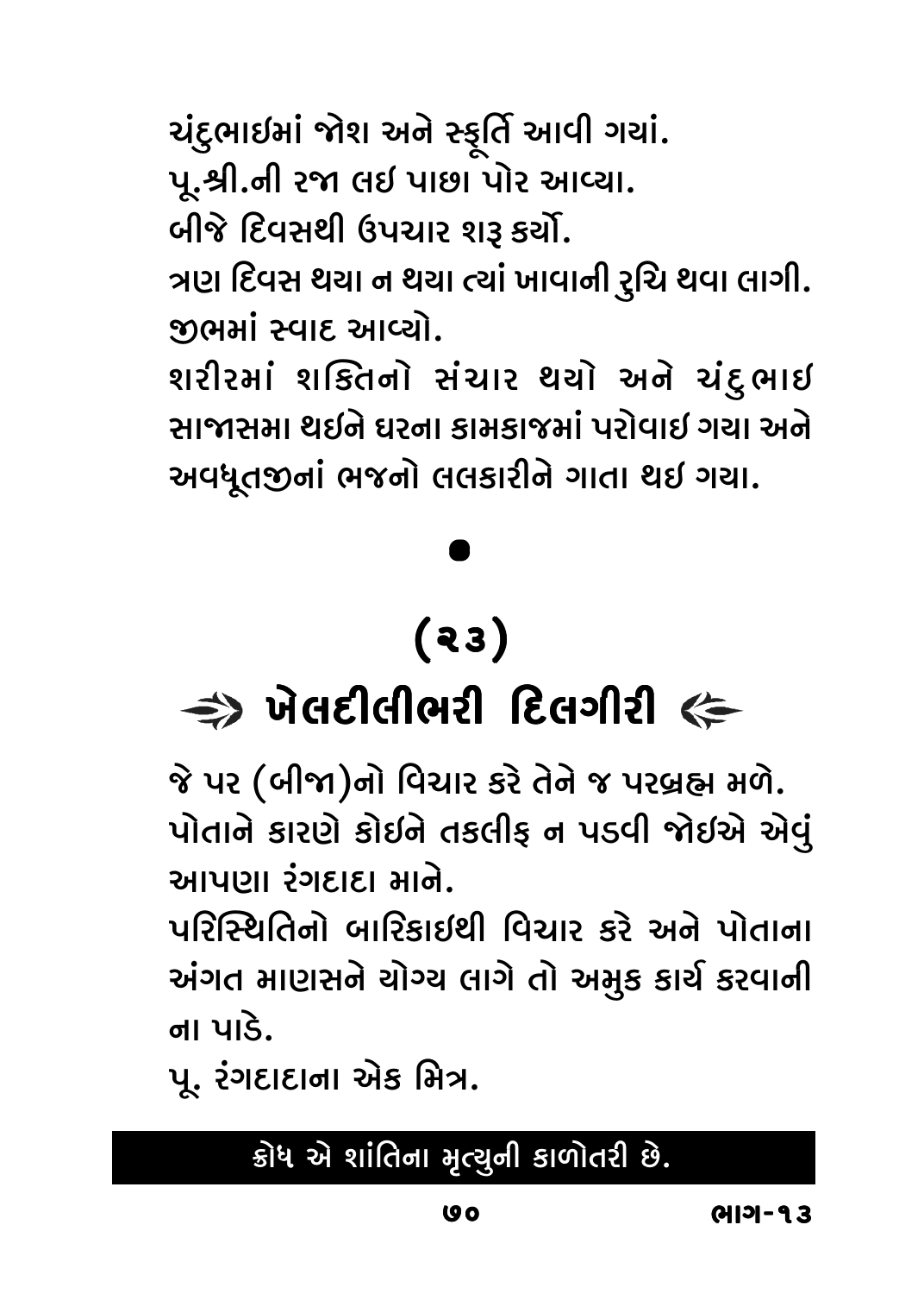ચંદુભાઇમાં જોશ અને સ્ફૂર્તિ આવી ગયાં.
પૂ.શ્રી.ની રજા લઇ પાછા પોર આવ્યા.
બીજે દિવસથી ઉપચાર શરૂ કર્યો.
ત્રણ દિવસ થયા ન થયા ત્યાં ખાવાની રુચિ થવા લાગી.
જીભમાં સ્વાદ આવ્યો.
શરીરમાં શક્તિનો સંચાર થયો અને ચંદુભાઇ સાજાસમા થઇને ઘરના કામકાજમાં પરોવાઇ ગયા અને અવધૂતજીનાં ભજનો લલકારીને ગાતા થઇ ગયા.

•

## (૨૩)

## ખેલદીલીભરી દિલગીરી

જે પર (બીજા)નો વિચાર કરે તેને જ પરબ્રહ્મ મળે.
પોતાને કારણે કોઇને તકલીફ ન પડવી જોઇએ એવું આપણા રંગદાદા માને.
પરિસ્થિતિનો બારિકાઇથી વિચાર કરે અને પોતાના અંગત માણસને યોગ્ય લાગે તો અમુક કાર્ય કરવાની ના પાડે.
પૂ. રંગદાદાના એક મિત્ર.

**ક્રોધ એ શાંતિના મૃત્યુની કાળોતરી છે.**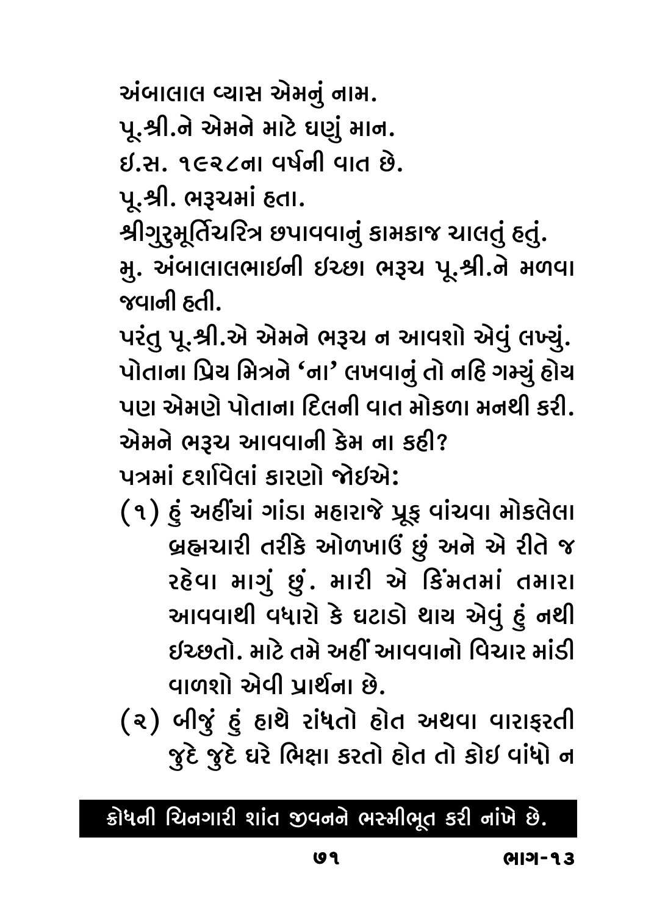અંબાલાલ વ્યાસ એમનું નામ.

પૂ.શ્રી.ને એમને માટે ઘણું માન.

ઈ.સ. ૧૯૨૮ના વર્ષની વાત છે.

પૂ.શ્રી. ભરૂચમાં હતા.

શ્રીગુરુમૂર્તિચરિત્ર છપાવવાનું કામકાજ ચાલતું હતું.

મુ. અંબાલાલભાઈની ઇચ્છા ભરૂચ પૂ.શ્રી.ને મળવા જવાની હતી.

પરંતુ પૂ.શ્રી.એ એમને ભરૂચ ન આવશો એવું લખ્યું. પોતાના પ્રિય મિત્રને 'ના' લખવાનું તો નહિ ગમ્યું હોય પણ એમણે પોતાના દિલની વાત મોકળા મનથી કરી.

એમને ભરૂચ આવવાની કેમ ના કહી?

પત્રમાં દર્શાવેલાં કારણો જોઈએ:

(૧) હું અહીંયાં ગાંડા મહારાજે પ્રૂફ વાંચવા મોકલેલા બ્રહ્મચારી તરીકે ઓળખાઉં છું અને એ રીતે જ રહેવા માગું છું. મારી એ કિંમતમાં તમારા આવવાથી વધારો કે ઘટાડો થાય એવું હું નથી ઇચ્છતો. માટે તમે અહીં આવવાનો વિચાર માંડી વાળશો એવી પ્રાર્થના છે.

(૨) બીજું હું હાથે રાંધતો હોત અથવા વારાફરતી જુદે જુદે ઘરે ભિક્ષા કરતો હોત તો કોઈ વાંધો ન

**ક્રોધની ચિનગારી શાંત જીવનને ભસ્મીભૂત કરી નાંખે છે.**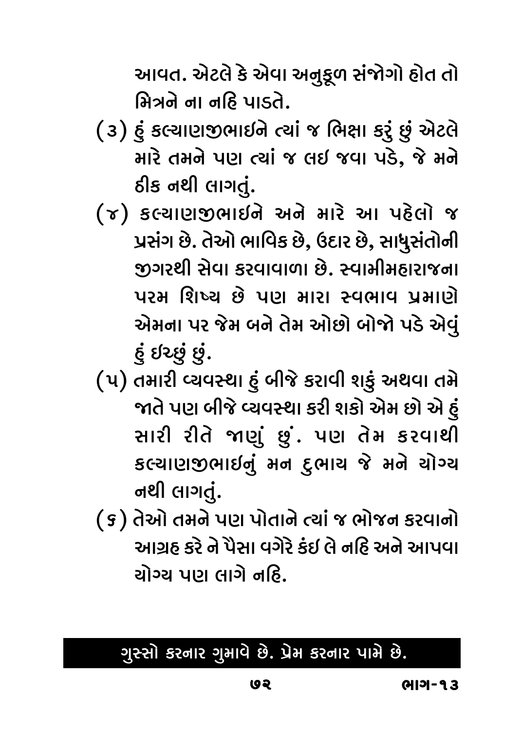આવત. એટલે કે એવા અનુકૂળ સંજોગો હોત તો મિત્રને ના નહિ પાડતે.

(૩) હું કલ્યાણજીભાઇને ત્યાં જ ભિક્ષા કરું છું એટલે મારે તમને પણ ત્યાં જ લઇ જવા પડે, જે મને ઠીક નથી લાગતું.

(૪) કલ્યાણજીભાઇને અને મારે આ પહેલો જ પ્રસંગ છે. તેઓ ભાવિક છે, ઉદાર છે, સાધુસંતોની જીગરથી સેવા કરવાવાળા છે. સ્વામીમહારાજના પરમ શિષ્ય છે પણ મારા સ્વભાવ પ્રમાણે એમના પર જેમ બને તેમ ઓછો બોજો પડે એવું હું ઇચ્છું છું.

(૫) તમારી વ્યવસ્થા હું બીજે કરાવી શકું અથવા તમે જાતે પણ બીજે વ્યવસ્થા કરી શકો એમ છો એ હું સારી રીતે જાણું છું. પણ તેમ કરવાથી કલ્યાણજીભાઇનું મન દુભાય જે મને યોગ્ય નથી લાગતું.

(૬) તેઓ તમને પણ પોતાને ત્યાં જ ભોજન કરવાનો આગ્રહ કરે ને પૈસા વગેરે કંઇ લે નહિ અને આપવા યોગ્ય પણ લાગે નહિ.

**ગુસ્સો કરનાર ગુમાવે છે. પ્રેમ કરનાર પામે છે.**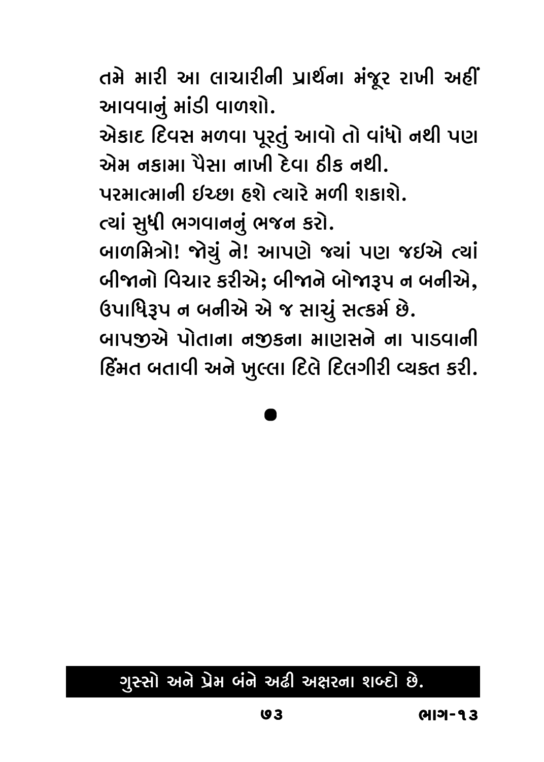તમે મારી આ લાચારીની પ્રાર્થના મંજૂર રાખી અહીં આવવાનું માંડી વાળશો.

એકાદ દિવસ મળવા પૂરતું આવો તો વાંધો નથી પણ એમ નકામા પૈસા નાખી દેવા ઠીક નથી.

પરમાત્માની ઇચ્છા હશે ત્યારે મળી શકાશે.

ત્યાં સુધી ભગવાનનું ભજન કરો.

બાળમિત્રો! જોયું ને! આપણે જ્યાં પણ જઇએ ત્યાં બીજાનો વિચાર કરીએ; બીજાને બોજારૂપ ન બનીએ, ઉપાધિરૂપ ન બનીએ એ જ સાચું સત્કર્મ છે.

બાપજીએ પોતાના નજીકના માણસને ના પાડવાની હિંમત બતાવી અને ખુલ્લા દિલે દિલગીરી વ્યક્ત કરી.

●

**ગુસ્સો અને પ્રેમ બંને અઢી અક્ષરના શબ્દો છે.**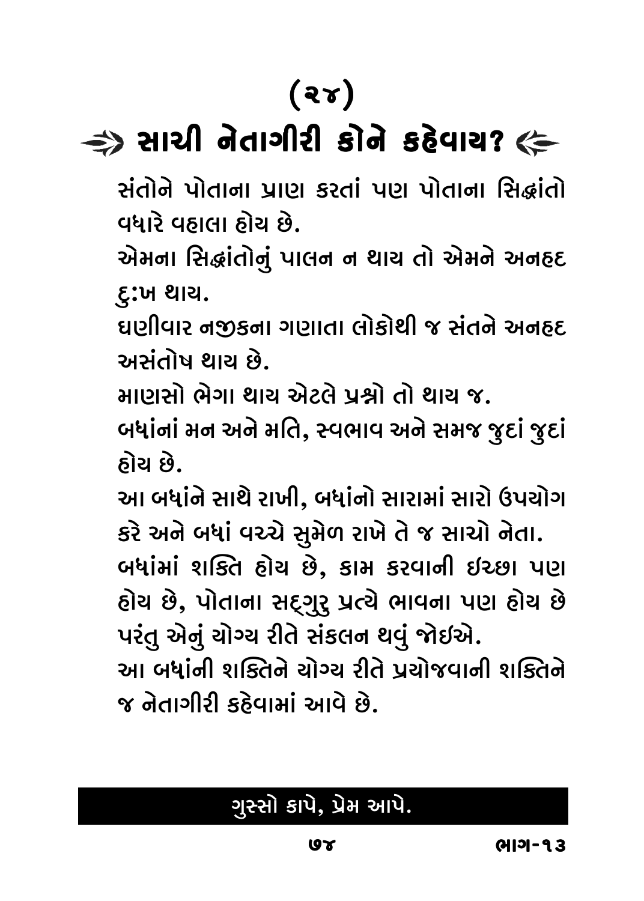# (૨૪)

## ⇒ સાચી નેતાગીરી કોને કહેવાય? ⇐

સંતોને પોતાના પ્રાણ કરતાં પણ પોતાના સિદ્ધાંતો વધારે વહાલા હોય છે.

એમના સિદ્ધાંતોનું પાલન ન થાય તો એમને અનહદ દુઃખ થાય.

ઘણીવાર નજીકના ગણાતા લોકોથી જ સંતને અનહદ અસંતોષ થાય છે.

માણસો ભેગા થાય એટલે પ્રશ્નો તો થાય જ.

બધાંનાં મન અને મતિ, સ્વભાવ અને સમજ જુદાં જુદાં હોય છે.

આ બધાંને સાથે રાખી, બધાંનો સારામાં સારો ઉપયોગ કરે અને બધાં વચ્ચે સુમેળ રાખે તે જ સાચો નેતા.

બધાંમાં શક્તિ હોય છે, કામ કરવાની ઇચ્છા પણ હોય છે, પોતાના સદ્‌ગુરુ પ્રત્યે ભાવના પણ હોય છે પરંતુ એનું યોગ્ય રીતે સંકલન થવું જોઇએ.

આ બધાંની શક્તિને યોગ્ય રીતે પ્રયોજવાની શક્તિને જ નેતાગીરી કહેવામાં આવે છે.

**ગુસ્સો કાપે, પ્રેમ આપે.**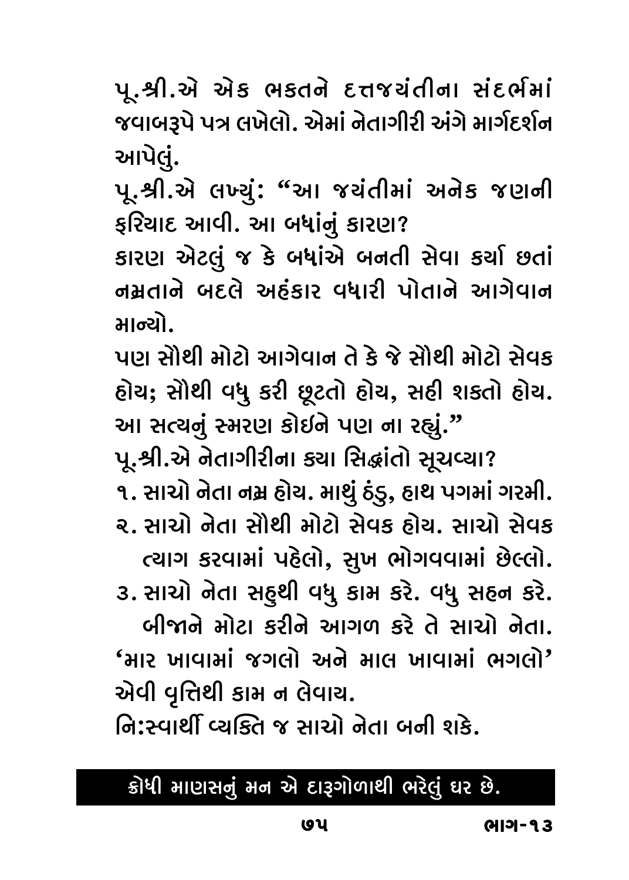પૂ.શ્રી.એ એક ભકતને દત્તજયંતીના સંદર્ભમાં જવાબરૂપે પત્ર લખેલો. એમાં નેતાગીરી અંગે માર્ગદર્શન આપેલું.

પૂ.શ્રી.એ લખ્યું: "આ જયંતીમાં અનેક જણની ફરિયાદ આવી. આ બધાંનું કારણ?

કારણ એટલું જ કે બધાંએ બનતી સેવા કર્યા છતાં નમ્રતાને બદલે અહંકાર વધારી પોતાને આગેવાન માન્યો.

પણ સૌથી મોટો આગેવાન તે કે જે સૌથી મોટો સેવક હોય; સૌથી વધુ કરી છૂટતો હોય, સહી શકતો હોય. આ સત્યનું સ્મરણ કોઈને પણ ના રહ્યું."

પૂ.શ્રી.એ નેતાગીરીના કયા સિદ્ધાંતો સૂચવ્યા?

૧. સાચો નેતા નમ્ર હોય. માથું ઠંડુ, હાથ પગમાં ગરમી.
૨. સાચો નેતા સૌથી મોટો સેવક હોય. સાચો સેવક ત્યાગ કરવામાં પહેલો, સુખ ભોગવવામાં છેલ્લો.
૩. સાચો નેતા સહુથી વધુ કામ કરે. વધુ સહન કરે. બીજાને મોટા કરીને આગળ કરે તે સાચો નેતા.

'માર ખાવામાં જગલો અને માલ ખાવામાં ભગલો' એવી વૃત્તિથી કામ ન લેવાય.

નિ:સ્વાર્થી વ્યક્તિ જ સાચો નેતા બની શકે.

**ક્રોધી માણસનું મન એ દારૂગોળાથી ભરેલું ઘર છે.**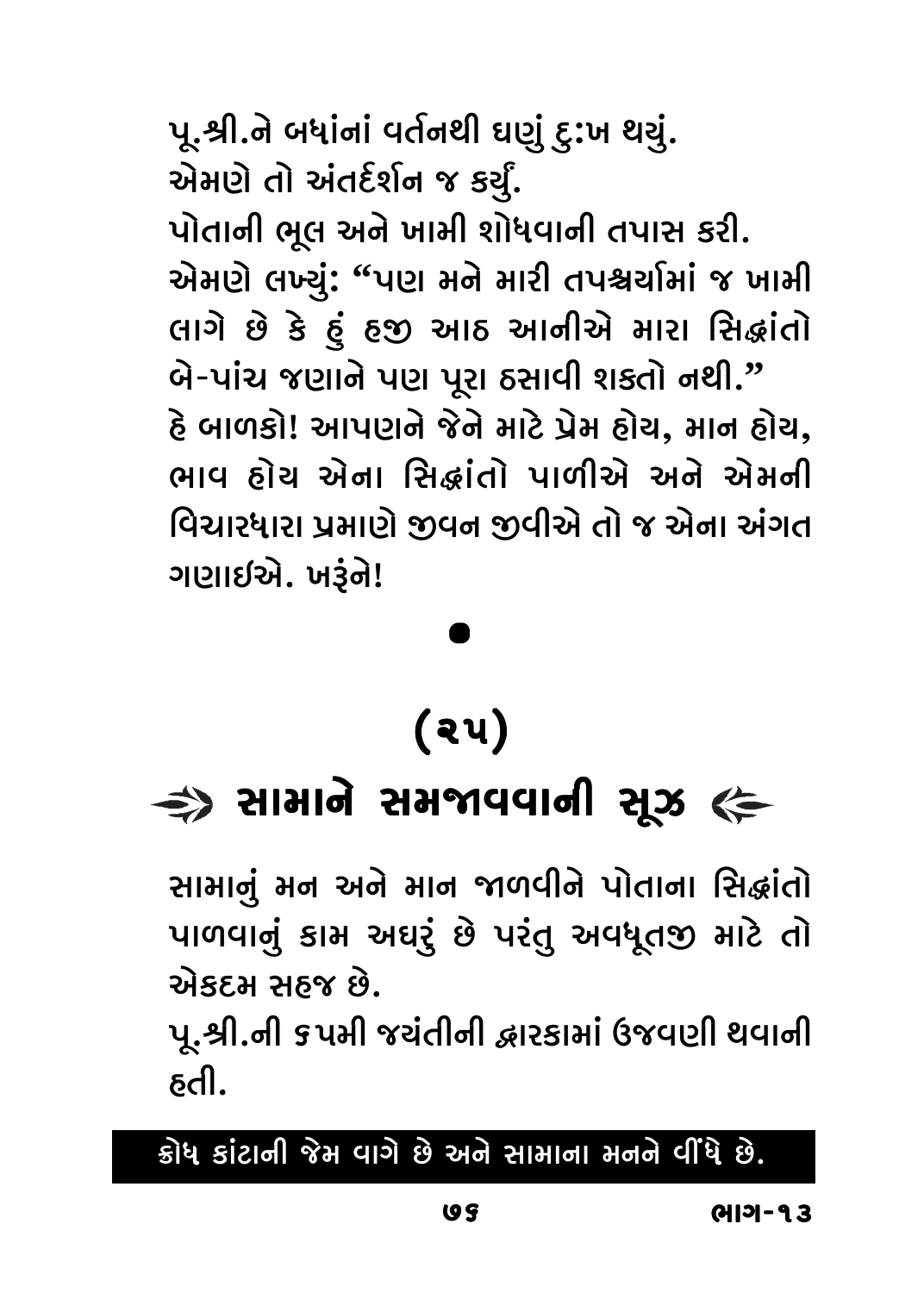પૂ.શ્રી.ને બધાંનાં વર્તનથી ઘણું દુ:ખ થયું.
એમણે તો અંતર્દર્શન જ કર્યું.
પોતાની ભૂલ અને ખામી શોધવાની તપાસ કરી.
એમણે લખ્યું: "પણ મને મારી તપશ્ચર્યામાં જ ખામી લાગે છે કે હું હજી આઠ આનીએ મારા સિદ્ધાંતો બે-પાંચ જણાને પણ પૂરા ઠસાવી શકતો નથી."
હે બાળકો! આપણને જેને માટે પ્રેમ હોય, માન હોય, ભાવ હોય એના સિદ્ધાંતો પાળીએ અને એમની વિચારધારા પ્રમાણે જીવન જીવીએ તો જ એના અંગત ગણાઈએ. ખરૂંને!

•

## (૨૫)

## સામાને સમજાવવાની સૂઝ

સામાનું મન અને માન જાળવીને પોતાના સિદ્ધાંતો પાળવાનું કામ અઘરું છે પરંતુ અવધૂતજી માટે તો એકદમ સહજ છે.
પૂ.શ્રી.ની ૬૫મી જયંતીની દ્વારકામાં ઉજવણી થવાની હતી.

**ક્રોધ કાંટાની જેમ વાગે છે અને સામાના મનને વીંધે છે.**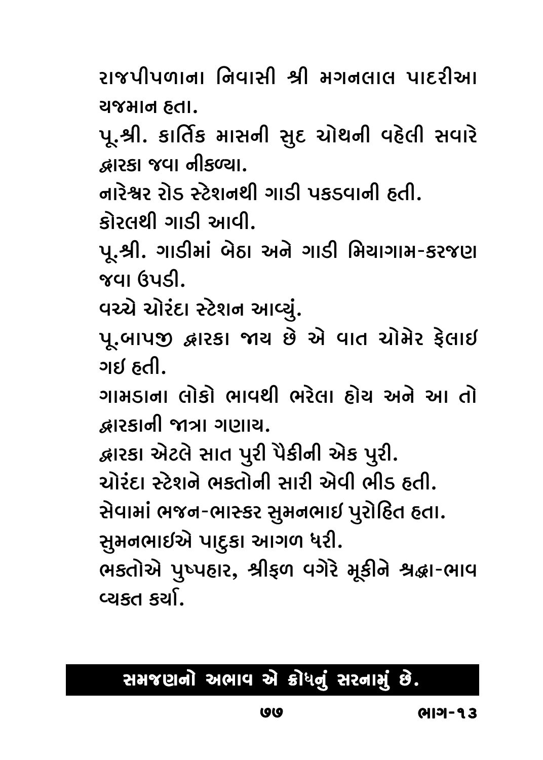રાજપીપળાના નિવાસી શ્રી મગનલાલ પાદરીઆ યજમાન હતા.

પૂ.શ્રી. કાર્તિક માસની સુદ ચોથની વહેલી સવારે દ્વારકા જવા નીકળ્યા.

નારેશ્વર રોડ સ્ટેશનથી ગાડી પકડવાની હતી.

કોરલથી ગાડી આવી.

પૂ.શ્રી. ગાડીમાં બેઠા અને ગાડી મિયાગામ-કરજણ જવા ઉપડી.

વચ્ચે ચોરંદા સ્ટેશન આવ્યું.

પૂ.બાપજી દ્વારકા જાય છે એ વાત ચોમેર ફેલાઈ ગઈ હતી.

ગામડાના લોકો ભાવથી ભરેલા હોય અને આ તો દ્વારકાની જાત્રા ગણાય.

દ્વારકા એટલે સાત પુરી પૈકીની એક પુરી.

ચોરંદા સ્ટેશને ભક્તોની સારી એવી ભીડ હતી.

સેવામાં ભજન-ભાસ્કર સુમનભાઈ પુરોહિત હતા.

સુમનભાઈએ પાદુકા આગળ ધરી.

ભક્તોએ પુષ્પહાર, શ્રીફળ વગેરે મૂકીને શ્રદ્ધા-ભાવ વ્યક્ત કર્યા.

**સમજણનો અભાવ એ ક્રોધનું સરનામું છે.**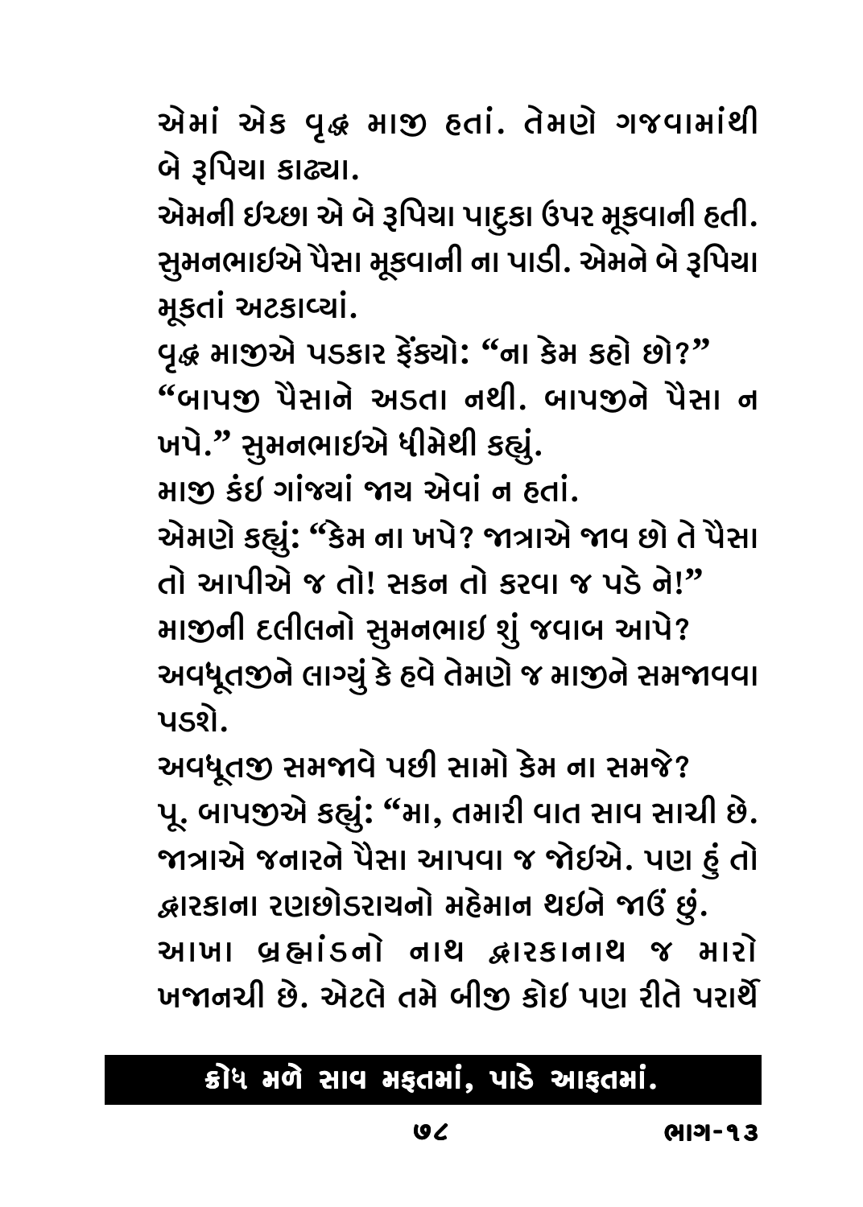એમાં એક વૃદ્ધ માજી હતાં. તેમણે ગજવામાંથી બે રૂપિયા કાઢ્યા.

એમની ઇચ્છા એ બે રૂપિયા પાદુકા ઉપર મૂકવાની હતી. સુમનભાઇએ પૈસા મૂકવાની ના પાડી. એમને બે રૂપિયા મૂકતાં અટકાવ્યાં.

વૃદ્ધ માજીએ પડકાર ફેંક્યો: “ના કેમ કહો છો?”

“બાપજી પૈસાને અડતા નથી. બાપજીને પૈસા ન ખપે.” સુમનભાઇએ ધીમેથી કહ્યું.

માજી કંઇ ગાંજ્યાં જાય એવાં ન હતાં.

એમણે કહ્યું: “કેમ ના ખપે? જાત્રાએ જાવ છો તે પૈસા તો આપીએ જ તો! સકન તો કરવા જ પડે ને!”

માજીની દલીલનો સુમનભાઇ શું જવાબ આપે?

અવધૂતજીને લાગ્યું કે હવે તેમણે જ માજીને સમજાવવા પડશે.

અવધૂતજી સમજાવે પછી સામો કેમ ના સમજે?

પૂ. બાપજીએ કહ્યું: “મા, તમારી વાત સાવ સાચી છે. જાત્રાએ જનારને પૈસા આપવા જ જોઇએ. પણ હું તો દ્વારકાના રણછોડરાયનો મહેમાન થઇને જાઉં છું. આખા બ્રહ્માંડનો નાથ દ્વારકાનાથ જ મારો ખજાનચી છે. એટલે તમે બીજી કોઇ પણ રીતે પરાર્થે

**ક્રોધ મળે સાવ મફતમાં, પાડે આફતમાં.**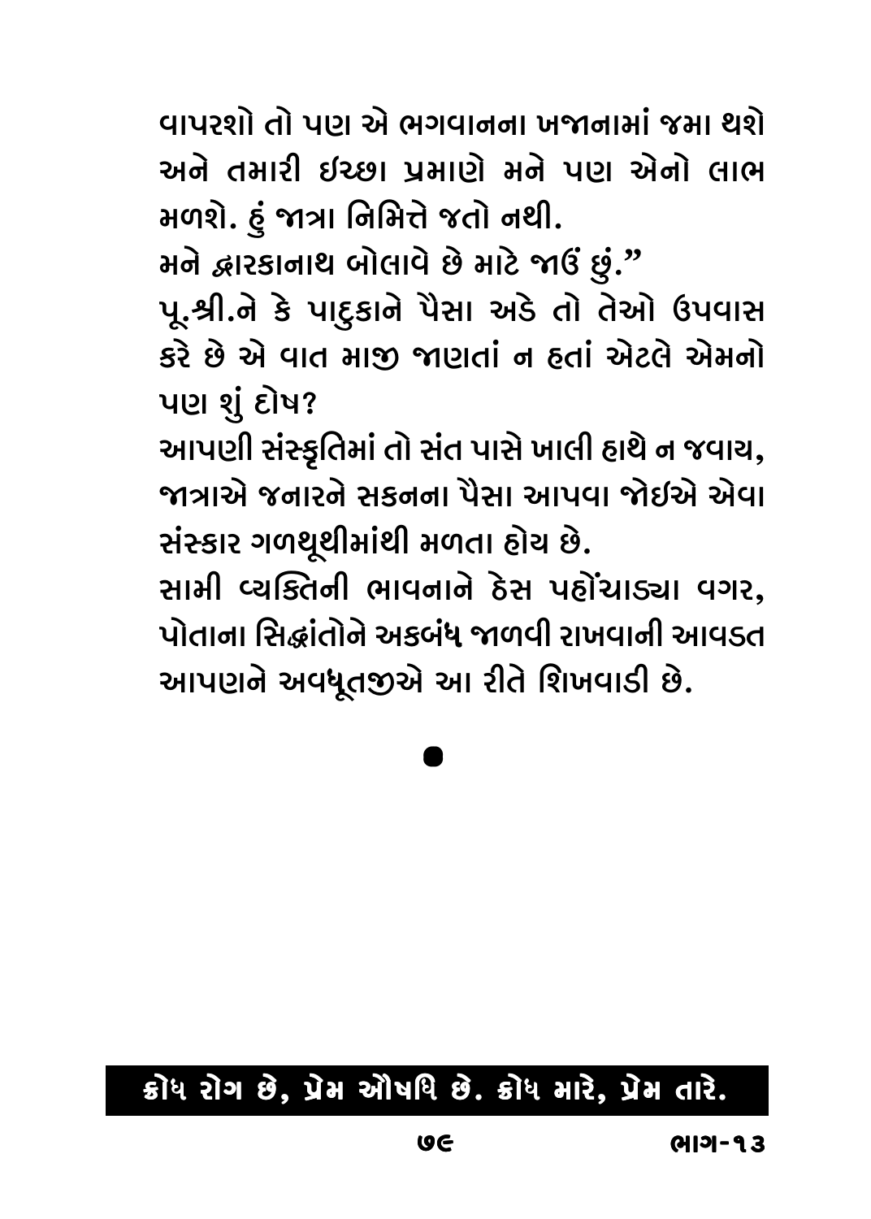વાપરશો તો પણ એ ભગવાનના ખજાનામાં જમા થશે અને તમારી ઈચ્છા પ્રમાણે મને પણ એનો લાભ મળશે. હું જાત્રા નિમિત્તે જતો નથી.

મને દ્વારકાનાથ બોલાવે છે માટે જાઉં છું."

પૂ.શ્રી.ને કે પાદુકાને પૈસા અડે તો તેઓ ઉપવાસ કરે છે એ વાત માજી જાણતાં ન હતાં એટલે એમનો પણ શું દોષ?

આપણી સંસ્કૃતિમાં તો સંત પાસે ખાલી હાથે ન જવાય, જાત્રાએ જનારને સકનના પૈસા આપવા જોઈએ એવા સંસ્કાર ગળથૂથીમાંથી મળતા હોય છે.

સામી વ્યક્તિની ભાવનાને ઠેસ પહોંચાડ્યા વગર, પોતાના સિદ્ધાંતોને અકબંધ જાળવી રાખવાની આવડત આપણને અવધૂતજીએ આ રીતે શિખવાડી છે.

●

**ક્રોધ રોગ છે, પ્રેમ ઔષધિ છે. ક્રોધ મારે, પ્રેમ તારે.**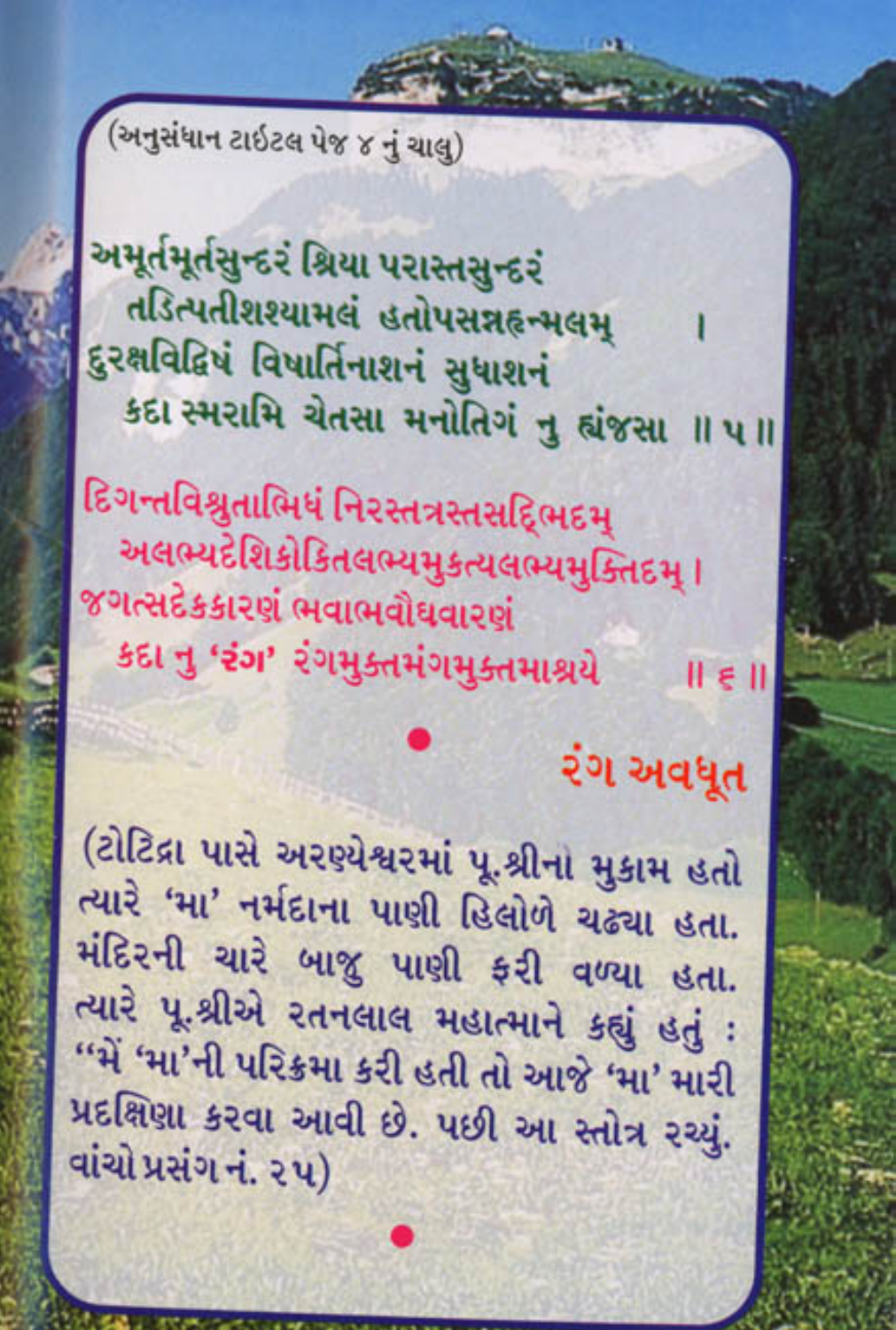(અનુસંધાન ટાઈટલ પેજ ૪ નું ચાલુ)

અમૂર્તમૂર્તસુન્દરં શ્રિયા પરાસ્તસુન્દરં
તડિત્પતીશશ્યામલં હતોપસન્નહૃન્મલમ્ ।
દુરક્ષવિદ્વિષં વિષાર્તિનાશનં સુધાશનં
કદા સ્મરામિ ચેતસા મનોતિગં નુ હ્યંજસા ॥ ૫ ॥

દિગન્તવિશ્રુતાભિધં નિરસ્તત્રસ્તસદ્ભિદમ્
અલભ્યદેશિકોકિતલભ્યમુકત્યલભ્યમુક્તિદમ્ ।
જગત્સદેકકારણં ભવાભવૌઘવારણં
કદા નુ 'રંગ' રંગમુક્તમંગમુક્તમાશ્રયે ॥ ૬ ॥

•

**રંગ અવધૂત**

(ટોટિદ્રા પાસે અરણ્યેશ્વરમાં પૂ.શ્રીનો મુકામ હતો ત્યારે 'મા' નર્મદાના પાણી હિલોળે ચઢ્યા હતા. મંદિરની ચારે બાજુ પાણી ફરી વળ્યા હતા. ત્યારે પૂ.શ્રીએ રતનલાલ મહાત્માને કહ્યું હતું : "મેં 'મા'ની પરિક્રમા કરી હતી તો આજે 'મા' મારી પ્રદક્ષિણા કરવા આવી છે. પછી આ સ્તોત્ર રચ્યું. વાંચો પ્રસંગ નં. ૨૫)

•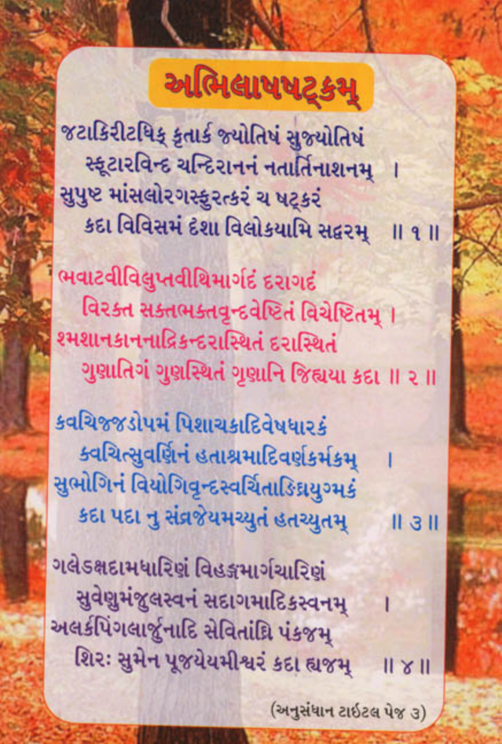# અભિલાષષટ્કમ્

જટાકિરીટધિક્ કૃતાર્ક જ્યોતિષં સુજ્યોતિષં
સ્ફૂટારવિન્દ ચન્દિરાનનં નતાર્તિનાશનમ્ ।
સુપુષ્ટ માંસલોરગસ્ફુરત્કરં ચ ષટ્કરં
કદા વિવિસમં દશા વિલોકયામિ સદ્વરમ્ ॥ ૧ ॥

ભવાટવીવિલુપ્તવીથિમાર્ગદં દરાગદં
વિરક્ત સક્તભક્તવૃન્દવેષ્ટિતં વિચેષ્ટિતમ્ ।
શ્મશાનકાનનાદ્રિકન્દરાસ્થિતં દરાસ્થિતં
ગુણાતિગં ગુણસ્થિતં ગૃણાનિ જિહ્વયા કદા ॥ ૨ ॥

ક્વચિજ્જડોપમં પિશાચકાદિવેષધારકં
ક્વચિત્સુવર્ણિનં હતાશ્રમાદિવર્ણકર્મકમ્ ।
સુભોગિનં વિયોગિવૃન્દસ્વર્ચિતાઙ્ઘ્રિયુગ્મકં
કદા પદા નુ સંવ્રજેયમચ્યુતં હતચ્યુતમ્ ॥ ૩ ॥

ગલેડક્ષદામધારિણં વિહઙ્ગમાર્ગચારિણં
સુવેણુમંજુલસ્વનં સદાગમાદિકસ્વનમ્ ।
અલર્કપિંગલાર્જુનાદિ સેવિતાંઘ્રિ પંકજમ્
શિરઃ સુમેન પૂજયેયમીશ્વરં કદા હ્યજમ્ ॥ ૪ ॥

(અનુસંધાન ટાઇટલ પેજ ૩)